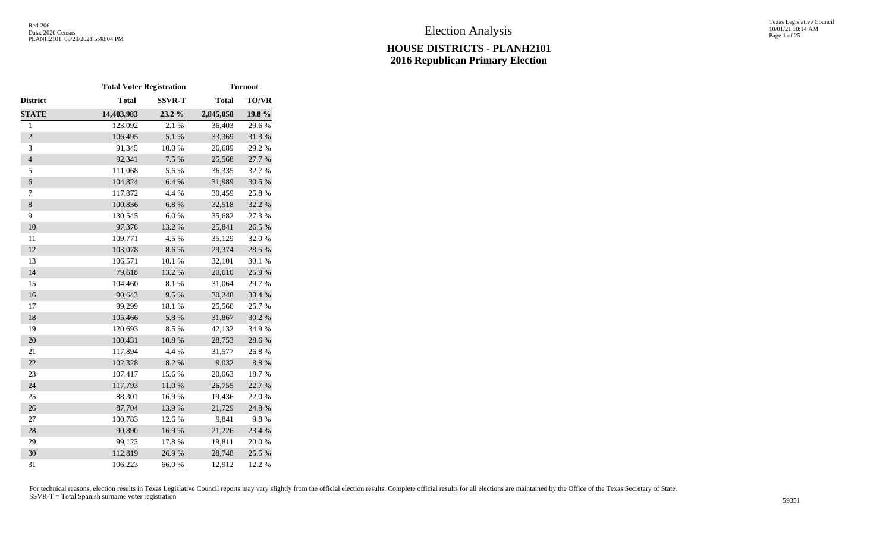# Election Analysis

## HOUSE DISTRICTS - PLANH2101
## 2016 Republican Primary Election

| | Total Voter Registration | | Turnout | |
|---|---|---|---|---|
| **District** | **Total** | **SSVR-T** | **Total** | **TO/VR** |
| **STATE** | **14,403,983** | **23.2 %** | **2,845,058** | **19.8 %** |
| 1 | 123,092 | 2.1 % | 36,403 | 29.6 % |
| 2 | 106,495 | 5.1 % | 33,369 | 31.3 % |
| 3 | 91,345 | 10.0 % | 26,689 | 29.2 % |
| 4 | 92,341 | 7.5 % | 25,568 | 27.7 % |
| 5 | 111,068 | 5.6 % | 36,335 | 32.7 % |
| 6 | 104,824 | 6.4 % | 31,989 | 30.5 % |
| 7 | 117,872 | 4.4 % | 30,459 | 25.8 % |
| 8 | 100,836 | 6.8 % | 32,518 | 32.2 % |
| 9 | 130,545 | 6.0 % | 35,682 | 27.3 % |
| 10 | 97,376 | 13.2 % | 25,841 | 26.5 % |
| 11 | 109,771 | 4.5 % | 35,129 | 32.0 % |
| 12 | 103,078 | 8.6 % | 29,374 | 28.5 % |
| 13 | 106,571 | 10.1 % | 32,101 | 30.1 % |
| 14 | 79,618 | 13.2 % | 20,610 | 25.9 % |
| 15 | 104,460 | 8.1 % | 31,064 | 29.7 % |
| 16 | 90,643 | 9.5 % | 30,248 | 33.4 % |
| 17 | 99,299 | 18.1 % | 25,560 | 25.7 % |
| 18 | 105,466 | 5.8 % | 31,867 | 30.2 % |
| 19 | 120,693 | 8.5 % | 42,132 | 34.9 % |
| 20 | 100,431 | 10.8 % | 28,753 | 28.6 % |
| 21 | 117,894 | 4.4 % | 31,577 | 26.8 % |
| 22 | 102,328 | 8.2 % | 9,032 | 8.8 % |
| 23 | 107,417 | 15.6 % | 20,063 | 18.7 % |
| 24 | 117,793 | 11.0 % | 26,755 | 22.7 % |
| 25 | 88,301 | 16.9 % | 19,436 | 22.0 % |
| 26 | 87,704 | 13.9 % | 21,729 | 24.8 % |
| 27 | 100,783 | 12.6 % | 9,841 | 9.8 % |
| 28 | 90,890 | 16.9 % | 21,226 | 23.4 % |
| 29 | 99,123 | 17.8 % | 19,811 | 20.0 % |
| 30 | 112,819 | 26.9 % | 28,748 | 25.5 % |
| 31 | 106,223 | 66.0 % | 12,912 | 12.2 % |

For technical reasons, election results in Texas Legislative Council reports may vary slightly from the official election results. Complete official results for all elections are maintained by the Office of the Texas Secretary of State.
SSVR-T = Total Spanish surname voter registration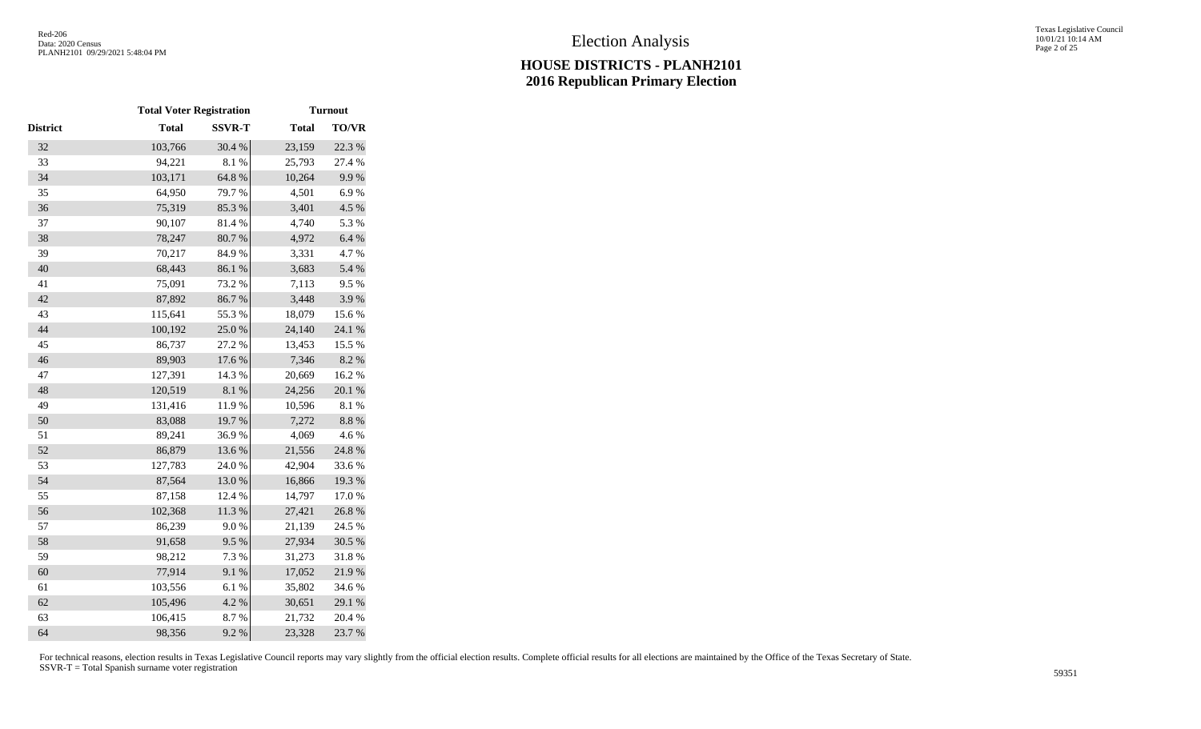# Election Analysis

## HOUSE DISTRICTS - PLANH2101
## 2016 Republican Primary Election

| | Total Voter Registration | | Turnout | |
|---|---|---|---|---|
| District | Total | SSVR-T | Total | TO/VR |
| 32 | 103,766 | 30.4 % | 23,159 | 22.3 % |
| 33 | 94,221 | 8.1 % | 25,793 | 27.4 % |
| 34 | 103,171 | 64.8 % | 10,264 | 9.9 % |
| 35 | 64,950 | 79.7 % | 4,501 | 6.9 % |
| 36 | 75,319 | 85.3 % | 3,401 | 4.5 % |
| 37 | 90,107 | 81.4 % | 4,740 | 5.3 % |
| 38 | 78,247 | 80.7 % | 4,972 | 6.4 % |
| 39 | 70,217 | 84.9 % | 3,331 | 4.7 % |
| 40 | 68,443 | 86.1 % | 3,683 | 5.4 % |
| 41 | 75,091 | 73.2 % | 7,113 | 9.5 % |
| 42 | 87,892 | 86.7 % | 3,448 | 3.9 % |
| 43 | 115,641 | 55.3 % | 18,079 | 15.6 % |
| 44 | 100,192 | 25.0 % | 24,140 | 24.1 % |
| 45 | 86,737 | 27.2 % | 13,453 | 15.5 % |
| 46 | 89,903 | 17.6 % | 7,346 | 8.2 % |
| 47 | 127,391 | 14.3 % | 20,669 | 16.2 % |
| 48 | 120,519 | 8.1 % | 24,256 | 20.1 % |
| 49 | 131,416 | 11.9 % | 10,596 | 8.1 % |
| 50 | 83,088 | 19.7 % | 7,272 | 8.8 % |
| 51 | 89,241 | 36.9 % | 4,069 | 4.6 % |
| 52 | 86,879 | 13.6 % | 21,556 | 24.8 % |
| 53 | 127,783 | 24.0 % | 42,904 | 33.6 % |
| 54 | 87,564 | 13.0 % | 16,866 | 19.3 % |
| 55 | 87,158 | 12.4 % | 14,797 | 17.0 % |
| 56 | 102,368 | 11.3 % | 27,421 | 26.8 % |
| 57 | 86,239 | 9.0 % | 21,139 | 24.5 % |
| 58 | 91,658 | 9.5 % | 27,934 | 30.5 % |
| 59 | 98,212 | 7.3 % | 31,273 | 31.8 % |
| 60 | 77,914 | 9.1 % | 17,052 | 21.9 % |
| 61 | 103,556 | 6.1 % | 35,802 | 34.6 % |
| 62 | 105,496 | 4.2 % | 30,651 | 29.1 % |
| 63 | 106,415 | 8.7 % | 21,732 | 20.4 % |
| 64 | 98,356 | 9.2 % | 23,328 | 23.7 % |

For technical reasons, election results in Texas Legislative Council reports may vary slightly from the official election results. Complete official results for all elections are maintained by the Office of the Texas Secretary of State.
SSVR-T = Total Spanish surname voter registration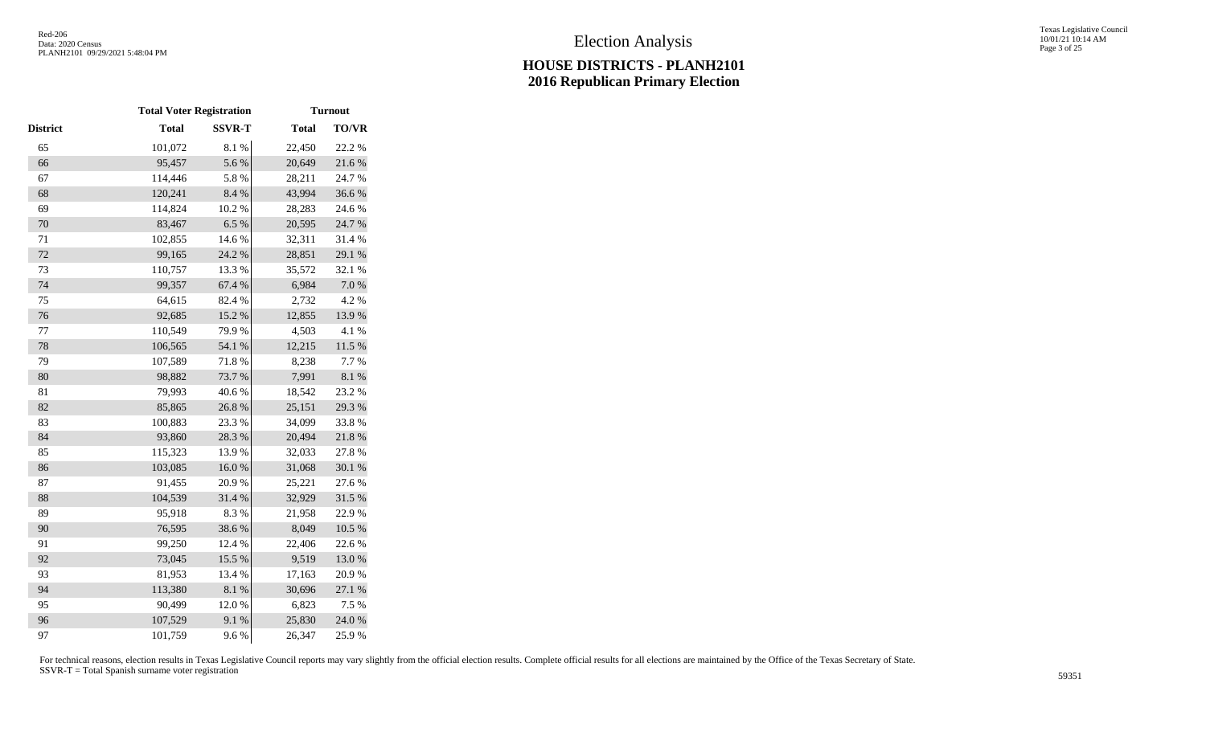# Election Analysis

## HOUSE DISTRICTS - PLANH2101
## 2016 Republican Primary Election

| | Total Voter Registration | | Turnout | |
|---|---|---|---|---|
| District | Total | SSVR-T | Total | TO/VR |
| 65 | 101,072 | 8.1 % | 22,450 | 22.2 % |
| 66 | 95,457 | 5.6 % | 20,649 | 21.6 % |
| 67 | 114,446 | 5.8 % | 28,211 | 24.7 % |
| 68 | 120,241 | 8.4 % | 43,994 | 36.6 % |
| 69 | 114,824 | 10.2 % | 28,283 | 24.6 % |
| 70 | 83,467 | 6.5 % | 20,595 | 24.7 % |
| 71 | 102,855 | 14.6 % | 32,311 | 31.4 % |
| 72 | 99,165 | 24.2 % | 28,851 | 29.1 % |
| 73 | 110,757 | 13.3 % | 35,572 | 32.1 % |
| 74 | 99,357 | 67.4 % | 6,984 | 7.0 % |
| 75 | 64,615 | 82.4 % | 2,732 | 4.2 % |
| 76 | 92,685 | 15.2 % | 12,855 | 13.9 % |
| 77 | 110,549 | 79.9 % | 4,503 | 4.1 % |
| 78 | 106,565 | 54.1 % | 12,215 | 11.5 % |
| 79 | 107,589 | 71.8 % | 8,238 | 7.7 % |
| 80 | 98,882 | 73.7 % | 7,991 | 8.1 % |
| 81 | 79,993 | 40.6 % | 18,542 | 23.2 % |
| 82 | 85,865 | 26.8 % | 25,151 | 29.3 % |
| 83 | 100,883 | 23.3 % | 34,099 | 33.8 % |
| 84 | 93,860 | 28.3 % | 20,494 | 21.8 % |
| 85 | 115,323 | 13.9 % | 32,033 | 27.8 % |
| 86 | 103,085 | 16.0 % | 31,068 | 30.1 % |
| 87 | 91,455 | 20.9 % | 25,221 | 27.6 % |
| 88 | 104,539 | 31.4 % | 32,929 | 31.5 % |
| 89 | 95,918 | 8.3 % | 21,958 | 22.9 % |
| 90 | 76,595 | 38.6 % | 8,049 | 10.5 % |
| 91 | 99,250 | 12.4 % | 22,406 | 22.6 % |
| 92 | 73,045 | 15.5 % | 9,519 | 13.0 % |
| 93 | 81,953 | 13.4 % | 17,163 | 20.9 % |
| 94 | 113,380 | 8.1 % | 30,696 | 27.1 % |
| 95 | 90,499 | 12.0 % | 6,823 | 7.5 % |
| 96 | 107,529 | 9.1 % | 25,830 | 24.0 % |
| 97 | 101,759 | 9.6 % | 26,347 | 25.9 % |

For technical reasons, election results in Texas Legislative Council reports may vary slightly from the official election results. Complete official results for all elections are maintained by the Office of the Texas Secretary of State.
SSVR-T = Total Spanish surname voter registration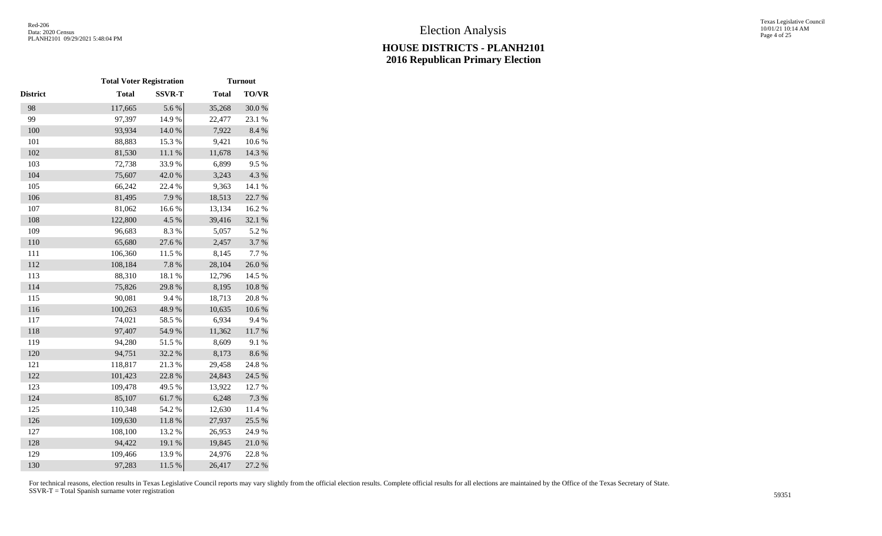# Election Analysis

## HOUSE DISTRICTS - PLANH2101
## 2016 Republican Primary Election

| | Total Voter Registration | | Turnout | |
|---|---|---|---|---|
| District | Total | SSVR-T | Total | TO/VR |
| 98 | 117,665 | 5.6 % | 35,268 | 30.0 % |
| 99 | 97,397 | 14.9 % | 22,477 | 23.1 % |
| 100 | 93,934 | 14.0 % | 7,922 | 8.4 % |
| 101 | 88,883 | 15.3 % | 9,421 | 10.6 % |
| 102 | 81,530 | 11.1 % | 11,678 | 14.3 % |
| 103 | 72,738 | 33.9 % | 6,899 | 9.5 % |
| 104 | 75,607 | 42.0 % | 3,243 | 4.3 % |
| 105 | 66,242 | 22.4 % | 9,363 | 14.1 % |
| 106 | 81,495 | 7.9 % | 18,513 | 22.7 % |
| 107 | 81,062 | 16.6 % | 13,134 | 16.2 % |
| 108 | 122,800 | 4.5 % | 39,416 | 32.1 % |
| 109 | 96,683 | 8.3 % | 5,057 | 5.2 % |
| 110 | 65,680 | 27.6 % | 2,457 | 3.7 % |
| 111 | 106,360 | 11.5 % | 8,145 | 7.7 % |
| 112 | 108,184 | 7.8 % | 28,104 | 26.0 % |
| 113 | 88,310 | 18.1 % | 12,796 | 14.5 % |
| 114 | 75,826 | 29.8 % | 8,195 | 10.8 % |
| 115 | 90,081 | 9.4 % | 18,713 | 20.8 % |
| 116 | 100,263 | 48.9 % | 10,635 | 10.6 % |
| 117 | 74,021 | 58.5 % | 6,934 | 9.4 % |
| 118 | 97,407 | 54.9 % | 11,362 | 11.7 % |
| 119 | 94,280 | 51.5 % | 8,609 | 9.1 % |
| 120 | 94,751 | 32.2 % | 8,173 | 8.6 % |
| 121 | 118,817 | 21.3 % | 29,458 | 24.8 % |
| 122 | 101,423 | 22.8 % | 24,843 | 24.5 % |
| 123 | 109,478 | 49.5 % | 13,922 | 12.7 % |
| 124 | 85,107 | 61.7 % | 6,248 | 7.3 % |
| 125 | 110,348 | 54.2 % | 12,630 | 11.4 % |
| 126 | 109,630 | 11.8 % | 27,937 | 25.5 % |
| 127 | 108,100 | 13.2 % | 26,953 | 24.9 % |
| 128 | 94,422 | 19.1 % | 19,845 | 21.0 % |
| 129 | 109,466 | 13.9 % | 24,976 | 22.8 % |
| 130 | 97,283 | 11.5 % | 26,417 | 27.2 % |

For technical reasons, election results in Texas Legislative Council reports may vary slightly from the official election results. Complete official results for all elections are maintained by the Office of the Texas Secretary of State.
SSVR-T = Total Spanish surname voter registration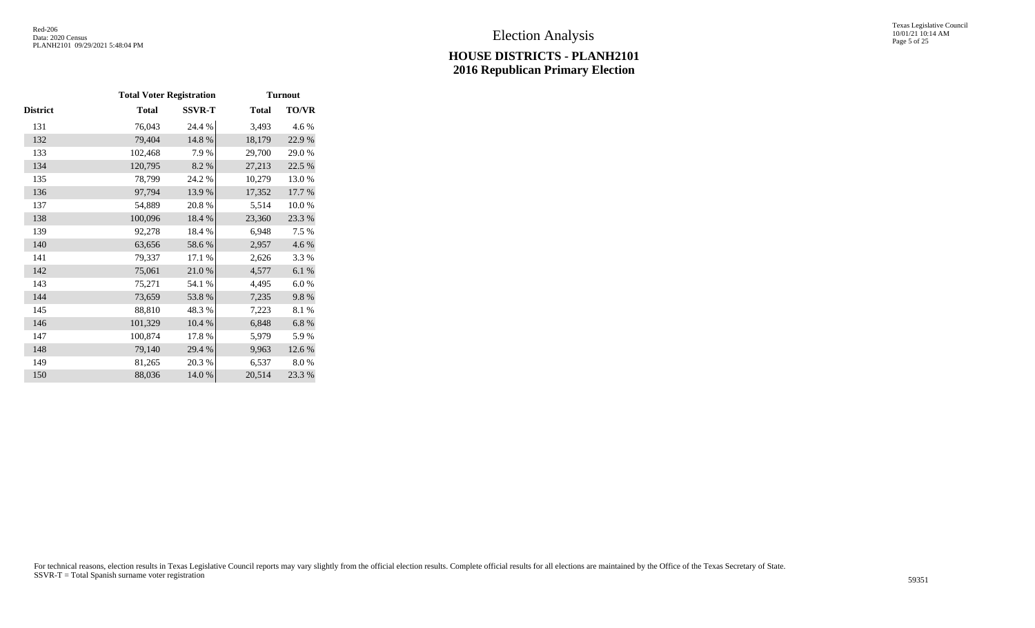# Election Analysis

## HOUSE DISTRICTS - PLANH2101
## 2016 Republican Primary Election

| | Total Voter Registration | | Turnout | |
|---|---|---|---|---|
| District | Total | SSVR-T | Total | TO/VR |
| 131 | 76,043 | 24.4 % | 3,493 | 4.6 % |
| 132 | 79,404 | 14.8 % | 18,179 | 22.9 % |
| 133 | 102,468 | 7.9 % | 29,700 | 29.0 % |
| 134 | 120,795 | 8.2 % | 27,213 | 22.5 % |
| 135 | 78,799 | 24.2 % | 10,279 | 13.0 % |
| 136 | 97,794 | 13.9 % | 17,352 | 17.7 % |
| 137 | 54,889 | 20.8 % | 5,514 | 10.0 % |
| 138 | 100,096 | 18.4 % | 23,360 | 23.3 % |
| 139 | 92,278 | 18.4 % | 6,948 | 7.5 % |
| 140 | 63,656 | 58.6 % | 2,957 | 4.6 % |
| 141 | 79,337 | 17.1 % | 2,626 | 3.3 % |
| 142 | 75,061 | 21.0 % | 4,577 | 6.1 % |
| 143 | 75,271 | 54.1 % | 4,495 | 6.0 % |
| 144 | 73,659 | 53.8 % | 7,235 | 9.8 % |
| 145 | 88,810 | 48.3 % | 7,223 | 8.1 % |
| 146 | 101,329 | 10.4 % | 6,848 | 6.8 % |
| 147 | 100,874 | 17.8 % | 5,979 | 5.9 % |
| 148 | 79,140 | 29.4 % | 9,963 | 12.6 % |
| 149 | 81,265 | 20.3 % | 6,537 | 8.0 % |
| 150 | 88,036 | 14.0 % | 20,514 | 23.3 % |

For technical reasons, election results in Texas Legislative Council reports may vary slightly from the official election results. Complete official results for all elections are maintained by the Office of the Texas Secretary of State.
SSVR-T = Total Spanish surname voter registration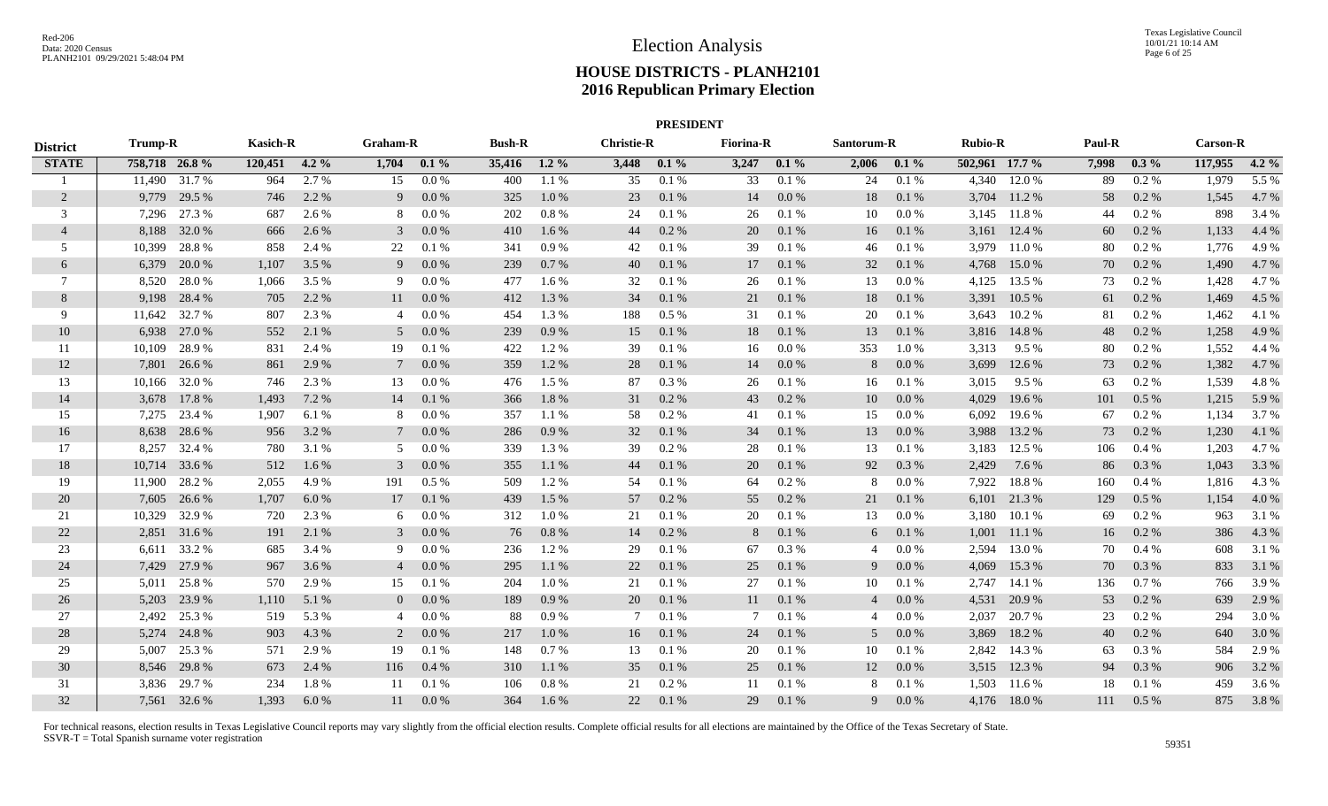# Election Analysis

## HOUSE DISTRICTS - PLANH2101
## 2016 Republican Primary Election

### PRESIDENT

| District | Trump-R | | Kasich-R | | Graham-R | | Bush-R | | Christie-R | | Fiorina-R | | Santorum-R | | Rubio-R | | Paul-R | | Carson-R | |
|---|---|---|---|---|---|---|---|---|---|---|---|---|---|---|---|---|---|---|---|---|
| **STATE** | **758,718** | **26.8 %** | **120,451** | **4.2 %** | **1,704** | **0.1 %** | **35,416** | **1.2 %** | **3,448** | **0.1 %** | **3,247** | **0.1 %** | **2,006** | **0.1 %** | **502,961** | **17.7 %** | **7,998** | **0.3 %** | **117,955** | **4.2 %** |
| 1 | 11,490 | 31.7 % | 964 | 2.7 % | 15 | 0.0 % | 400 | 1.1 % | 35 | 0.1 % | 33 | 0.1 % | 24 | 0.1 % | 4,340 | 12.0 % | 89 | 0.2 % | 1,979 | 5.5 % |
| 2 | 9,779 | 29.5 % | 746 | 2.2 % | 9 | 0.0 % | 325 | 1.0 % | 23 | 0.1 % | 14 | 0.0 % | 18 | 0.1 % | 3,704 | 11.2 % | 58 | 0.2 % | 1,545 | 4.7 % |
| 3 | 7,296 | 27.3 % | 687 | 2.6 % | 8 | 0.0 % | 202 | 0.8 % | 24 | 0.1 % | 26 | 0.1 % | 10 | 0.0 % | 3,145 | 11.8 % | 44 | 0.2 % | 898 | 3.4 % |
| 4 | 8,188 | 32.0 % | 666 | 2.6 % | 3 | 0.0 % | 410 | 1.6 % | 44 | 0.2 % | 20 | 0.1 % | 16 | 0.1 % | 3,161 | 12.4 % | 60 | 0.2 % | 1,133 | 4.4 % |
| 5 | 10,399 | 28.8 % | 858 | 2.4 % | 22 | 0.1 % | 341 | 0.9 % | 42 | 0.1 % | 39 | 0.1 % | 46 | 0.1 % | 3,979 | 11.0 % | 80 | 0.2 % | 1,776 | 4.9 % |
| 6 | 6,379 | 20.0 % | 1,107 | 3.5 % | 9 | 0.0 % | 239 | 0.7 % | 40 | 0.1 % | 17 | 0.1 % | 32 | 0.1 % | 4,768 | 15.0 % | 70 | 0.2 % | 1,490 | 4.7 % |
| 7 | 8,520 | 28.0 % | 1,066 | 3.5 % | 9 | 0.0 % | 477 | 1.6 % | 32 | 0.1 % | 26 | 0.1 % | 13 | 0.0 % | 4,125 | 13.5 % | 73 | 0.2 % | 1,428 | 4.7 % |
| 8 | 9,198 | 28.4 % | 705 | 2.2 % | 11 | 0.0 % | 412 | 1.3 % | 34 | 0.1 % | 21 | 0.1 % | 18 | 0.1 % | 3,391 | 10.5 % | 61 | 0.2 % | 1,469 | 4.5 % |
| 9 | 11,642 | 32.7 % | 807 | 2.3 % | 4 | 0.0 % | 454 | 1.3 % | 188 | 0.5 % | 31 | 0.1 % | 20 | 0.1 % | 3,643 | 10.2 % | 81 | 0.2 % | 1,462 | 4.1 % |
| 10 | 6,938 | 27.0 % | 552 | 2.1 % | 5 | 0.0 % | 239 | 0.9 % | 15 | 0.1 % | 18 | 0.1 % | 13 | 0.1 % | 3,816 | 14.8 % | 48 | 0.2 % | 1,258 | 4.9 % |
| 11 | 10,109 | 28.9 % | 831 | 2.4 % | 19 | 0.1 % | 422 | 1.2 % | 39 | 0.1 % | 16 | 0.0 % | 353 | 1.0 % | 3,313 | 9.5 % | 80 | 0.2 % | 1,552 | 4.4 % |
| 12 | 7,801 | 26.6 % | 861 | 2.9 % | 7 | 0.0 % | 359 | 1.2 % | 28 | 0.1 % | 14 | 0.0 % | 8 | 0.0 % | 3,699 | 12.6 % | 73 | 0.2 % | 1,382 | 4.7 % |
| 13 | 10,166 | 32.0 % | 746 | 2.3 % | 13 | 0.0 % | 476 | 1.5 % | 87 | 0.3 % | 26 | 0.1 % | 16 | 0.1 % | 3,015 | 9.5 % | 63 | 0.2 % | 1,539 | 4.8 % |
| 14 | 3,678 | 17.8 % | 1,493 | 7.2 % | 14 | 0.1 % | 366 | 1.8 % | 31 | 0.2 % | 43 | 0.2 % | 10 | 0.0 % | 4,029 | 19.6 % | 101 | 0.5 % | 1,215 | 5.9 % |
| 15 | 7,275 | 23.4 % | 1,907 | 6.1 % | 8 | 0.0 % | 357 | 1.1 % | 58 | 0.2 % | 41 | 0.1 % | 15 | 0.0 % | 6,092 | 19.6 % | 67 | 0.2 % | 1,134 | 3.7 % |
| 16 | 8,638 | 28.6 % | 956 | 3.2 % | 7 | 0.0 % | 286 | 0.9 % | 32 | 0.1 % | 34 | 0.1 % | 13 | 0.0 % | 3,988 | 13.2 % | 73 | 0.2 % | 1,230 | 4.1 % |
| 17 | 8,257 | 32.4 % | 780 | 3.1 % | 5 | 0.0 % | 339 | 1.3 % | 39 | 0.2 % | 28 | 0.1 % | 13 | 0.1 % | 3,183 | 12.5 % | 106 | 0.4 % | 1,203 | 4.7 % |
| 18 | 10,714 | 33.6 % | 512 | 1.6 % | 3 | 0.0 % | 355 | 1.1 % | 44 | 0.1 % | 20 | 0.1 % | 92 | 0.3 % | 2,429 | 7.6 % | 86 | 0.3 % | 1,043 | 3.3 % |
| 19 | 11,900 | 28.2 % | 2,055 | 4.9 % | 191 | 0.5 % | 509 | 1.2 % | 54 | 0.1 % | 64 | 0.2 % | 8 | 0.0 % | 7,922 | 18.8 % | 160 | 0.4 % | 1,816 | 4.3 % |
| 20 | 7,605 | 26.6 % | 1,707 | 6.0 % | 17 | 0.1 % | 439 | 1.5 % | 57 | 0.2 % | 55 | 0.2 % | 21 | 0.1 % | 6,101 | 21.3 % | 129 | 0.5 % | 1,154 | 4.0 % |
| 21 | 10,329 | 32.9 % | 720 | 2.3 % | 6 | 0.0 % | 312 | 1.0 % | 21 | 0.1 % | 20 | 0.1 % | 13 | 0.0 % | 3,180 | 10.1 % | 69 | 0.2 % | 963 | 3.1 % |
| 22 | 2,851 | 31.6 % | 191 | 2.1 % | 3 | 0.0 % | 76 | 0.8 % | 14 | 0.2 % | 8 | 0.1 % | 6 | 0.1 % | 1,001 | 11.1 % | 16 | 0.2 % | 386 | 4.3 % |
| 23 | 6,611 | 33.2 % | 685 | 3.4 % | 9 | 0.0 % | 236 | 1.2 % | 29 | 0.1 % | 67 | 0.3 % | 4 | 0.0 % | 2,594 | 13.0 % | 70 | 0.4 % | 608 | 3.1 % |
| 24 | 7,429 | 27.9 % | 967 | 3.6 % | 4 | 0.0 % | 295 | 1.1 % | 22 | 0.1 % | 25 | 0.1 % | 9 | 0.0 % | 4,069 | 15.3 % | 70 | 0.3 % | 833 | 3.1 % |
| 25 | 5,011 | 25.8 % | 570 | 2.9 % | 15 | 0.1 % | 204 | 1.0 % | 21 | 0.1 % | 27 | 0.1 % | 10 | 0.1 % | 2,747 | 14.1 % | 136 | 0.7 % | 766 | 3.9 % |
| 26 | 5,203 | 23.9 % | 1,110 | 5.1 % | 0 | 0.0 % | 189 | 0.9 % | 20 | 0.1 % | 11 | 0.1 % | 4 | 0.0 % | 4,531 | 20.9 % | 53 | 0.2 % | 639 | 2.9 % |
| 27 | 2,492 | 25.3 % | 519 | 5.3 % | 4 | 0.0 % | 88 | 0.9 % | 7 | 0.1 % | 7 | 0.1 % | 4 | 0.0 % | 2,037 | 20.7 % | 23 | 0.2 % | 294 | 3.0 % |
| 28 | 5,274 | 24.8 % | 903 | 4.3 % | 2 | 0.0 % | 217 | 1.0 % | 16 | 0.1 % | 24 | 0.1 % | 5 | 0.0 % | 3,869 | 18.2 % | 40 | 0.2 % | 640 | 3.0 % |
| 29 | 5,007 | 25.3 % | 571 | 2.9 % | 19 | 0.1 % | 148 | 0.7 % | 13 | 0.1 % | 20 | 0.1 % | 10 | 0.1 % | 2,842 | 14.3 % | 63 | 0.3 % | 584 | 2.9 % |
| 30 | 8,546 | 29.8 % | 673 | 2.4 % | 116 | 0.4 % | 310 | 1.1 % | 35 | 0.1 % | 25 | 0.1 % | 12 | 0.0 % | 3,515 | 12.3 % | 94 | 0.3 % | 906 | 3.2 % |
| 31 | 3,836 | 29.7 % | 234 | 1.8 % | 11 | 0.1 % | 106 | 0.8 % | 21 | 0.2 % | 11 | 0.1 % | 8 | 0.1 % | 1,503 | 11.6 % | 18 | 0.1 % | 459 | 3.6 % |
| 32 | 7,561 | 32.6 % | 1,393 | 6.0 % | 11 | 0.0 % | 364 | 1.6 % | 22 | 0.1 % | 29 | 0.1 % | 9 | 0.0 % | 4,176 | 18.0 % | 111 | 0.5 % | 875 | 3.8 % |

For technical reasons, election results in Texas Legislative Council reports may vary slightly from the official election results. Complete official results for all elections are maintained by the Office of the Texas Secretary of State.
SSVR-T = Total Spanish surname voter registration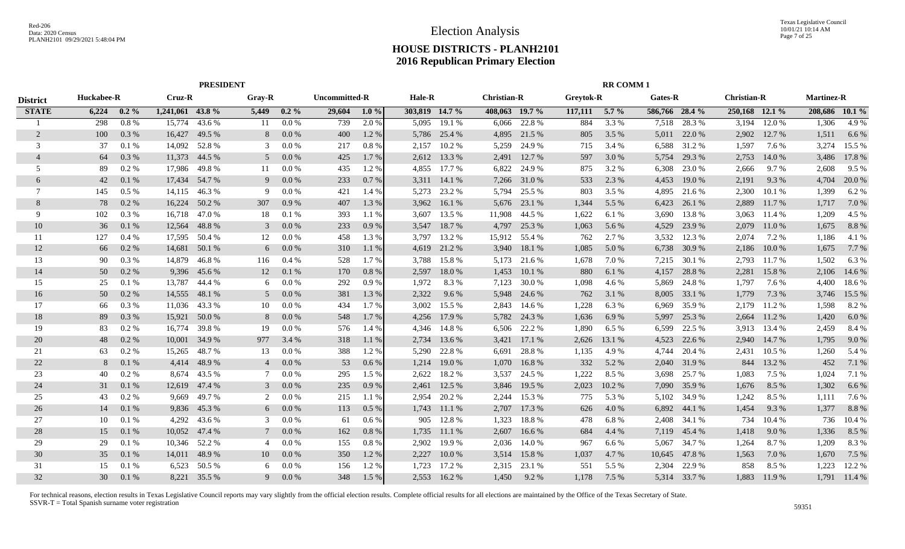# Election Analysis

## HOUSE DISTRICTS - PLANH2101
## 2016 Republican Primary Election

| | PRESIDENT | | | | | | | | RR COMM 1 | | | | | | | | | | | | | |
|---|---|---|---|---|---|---|---|---|---|---|---|---|---|---|---|---|---|---|---|---|---|---|
| District | Huckabee-R | | Cruz-R | | Gray-R | | Uncommitted-R | | Hale-R | | Christian-R | | Greytok-R | | Gates-R | | Christian-R | | Martinez-R | |
| **STATE** | **6,224** | **0.2 %** | **1,241,061** | **43.8 %** | **5,449** | **0.2 %** | **29,604** | **1.0 %** | **303,819** | **14.7 %** | **408,063** | **19.7 %** | **117,111** | **5.7 %** | **586,766** | **28.4 %** | **250,168** | **12.1 %** | **208,686** | **10.1 %** |
| 1 | 298 | 0.8 % | 15,774 | 43.6 % | 11 | 0.0 % | 739 | 2.0 % | 5,095 | 19.1 % | 6,066 | 22.8 % | 884 | 3.3 % | 7,518 | 28.3 % | 3,194 | 12.0 % | 1,306 | 4.9 % |
| 2 | 100 | 0.3 % | 16,427 | 49.5 % | 8 | 0.0 % | 400 | 1.2 % | 5,786 | 25.4 % | 4,895 | 21.5 % | 805 | 3.5 % | 5,011 | 22.0 % | 2,902 | 12.7 % | 1,511 | 6.6 % |
| 3 | 37 | 0.1 % | 14,092 | 52.8 % | 3 | 0.0 % | 217 | 0.8 % | 2,157 | 10.2 % | 5,259 | 24.9 % | 715 | 3.4 % | 6,588 | 31.2 % | 1,597 | 7.6 % | 3,274 | 15.5 % |
| 4 | 64 | 0.3 % | 11,373 | 44.5 % | 5 | 0.0 % | 425 | 1.7 % | 2,612 | 13.3 % | 2,491 | 12.7 % | 597 | 3.0 % | 5,754 | 29.3 % | 2,753 | 14.0 % | 3,486 | 17.8 % |
| 5 | 89 | 0.2 % | 17,986 | 49.8 % | 11 | 0.0 % | 435 | 1.2 % | 4,855 | 17.7 % | 6,822 | 24.9 % | 875 | 3.2 % | 6,308 | 23.0 % | 2,666 | 9.7 % | 2,608 | 9.5 % |
| 6 | 42 | 0.1 % | 17,434 | 54.7 % | 9 | 0.0 % | 233 | 0.7 % | 3,311 | 14.1 % | 7,266 | 31.0 % | 533 | 2.3 % | 4,453 | 19.0 % | 2,191 | 9.3 % | 4,704 | 20.0 % |
| 7 | 145 | 0.5 % | 14,115 | 46.3 % | 9 | 0.0 % | 421 | 1.4 % | 5,273 | 23.2 % | 5,794 | 25.5 % | 803 | 3.5 % | 4,895 | 21.6 % | 2,300 | 10.1 % | 1,399 | 6.2 % |
| 8 | 78 | 0.2 % | 16,224 | 50.2 % | 307 | 0.9 % | 407 | 1.3 % | 3,962 | 16.1 % | 5,676 | 23.1 % | 1,344 | 5.5 % | 6,423 | 26.1 % | 2,889 | 11.7 % | 1,717 | 7.0 % |
| 9 | 102 | 0.3 % | 16,718 | 47.0 % | 18 | 0.1 % | 393 | 1.1 % | 3,607 | 13.5 % | 11,908 | 44.5 % | 1,622 | 6.1 % | 3,690 | 13.8 % | 3,063 | 11.4 % | 1,209 | 4.5 % |
| 10 | 36 | 0.1 % | 12,564 | 48.8 % | 3 | 0.0 % | 233 | 0.9 % | 3,547 | 18.7 % | 4,797 | 25.3 % | 1,063 | 5.6 % | 4,529 | 23.9 % | 2,079 | 11.0 % | 1,675 | 8.8 % |
| 11 | 127 | 0.4 % | 17,595 | 50.4 % | 12 | 0.0 % | 458 | 1.3 % | 3,797 | 13.2 % | 15,912 | 55.4 % | 762 | 2.7 % | 3,532 | 12.3 % | 2,074 | 7.2 % | 1,186 | 4.1 % |
| 12 | 66 | 0.2 % | 14,681 | 50.1 % | 6 | 0.0 % | 310 | 1.1 % | 4,619 | 21.2 % | 3,940 | 18.1 % | 1,085 | 5.0 % | 6,738 | 30.9 % | 2,186 | 10.0 % | 1,675 | 7.7 % |
| 13 | 90 | 0.3 % | 14,879 | 46.8 % | 116 | 0.4 % | 528 | 1.7 % | 3,788 | 15.8 % | 5,173 | 21.6 % | 1,678 | 7.0 % | 7,215 | 30.1 % | 2,793 | 11.7 % | 1,502 | 6.3 % |
| 14 | 50 | 0.2 % | 9,396 | 45.6 % | 12 | 0.1 % | 170 | 0.8 % | 2,597 | 18.0 % | 1,453 | 10.1 % | 880 | 6.1 % | 4,157 | 28.8 % | 2,281 | 15.8 % | 2,106 | 14.6 % |
| 15 | 25 | 0.1 % | 13,787 | 44.4 % | 6 | 0.0 % | 292 | 0.9 % | 1,972 | 8.3 % | 7,123 | 30.0 % | 1,098 | 4.6 % | 5,869 | 24.8 % | 1,797 | 7.6 % | 4,400 | 18.6 % |
| 16 | 50 | 0.2 % | 14,555 | 48.1 % | 5 | 0.0 % | 381 | 1.3 % | 2,322 | 9.6 % | 5,948 | 24.6 % | 762 | 3.1 % | 8,005 | 33.1 % | 1,779 | 7.3 % | 3,746 | 15.5 % |
| 17 | 66 | 0.3 % | 11,036 | 43.3 % | 10 | 0.0 % | 434 | 1.7 % | 3,002 | 15.5 % | 2,843 | 14.6 % | 1,228 | 6.3 % | 6,969 | 35.9 % | 2,179 | 11.2 % | 1,598 | 8.2 % |
| 18 | 89 | 0.3 % | 15,921 | 50.0 % | 8 | 0.0 % | 548 | 1.7 % | 4,256 | 17.9 % | 5,782 | 24.3 % | 1,636 | 6.9 % | 5,997 | 25.3 % | 2,664 | 11.2 % | 1,420 | 6.0 % |
| 19 | 83 | 0.2 % | 16,774 | 39.8 % | 19 | 0.0 % | 576 | 1.4 % | 4,346 | 14.8 % | 6,506 | 22.2 % | 1,890 | 6.5 % | 6,599 | 22.5 % | 3,913 | 13.4 % | 2,459 | 8.4 % |
| 20 | 48 | 0.2 % | 10,001 | 34.9 % | 977 | 3.4 % | 318 | 1.1 % | 2,734 | 13.6 % | 3,421 | 17.1 % | 2,626 | 13.1 % | 4,523 | 22.6 % | 2,940 | 14.7 % | 1,795 | 9.0 % |
| 21 | 63 | 0.2 % | 15,265 | 48.7 % | 13 | 0.0 % | 388 | 1.2 % | 5,290 | 22.8 % | 6,691 | 28.8 % | 1,135 | 4.9 % | 4,744 | 20.4 % | 2,431 | 10.5 % | 1,260 | 5.4 % |
| 22 | 8 | 0.1 % | 4,414 | 48.9 % | 4 | 0.0 % | 53 | 0.6 % | 1,214 | 19.0 % | 1,070 | 16.8 % | 332 | 5.2 % | 2,040 | 31.9 % | 844 | 13.2 % | 452 | 7.1 % |
| 23 | 40 | 0.2 % | 8,674 | 43.5 % | 7 | 0.0 % | 295 | 1.5 % | 2,622 | 18.2 % | 3,537 | 24.5 % | 1,222 | 8.5 % | 3,698 | 25.7 % | 1,083 | 7.5 % | 1,024 | 7.1 % |
| 24 | 31 | 0.1 % | 12,619 | 47.4 % | 3 | 0.0 % | 235 | 0.9 % | 2,461 | 12.5 % | 3,846 | 19.5 % | 2,023 | 10.2 % | 7,090 | 35.9 % | 1,676 | 8.5 % | 1,302 | 6.6 % |
| 25 | 43 | 0.2 % | 9,669 | 49.7 % | 2 | 0.0 % | 215 | 1.1 % | 2,954 | 20.2 % | 2,244 | 15.3 % | 775 | 5.3 % | 5,102 | 34.9 % | 1,242 | 8.5 % | 1,111 | 7.6 % |
| 26 | 14 | 0.1 % | 9,836 | 45.3 % | 6 | 0.0 % | 113 | 0.5 % | 1,743 | 11.1 % | 2,707 | 17.3 % | 626 | 4.0 % | 6,892 | 44.1 % | 1,454 | 9.3 % | 1,377 | 8.8 % |
| 27 | 10 | 0.1 % | 4,292 | 43.6 % | 3 | 0.0 % | 61 | 0.6 % | 905 | 12.8 % | 1,323 | 18.8 % | 478 | 6.8 % | 2,408 | 34.1 % | 734 | 10.4 % | 736 | 10.4 % |
| 28 | 15 | 0.1 % | 10,052 | 47.4 % | 7 | 0.0 % | 162 | 0.8 % | 1,735 | 11.1 % | 2,607 | 16.6 % | 684 | 4.4 % | 7,119 | 45.4 % | 1,418 | 9.0 % | 1,336 | 8.5 % |
| 29 | 29 | 0.1 % | 10,346 | 52.2 % | 4 | 0.0 % | 155 | 0.8 % | 2,902 | 19.9 % | 2,036 | 14.0 % | 967 | 6.6 % | 5,067 | 34.7 % | 1,264 | 8.7 % | 1,209 | 8.3 % |
| 30 | 35 | 0.1 % | 14,011 | 48.9 % | 10 | 0.0 % | 350 | 1.2 % | 2,227 | 10.0 % | 3,514 | 15.8 % | 1,037 | 4.7 % | 10,645 | 47.8 % | 1,563 | 7.0 % | 1,670 | 7.5 % |
| 31 | 15 | 0.1 % | 6,523 | 50.5 % | 6 | 0.0 % | 156 | 1.2 % | 1,723 | 17.2 % | 2,315 | 23.1 % | 551 | 5.5 % | 2,304 | 22.9 % | 858 | 8.5 % | 1,223 | 12.2 % |
| 32 | 30 | 0.1 % | 8,221 | 35.5 % | 9 | 0.0 % | 348 | 1.5 % | 2,553 | 16.2 % | 1,450 | 9.2 % | 1,178 | 7.5 % | 5,314 | 33.7 % | 1,883 | 11.9 % | 1,791 | 11.4 % |

For technical reasons, election results in Texas Legislative Council reports may vary slightly from the official election results. Complete official results for all elections are maintained by the Office of the Texas Secretary of State.
SSVR-T = Total Spanish surname voter registration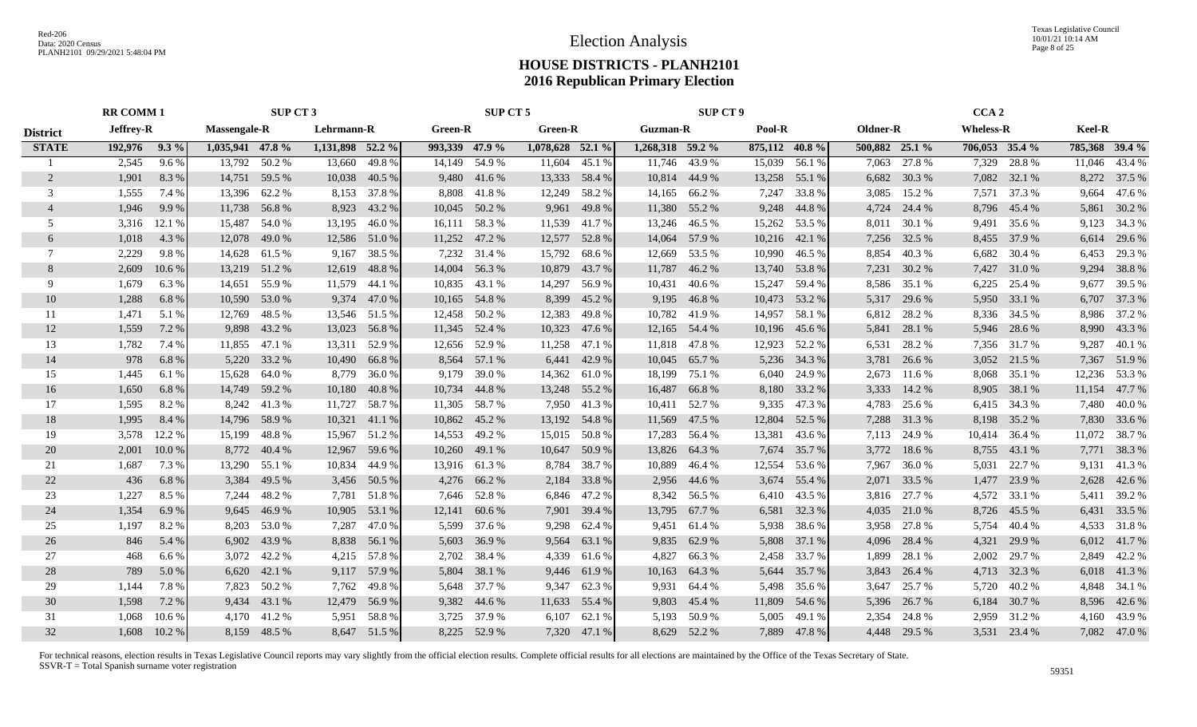Red-206
Data: 2020 Census
PLANH2101 09/29/2021 5:48:04 PM

# Election Analysis

## HOUSE DISTRICTS - PLANH2101
## 2016 Republican Primary Election

| | RR COMM 1 | | SUP CT 3 | | | | SUP CT 5 | | | | SUP CT 9 | | | | CCA 2 | | | | | |
|---|---|---|---|---|---|---|---|---|---|---|---|---|---|---|---|---|---|---|---|---|
| **District** | **Jeffrey-R** | | **Massengale-R** | | **Lehrmann-R** | | **Green-R** | | **Green-R** | | **Guzman-R** | | **Pool-R** | | **Oldner-R** | | **Wheless-R** | | **Keel-R** | |
| **STATE** | **192,976** | **9.3 %** | **1,035,941** | **47.8 %** | **1,131,898** | **52.2 %** | **993,339** | **47.9 %** | **1,078,628** | **52.1 %** | **1,268,318** | **59.2 %** | **875,112** | **40.8 %** | **500,882** | **25.1 %** | **706,053** | **35.4 %** | **785,368** | **39.4 %** |
| 1 | 2,545 | 9.6 % | 13,792 | 50.2 % | 13,660 | 49.8 % | 14,149 | 54.9 % | 11,604 | 45.1 % | 11,746 | 43.9 % | 15,039 | 56.1 % | 7,063 | 27.8 % | 7,329 | 28.8 % | 11,046 | 43.4 % |
| 2 | 1,901 | 8.3 % | 14,751 | 59.5 % | 10,038 | 40.5 % | 9,480 | 41.6 % | 13,333 | 58.4 % | 10,814 | 44.9 % | 13,258 | 55.1 % | 6,682 | 30.3 % | 7,082 | 32.1 % | 8,272 | 37.5 % |
| 3 | 1,555 | 7.4 % | 13,396 | 62.2 % | 8,153 | 37.8 % | 8,808 | 41.8 % | 12,249 | 58.2 % | 14,165 | 66.2 % | 7,247 | 33.8 % | 3,085 | 15.2 % | 7,571 | 37.3 % | 9,664 | 47.6 % |
| 4 | 1,946 | 9.9 % | 11,738 | 56.8 % | 8,923 | 43.2 % | 10,045 | 50.2 % | 9,961 | 49.8 % | 11,380 | 55.2 % | 9,248 | 44.8 % | 4,724 | 24.4 % | 8,796 | 45.4 % | 5,861 | 30.2 % |
| 5 | 3,316 | 12.1 % | 15,487 | 54.0 % | 13,195 | 46.0 % | 16,111 | 58.3 % | 11,539 | 41.7 % | 13,246 | 46.5 % | 15,262 | 53.5 % | 8,011 | 30.1 % | 9,491 | 35.6 % | 9,123 | 34.3 % |
| 6 | 1,018 | 4.3 % | 12,078 | 49.0 % | 12,586 | 51.0 % | 11,252 | 47.2 % | 12,577 | 52.8 % | 14,064 | 57.9 % | 10,216 | 42.1 % | 7,256 | 32.5 % | 8,455 | 37.9 % | 6,614 | 29.6 % |
| 7 | 2,229 | 9.8 % | 14,628 | 61.5 % | 9,167 | 38.5 % | 7,232 | 31.4 % | 15,792 | 68.6 % | 12,669 | 53.5 % | 10,990 | 46.5 % | 8,854 | 40.3 % | 6,682 | 30.4 % | 6,453 | 29.3 % |
| 8 | 2,609 | 10.6 % | 13,219 | 51.2 % | 12,619 | 48.8 % | 14,004 | 56.3 % | 10,879 | 43.7 % | 11,787 | 46.2 % | 13,740 | 53.8 % | 7,231 | 30.2 % | 7,427 | 31.0 % | 9,294 | 38.8 % |
| 9 | 1,679 | 6.3 % | 14,651 | 55.9 % | 11,579 | 44.1 % | 10,835 | 43.1 % | 14,297 | 56.9 % | 10,431 | 40.6 % | 15,247 | 59.4 % | 8,586 | 35.1 % | 6,225 | 25.4 % | 9,677 | 39.5 % |
| 10 | 1,288 | 6.8 % | 10,590 | 53.0 % | 9,374 | 47.0 % | 10,165 | 54.8 % | 8,399 | 45.2 % | 9,195 | 46.8 % | 10,473 | 53.2 % | 5,317 | 29.6 % | 5,950 | 33.1 % | 6,707 | 37.3 % |
| 11 | 1,471 | 5.1 % | 12,769 | 48.5 % | 13,546 | 51.5 % | 12,458 | 50.2 % | 12,383 | 49.8 % | 10,782 | 41.9 % | 14,957 | 58.1 % | 6,812 | 28.2 % | 8,336 | 34.5 % | 8,986 | 37.2 % |
| 12 | 1,559 | 7.2 % | 9,898 | 43.2 % | 13,023 | 56.8 % | 11,345 | 52.4 % | 10,323 | 47.6 % | 12,165 | 54.4 % | 10,196 | 45.6 % | 5,841 | 28.1 % | 5,946 | 28.6 % | 8,990 | 43.3 % |
| 13 | 1,782 | 7.4 % | 11,855 | 47.1 % | 13,311 | 52.9 % | 12,656 | 52.9 % | 11,258 | 47.1 % | 11,818 | 47.8 % | 12,923 | 52.2 % | 6,531 | 28.2 % | 7,356 | 31.7 % | 9,287 | 40.1 % |
| 14 | 978 | 6.8 % | 5,220 | 33.2 % | 10,490 | 66.8 % | 8,564 | 57.1 % | 6,441 | 42.9 % | 10,045 | 65.7 % | 5,236 | 34.3 % | 3,781 | 26.6 % | 3,052 | 21.5 % | 7,367 | 51.9 % |
| 15 | 1,445 | 6.1 % | 15,628 | 64.0 % | 8,779 | 36.0 % | 9,179 | 39.0 % | 14,362 | 61.0 % | 18,199 | 75.1 % | 6,040 | 24.9 % | 2,673 | 11.6 % | 8,068 | 35.1 % | 12,236 | 53.3 % |
| 16 | 1,650 | 6.8 % | 14,749 | 59.2 % | 10,180 | 40.8 % | 10,734 | 44.8 % | 13,248 | 55.2 % | 16,487 | 66.8 % | 8,180 | 33.2 % | 3,333 | 14.2 % | 8,905 | 38.1 % | 11,154 | 47.7 % |
| 17 | 1,595 | 8.2 % | 8,242 | 41.3 % | 11,727 | 58.7 % | 11,305 | 58.7 % | 7,950 | 41.3 % | 10,411 | 52.7 % | 9,335 | 47.3 % | 4,783 | 25.6 % | 6,415 | 34.3 % | 7,480 | 40.0 % |
| 18 | 1,995 | 8.4 % | 14,796 | 58.9 % | 10,321 | 41.1 % | 10,862 | 45.2 % | 13,192 | 54.8 % | 11,569 | 47.5 % | 12,804 | 52.5 % | 7,288 | 31.3 % | 8,198 | 35.2 % | 7,830 | 33.6 % |
| 19 | 3,578 | 12.2 % | 15,199 | 48.8 % | 15,967 | 51.2 % | 14,553 | 49.2 % | 15,015 | 50.8 % | 17,283 | 56.4 % | 13,381 | 43.6 % | 7,113 | 24.9 % | 10,414 | 36.4 % | 11,072 | 38.7 % |
| 20 | 2,001 | 10.0 % | 8,772 | 40.4 % | 12,967 | 59.6 % | 10,260 | 49.1 % | 10,647 | 50.9 % | 13,826 | 64.3 % | 7,674 | 35.7 % | 3,772 | 18.6 % | 8,755 | 43.1 % | 7,771 | 38.3 % |
| 21 | 1,687 | 7.3 % | 13,290 | 55.1 % | 10,834 | 44.9 % | 13,916 | 61.3 % | 8,784 | 38.7 % | 10,889 | 46.4 % | 12,554 | 53.6 % | 7,967 | 36.0 % | 5,031 | 22.7 % | 9,131 | 41.3 % |
| 22 | 436 | 6.8 % | 3,384 | 49.5 % | 3,456 | 50.5 % | 4,276 | 66.2 % | 2,184 | 33.8 % | 2,956 | 44.6 % | 3,674 | 55.4 % | 2,071 | 33.5 % | 1,477 | 23.9 % | 2,628 | 42.6 % |
| 23 | 1,227 | 8.5 % | 7,244 | 48.2 % | 7,781 | 51.8 % | 7,646 | 52.8 % | 6,846 | 47.2 % | 8,342 | 56.5 % | 6,410 | 43.5 % | 3,816 | 27.7 % | 4,572 | 33.1 % | 5,411 | 39.2 % |
| 24 | 1,354 | 6.9 % | 9,645 | 46.9 % | 10,905 | 53.1 % | 12,141 | 60.6 % | 7,901 | 39.4 % | 13,795 | 67.7 % | 6,581 | 32.3 % | 4,035 | 21.0 % | 8,726 | 45.5 % | 6,431 | 33.5 % |
| 25 | 1,197 | 8.2 % | 8,203 | 53.0 % | 7,287 | 47.0 % | 5,599 | 37.6 % | 9,298 | 62.4 % | 9,451 | 61.4 % | 5,938 | 38.6 % | 3,958 | 27.8 % | 5,754 | 40.4 % | 4,533 | 31.8 % |
| 26 | 846 | 5.4 % | 6,902 | 43.9 % | 8,838 | 56.1 % | 5,603 | 36.9 % | 9,564 | 63.1 % | 9,835 | 62.9 % | 5,808 | 37.1 % | 4,096 | 28.4 % | 4,321 | 29.9 % | 6,012 | 41.7 % |
| 27 | 468 | 6.6 % | 3,072 | 42.2 % | 4,215 | 57.8 % | 2,702 | 38.4 % | 4,339 | 61.6 % | 4,827 | 66.3 % | 2,458 | 33.7 % | 1,899 | 28.1 % | 2,002 | 29.7 % | 2,849 | 42.2 % |
| 28 | 789 | 5.0 % | 6,620 | 42.1 % | 9,117 | 57.9 % | 5,804 | 38.1 % | 9,446 | 61.9 % | 10,163 | 64.3 % | 5,644 | 35.7 % | 3,843 | 26.4 % | 4,713 | 32.3 % | 6,018 | 41.3 % |
| 29 | 1,144 | 7.8 % | 7,823 | 50.2 % | 7,762 | 49.8 % | 5,648 | 37.7 % | 9,347 | 62.3 % | 9,931 | 64.4 % | 5,498 | 35.6 % | 3,647 | 25.7 % | 5,720 | 40.2 % | 4,848 | 34.1 % |
| 30 | 1,598 | 7.2 % | 9,434 | 43.1 % | 12,479 | 56.9 % | 9,382 | 44.6 % | 11,633 | 55.4 % | 9,803 | 45.4 % | 11,809 | 54.6 % | 5,396 | 26.7 % | 6,184 | 30.7 % | 8,596 | 42.6 % |
| 31 | 1,068 | 10.6 % | 4,170 | 41.2 % | 5,951 | 58.8 % | 3,725 | 37.9 % | 6,107 | 62.1 % | 5,193 | 50.9 % | 5,005 | 49.1 % | 2,354 | 24.8 % | 2,959 | 31.2 % | 4,160 | 43.9 % |
| 32 | 1,608 | 10.2 % | 8,159 | 48.5 % | 8,647 | 51.5 % | 8,225 | 52.9 % | 7,320 | 47.1 % | 8,629 | 52.2 % | 7,889 | 47.8 % | 4,448 | 29.5 % | 3,531 | 23.4 % | 7,082 | 47.0 % |

For technical reasons, election results in Texas Legislative Council reports may vary slightly from the official election results. Complete official results for all elections are maintained by the Office of the Texas Secretary of State.
SSVR-T = Total Spanish surname voter registration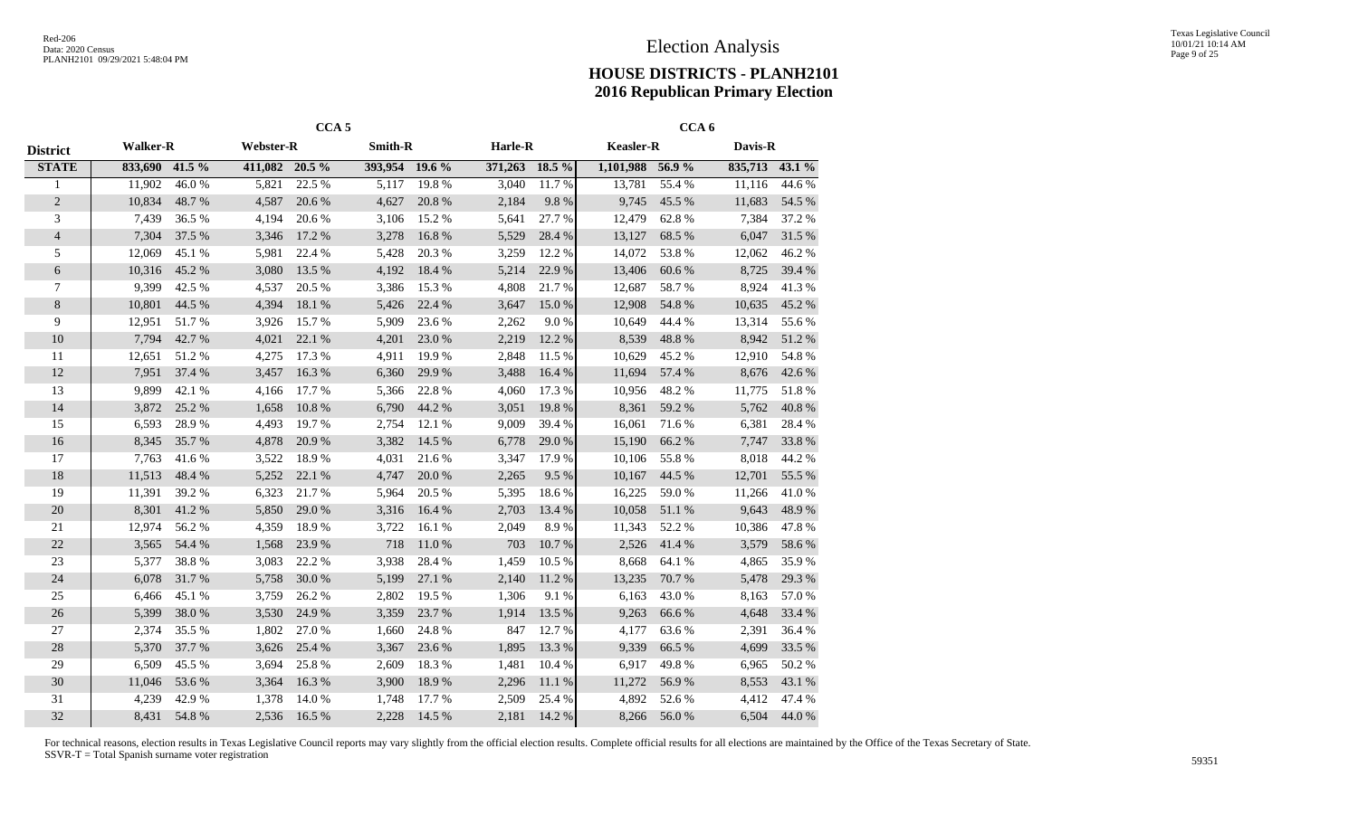# Election Analysis

## HOUSE DISTRICTS - PLANH2101
## 2016 Republican Primary Election

| | CCA 5 | | | | | | | | CCA 6 | | | |
|---|---|---|---|---|---|---|---|---|---|---|---|---|
| **District** | **Walker-R** | | **Webster-R** | | **Smith-R** | | **Harle-R** | | **Keasler-R** | | **Davis-R** | |
| **STATE** | **833,690** | **41.5 %** | **411,082** | **20.5 %** | **393,954** | **19.6 %** | **371,263** | **18.5 %** | **1,101,988** | **56.9 %** | **835,713** | **43.1 %** |
| 1 | 11,902 | 46.0 % | 5,821 | 22.5 % | 5,117 | 19.8 % | 3,040 | 11.7 % | 13,781 | 55.4 % | 11,116 | 44.6 % |
| 2 | 10,834 | 48.7 % | 4,587 | 20.6 % | 4,627 | 20.8 % | 2,184 | 9.8 % | 9,745 | 45.5 % | 11,683 | 54.5 % |
| 3 | 7,439 | 36.5 % | 4,194 | 20.6 % | 3,106 | 15.2 % | 5,641 | 27.7 % | 12,479 | 62.8 % | 7,384 | 37.2 % |
| 4 | 7,304 | 37.5 % | 3,346 | 17.2 % | 3,278 | 16.8 % | 5,529 | 28.4 % | 13,127 | 68.5 % | 6,047 | 31.5 % |
| 5 | 12,069 | 45.1 % | 5,981 | 22.4 % | 5,428 | 20.3 % | 3,259 | 12.2 % | 14,072 | 53.8 % | 12,062 | 46.2 % |
| 6 | 10,316 | 45.2 % | 3,080 | 13.5 % | 4,192 | 18.4 % | 5,214 | 22.9 % | 13,406 | 60.6 % | 8,725 | 39.4 % |
| 7 | 9,399 | 42.5 % | 4,537 | 20.5 % | 3,386 | 15.3 % | 4,808 | 21.7 % | 12,687 | 58.7 % | 8,924 | 41.3 % |
| 8 | 10,801 | 44.5 % | 4,394 | 18.1 % | 5,426 | 22.4 % | 3,647 | 15.0 % | 12,908 | 54.8 % | 10,635 | 45.2 % |
| 9 | 12,951 | 51.7 % | 3,926 | 15.7 % | 5,909 | 23.6 % | 2,262 | 9.0 % | 10,649 | 44.4 % | 13,314 | 55.6 % |
| 10 | 7,794 | 42.7 % | 4,021 | 22.1 % | 4,201 | 23.0 % | 2,219 | 12.2 % | 8,539 | 48.8 % | 8,942 | 51.2 % |
| 11 | 12,651 | 51.2 % | 4,275 | 17.3 % | 4,911 | 19.9 % | 2,848 | 11.5 % | 10,629 | 45.2 % | 12,910 | 54.8 % |
| 12 | 7,951 | 37.4 % | 3,457 | 16.3 % | 6,360 | 29.9 % | 3,488 | 16.4 % | 11,694 | 57.4 % | 8,676 | 42.6 % |
| 13 | 9,899 | 42.1 % | 4,166 | 17.7 % | 5,366 | 22.8 % | 4,060 | 17.3 % | 10,956 | 48.2 % | 11,775 | 51.8 % |
| 14 | 3,872 | 25.2 % | 1,658 | 10.8 % | 6,790 | 44.2 % | 3,051 | 19.8 % | 8,361 | 59.2 % | 5,762 | 40.8 % |
| 15 | 6,593 | 28.9 % | 4,493 | 19.7 % | 2,754 | 12.1 % | 9,009 | 39.4 % | 16,061 | 71.6 % | 6,381 | 28.4 % |
| 16 | 8,345 | 35.7 % | 4,878 | 20.9 % | 3,382 | 14.5 % | 6,778 | 29.0 % | 15,190 | 66.2 % | 7,747 | 33.8 % |
| 17 | 7,763 | 41.6 % | 3,522 | 18.9 % | 4,031 | 21.6 % | 3,347 | 17.9 % | 10,106 | 55.8 % | 8,018 | 44.2 % |
| 18 | 11,513 | 48.4 % | 5,252 | 22.1 % | 4,747 | 20.0 % | 2,265 | 9.5 % | 10,167 | 44.5 % | 12,701 | 55.5 % |
| 19 | 11,391 | 39.2 % | 6,323 | 21.7 % | 5,964 | 20.5 % | 5,395 | 18.6 % | 16,225 | 59.0 % | 11,266 | 41.0 % |
| 20 | 8,301 | 41.2 % | 5,850 | 29.0 % | 3,316 | 16.4 % | 2,703 | 13.4 % | 10,058 | 51.1 % | 9,643 | 48.9 % |
| 21 | 12,974 | 56.2 % | 4,359 | 18.9 % | 3,722 | 16.1 % | 2,049 | 8.9 % | 11,343 | 52.2 % | 10,386 | 47.8 % |
| 22 | 3,565 | 54.4 % | 1,568 | 23.9 % | 718 | 11.0 % | 703 | 10.7 % | 2,526 | 41.4 % | 3,579 | 58.6 % |
| 23 | 5,377 | 38.8 % | 3,083 | 22.2 % | 3,938 | 28.4 % | 1,459 | 10.5 % | 8,668 | 64.1 % | 4,865 | 35.9 % |
| 24 | 6,078 | 31.7 % | 5,758 | 30.0 % | 5,199 | 27.1 % | 2,140 | 11.2 % | 13,235 | 70.7 % | 5,478 | 29.3 % |
| 25 | 6,466 | 45.1 % | 3,759 | 26.2 % | 2,802 | 19.5 % | 1,306 | 9.1 % | 6,163 | 43.0 % | 8,163 | 57.0 % |
| 26 | 5,399 | 38.0 % | 3,530 | 24.9 % | 3,359 | 23.7 % | 1,914 | 13.5 % | 9,263 | 66.6 % | 4,648 | 33.4 % |
| 27 | 2,374 | 35.5 % | 1,802 | 27.0 % | 1,660 | 24.8 % | 847 | 12.7 % | 4,177 | 63.6 % | 2,391 | 36.4 % |
| 28 | 5,370 | 37.7 % | 3,626 | 25.4 % | 3,367 | 23.6 % | 1,895 | 13.3 % | 9,339 | 66.5 % | 4,699 | 33.5 % |
| 29 | 6,509 | 45.5 % | 3,694 | 25.8 % | 2,609 | 18.3 % | 1,481 | 10.4 % | 6,917 | 49.8 % | 6,965 | 50.2 % |
| 30 | 11,046 | 53.6 % | 3,364 | 16.3 % | 3,900 | 18.9 % | 2,296 | 11.1 % | 11,272 | 56.9 % | 8,553 | 43.1 % |
| 31 | 4,239 | 42.9 % | 1,378 | 14.0 % | 1,748 | 17.7 % | 2,509 | 25.4 % | 4,892 | 52.6 % | 4,412 | 47.4 % |
| 32 | 8,431 | 54.8 % | 2,536 | 16.5 % | 2,228 | 14.5 % | 2,181 | 14.2 % | 8,266 | 56.0 % | 6,504 | 44.0 % |

For technical reasons, election results in Texas Legislative Council reports may vary slightly from the official election results. Complete official results for all elections are maintained by the Office of the Texas Secretary of State.
SSVR-T = Total Spanish surname voter registration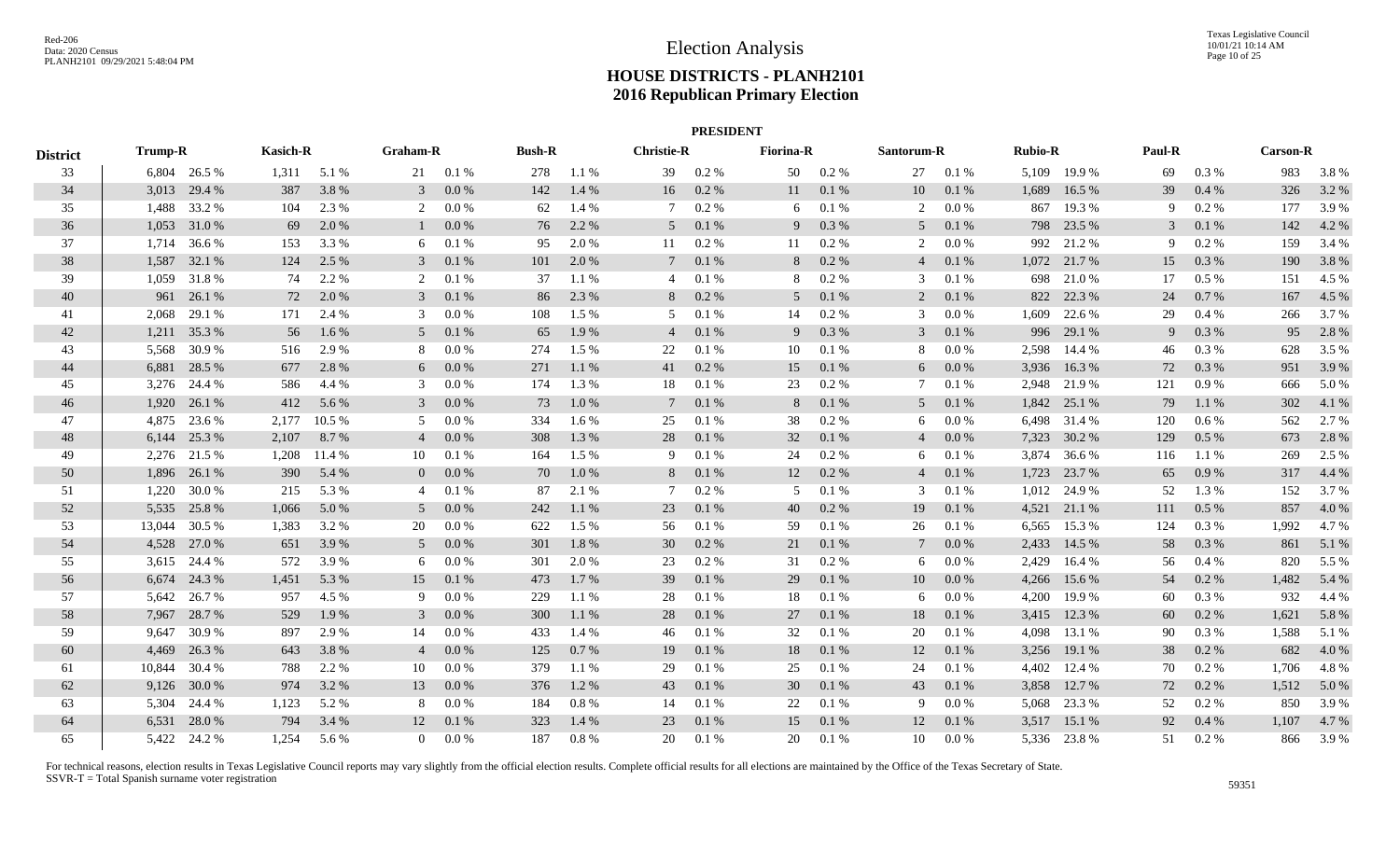# Election Analysis

## HOUSE DISTRICTS - PLANH2101
## 2016 Republican Primary Election

### PRESIDENT

| District | Trump-R | | Kasich-R | | Graham-R | | Bush-R | | Christie-R | | Fiorina-R | | Santorum-R | | Rubio-R | | Paul-R | | Carson-R | |
|---|---|---|---|---|---|---|---|---|---|---|---|---|---|---|---|---|---|---|---|---|
| 33 | 6,804 | 26.5 % | 1,311 | 5.1 % | 21 | 0.1 % | 278 | 1.1 % | 39 | 0.2 % | 50 | 0.2 % | 27 | 0.1 % | 5,109 | 19.9 % | 69 | 0.3 % | 983 | 3.8 % |
| 34 | 3,013 | 29.4 % | 387 | 3.8 % | 3 | 0.0 % | 142 | 1.4 % | 16 | 0.2 % | 11 | 0.1 % | 10 | 0.1 % | 1,689 | 16.5 % | 39 | 0.4 % | 326 | 3.2 % |
| 35 | 1,488 | 33.2 % | 104 | 2.3 % | 2 | 0.0 % | 62 | 1.4 % | 7 | 0.2 % | 6 | 0.1 % | 2 | 0.0 % | 867 | 19.3 % | 9 | 0.2 % | 177 | 3.9 % |
| 36 | 1,053 | 31.0 % | 69 | 2.0 % | 1 | 0.0 % | 76 | 2.2 % | 5 | 0.1 % | 9 | 0.3 % | 5 | 0.1 % | 798 | 23.5 % | 3 | 0.1 % | 142 | 4.2 % |
| 37 | 1,714 | 36.6 % | 153 | 3.3 % | 6 | 0.1 % | 95 | 2.0 % | 11 | 0.2 % | 11 | 0.2 % | 2 | 0.0 % | 992 | 21.2 % | 9 | 0.2 % | 159 | 3.4 % |
| 38 | 1,587 | 32.1 % | 124 | 2.5 % | 3 | 0.1 % | 101 | 2.0 % | 7 | 0.1 % | 8 | 0.2 % | 4 | 0.1 % | 1,072 | 21.7 % | 15 | 0.3 % | 190 | 3.8 % |
| 39 | 1,059 | 31.8 % | 74 | 2.2 % | 2 | 0.1 % | 37 | 1.1 % | 4 | 0.1 % | 8 | 0.2 % | 3 | 0.1 % | 698 | 21.0 % | 17 | 0.5 % | 151 | 4.5 % |
| 40 | 961 | 26.1 % | 72 | 2.0 % | 3 | 0.1 % | 86 | 2.3 % | 8 | 0.2 % | 5 | 0.1 % | 2 | 0.1 % | 822 | 22.3 % | 24 | 0.7 % | 167 | 4.5 % |
| 41 | 2,068 | 29.1 % | 171 | 2.4 % | 3 | 0.0 % | 108 | 1.5 % | 5 | 0.1 % | 14 | 0.2 % | 3 | 0.0 % | 1,609 | 22.6 % | 29 | 0.4 % | 266 | 3.7 % |
| 42 | 1,211 | 35.3 % | 56 | 1.6 % | 5 | 0.1 % | 65 | 1.9 % | 4 | 0.1 % | 9 | 0.3 % | 3 | 0.1 % | 996 | 29.1 % | 9 | 0.3 % | 95 | 2.8 % |
| 43 | 5,568 | 30.9 % | 516 | 2.9 % | 8 | 0.0 % | 274 | 1.5 % | 22 | 0.1 % | 10 | 0.1 % | 8 | 0.0 % | 2,598 | 14.4 % | 46 | 0.3 % | 628 | 3.5 % |
| 44 | 6,881 | 28.5 % | 677 | 2.8 % | 6 | 0.0 % | 271 | 1.1 % | 41 | 0.2 % | 15 | 0.1 % | 6 | 0.0 % | 3,936 | 16.3 % | 72 | 0.3 % | 951 | 3.9 % |
| 45 | 3,276 | 24.4 % | 586 | 4.4 % | 3 | 0.0 % | 174 | 1.3 % | 18 | 0.1 % | 23 | 0.2 % | 7 | 0.1 % | 2,948 | 21.9 % | 121 | 0.9 % | 666 | 5.0 % |
| 46 | 1,920 | 26.1 % | 412 | 5.6 % | 3 | 0.0 % | 73 | 1.0 % | 7 | 0.1 % | 8 | 0.1 % | 5 | 0.1 % | 1,842 | 25.1 % | 79 | 1.1 % | 302 | 4.1 % |
| 47 | 4,875 | 23.6 % | 2,177 | 10.5 % | 5 | 0.0 % | 334 | 1.6 % | 25 | 0.1 % | 38 | 0.2 % | 6 | 0.0 % | 6,498 | 31.4 % | 120 | 0.6 % | 562 | 2.7 % |
| 48 | 6,144 | 25.3 % | 2,107 | 8.7 % | 4 | 0.0 % | 308 | 1.3 % | 28 | 0.1 % | 32 | 0.1 % | 4 | 0.0 % | 7,323 | 30.2 % | 129 | 0.5 % | 673 | 2.8 % |
| 49 | 2,276 | 21.5 % | 1,208 | 11.4 % | 10 | 0.1 % | 164 | 1.5 % | 9 | 0.1 % | 24 | 0.2 % | 6 | 0.1 % | 3,874 | 36.6 % | 116 | 1.1 % | 269 | 2.5 % |
| 50 | 1,896 | 26.1 % | 390 | 5.4 % | 0 | 0.0 % | 70 | 1.0 % | 8 | 0.1 % | 12 | 0.2 % | 4 | 0.1 % | 1,723 | 23.7 % | 65 | 0.9 % | 317 | 4.4 % |
| 51 | 1,220 | 30.0 % | 215 | 5.3 % | 4 | 0.1 % | 87 | 2.1 % | 7 | 0.2 % | 5 | 0.1 % | 3 | 0.1 % | 1,012 | 24.9 % | 52 | 1.3 % | 152 | 3.7 % |
| 52 | 5,535 | 25.8 % | 1,066 | 5.0 % | 5 | 0.0 % | 242 | 1.1 % | 23 | 0.1 % | 40 | 0.2 % | 19 | 0.1 % | 4,521 | 21.1 % | 111 | 0.5 % | 857 | 4.0 % |
| 53 | 13,044 | 30.5 % | 1,383 | 3.2 % | 20 | 0.0 % | 622 | 1.5 % | 56 | 0.1 % | 59 | 0.1 % | 26 | 0.1 % | 6,565 | 15.3 % | 124 | 0.3 % | 1,992 | 4.7 % |
| 54 | 4,528 | 27.0 % | 651 | 3.9 % | 5 | 0.0 % | 301 | 1.8 % | 30 | 0.2 % | 21 | 0.1 % | 7 | 0.0 % | 2,433 | 14.5 % | 58 | 0.3 % | 861 | 5.1 % |
| 55 | 3,615 | 24.4 % | 572 | 3.9 % | 6 | 0.0 % | 301 | 2.0 % | 23 | 0.2 % | 31 | 0.2 % | 6 | 0.0 % | 2,429 | 16.4 % | 56 | 0.4 % | 820 | 5.5 % |
| 56 | 6,674 | 24.3 % | 1,451 | 5.3 % | 15 | 0.1 % | 473 | 1.7 % | 39 | 0.1 % | 29 | 0.1 % | 10 | 0.0 % | 4,266 | 15.6 % | 54 | 0.2 % | 1,482 | 5.4 % |
| 57 | 5,642 | 26.7 % | 957 | 4.5 % | 9 | 0.0 % | 229 | 1.1 % | 28 | 0.1 % | 18 | 0.1 % | 6 | 0.0 % | 4,200 | 19.9 % | 60 | 0.3 % | 932 | 4.4 % |
| 58 | 7,967 | 28.7 % | 529 | 1.9 % | 3 | 0.0 % | 300 | 1.1 % | 28 | 0.1 % | 27 | 0.1 % | 18 | 0.1 % | 3,415 | 12.3 % | 60 | 0.2 % | 1,621 | 5.8 % |
| 59 | 9,647 | 30.9 % | 897 | 2.9 % | 14 | 0.0 % | 433 | 1.4 % | 46 | 0.1 % | 32 | 0.1 % | 20 | 0.1 % | 4,098 | 13.1 % | 90 | 0.3 % | 1,588 | 5.1 % |
| 60 | 4,469 | 26.3 % | 643 | 3.8 % | 4 | 0.0 % | 125 | 0.7 % | 19 | 0.1 % | 18 | 0.1 % | 12 | 0.1 % | 3,256 | 19.1 % | 38 | 0.2 % | 682 | 4.0 % |
| 61 | 10,844 | 30.4 % | 788 | 2.2 % | 10 | 0.0 % | 379 | 1.1 % | 29 | 0.1 % | 25 | 0.1 % | 24 | 0.1 % | 4,402 | 12.4 % | 70 | 0.2 % | 1,706 | 4.8 % |
| 62 | 9,126 | 30.0 % | 974 | 3.2 % | 13 | 0.0 % | 376 | 1.2 % | 43 | 0.1 % | 30 | 0.1 % | 43 | 0.1 % | 3,858 | 12.7 % | 72 | 0.2 % | 1,512 | 5.0 % |
| 63 | 5,304 | 24.4 % | 1,123 | 5.2 % | 8 | 0.0 % | 184 | 0.8 % | 14 | 0.1 % | 22 | 0.1 % | 9 | 0.0 % | 5,068 | 23.3 % | 52 | 0.2 % | 850 | 3.9 % |
| 64 | 6,531 | 28.0 % | 794 | 3.4 % | 12 | 0.1 % | 323 | 1.4 % | 23 | 0.1 % | 15 | 0.1 % | 12 | 0.1 % | 3,517 | 15.1 % | 92 | 0.4 % | 1,107 | 4.7 % |
| 65 | 5,422 | 24.2 % | 1,254 | 5.6 % | 0 | 0.0 % | 187 | 0.8 % | 20 | 0.1 % | 20 | 0.1 % | 10 | 0.0 % | 5,336 | 23.8 % | 51 | 0.2 % | 866 | 3.9 % |

For technical reasons, election results in Texas Legislative Council reports may vary slightly from the official election results. Complete official results for all elections are maintained by the Office of the Texas Secretary of State.
SSVR-T = Total Spanish surname voter registration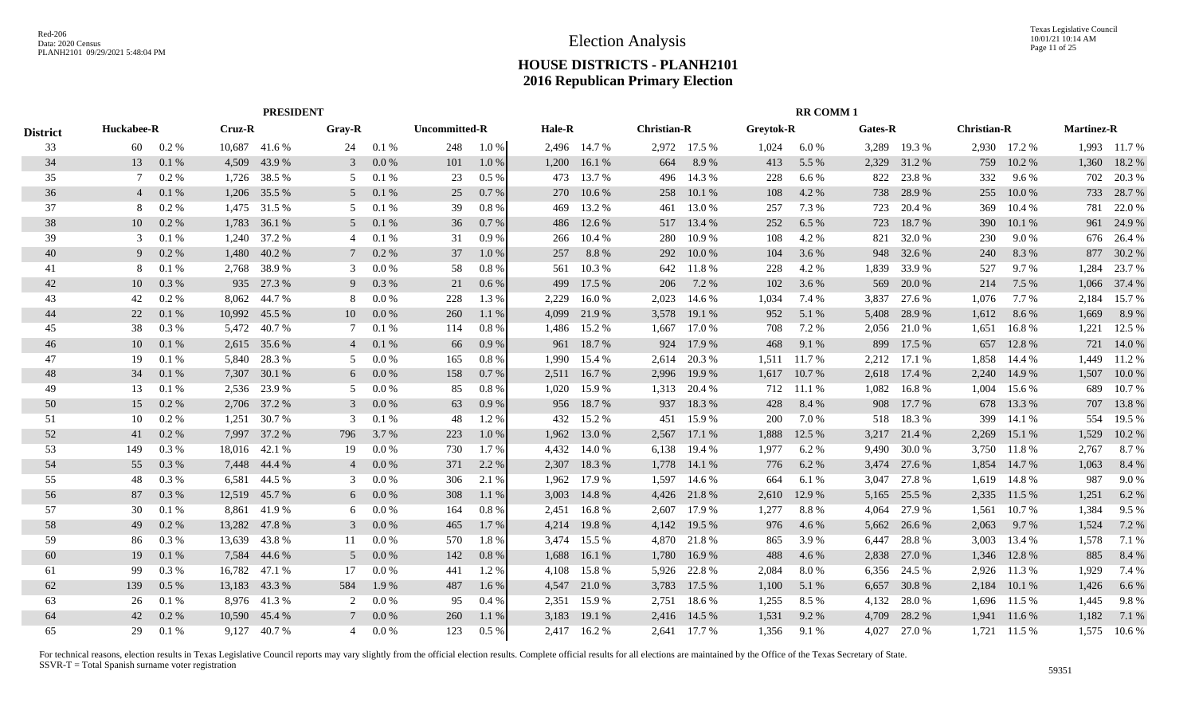# Election Analysis

## HOUSE DISTRICTS - PLANH2101
## 2016 Republican Primary Election

| | PRESIDENT | | | | | | | | RR COMM 1 | | | | | | | | | | | |
|---|---|---|---|---|---|---|---|---|---|---|---|---|---|---|---|---|---|---|---|---|
| District | Huckabee-R | | Cruz-R | | Gray-R | | Uncommitted-R | | Hale-R | | Christian-R | | Greytok-R | | Gates-R | | Christian-R | | Martinez-R | |
| 33 | 60 | 0.2 % | 10,687 | 41.6 % | 24 | 0.1 % | 248 | 1.0 % | 2,496 | 14.7 % | 2,972 | 17.5 % | 1,024 | 6.0 % | 3,289 | 19.3 % | 2,930 | 17.2 % | 1,993 | 11.7 % |
| 34 | 13 | 0.1 % | 4,509 | 43.9 % | 3 | 0.0 % | 101 | 1.0 % | 1,200 | 16.1 % | 664 | 8.9 % | 413 | 5.5 % | 2,329 | 31.2 % | 759 | 10.2 % | 1,360 | 18.2 % |
| 35 | 7 | 0.2 % | 1,726 | 38.5 % | 5 | 0.1 % | 23 | 0.5 % | 473 | 13.7 % | 496 | 14.3 % | 228 | 6.6 % | 822 | 23.8 % | 332 | 9.6 % | 702 | 20.3 % |
| 36 | 4 | 0.1 % | 1,206 | 35.5 % | 5 | 0.1 % | 25 | 0.7 % | 270 | 10.6 % | 258 | 10.1 % | 108 | 4.2 % | 738 | 28.9 % | 255 | 10.0 % | 733 | 28.7 % |
| 37 | 8 | 0.2 % | 1,475 | 31.5 % | 5 | 0.1 % | 39 | 0.8 % | 469 | 13.2 % | 461 | 13.0 % | 257 | 7.3 % | 723 | 20.4 % | 369 | 10.4 % | 781 | 22.0 % |
| 38 | 10 | 0.2 % | 1,783 | 36.1 % | 5 | 0.1 % | 36 | 0.7 % | 486 | 12.6 % | 517 | 13.4 % | 252 | 6.5 % | 723 | 18.7 % | 390 | 10.1 % | 961 | 24.9 % |
| 39 | 3 | 0.1 % | 1,240 | 37.2 % | 4 | 0.1 % | 31 | 0.9 % | 266 | 10.4 % | 280 | 10.9 % | 108 | 4.2 % | 821 | 32.0 % | 230 | 9.0 % | 676 | 26.4 % |
| 40 | 9 | 0.2 % | 1,480 | 40.2 % | 7 | 0.2 % | 37 | 1.0 % | 257 | 8.8 % | 292 | 10.0 % | 104 | 3.6 % | 948 | 32.6 % | 240 | 8.3 % | 877 | 30.2 % |
| 41 | 8 | 0.1 % | 2,768 | 38.9 % | 3 | 0.0 % | 58 | 0.8 % | 561 | 10.3 % | 642 | 11.8 % | 228 | 4.2 % | 1,839 | 33.9 % | 527 | 9.7 % | 1,284 | 23.7 % |
| 42 | 10 | 0.3 % | 935 | 27.3 % | 9 | 0.3 % | 21 | 0.6 % | 499 | 17.5 % | 206 | 7.2 % | 102 | 3.6 % | 569 | 20.0 % | 214 | 7.5 % | 1,066 | 37.4 % |
| 43 | 42 | 0.2 % | 8,062 | 44.7 % | 8 | 0.0 % | 228 | 1.3 % | 2,229 | 16.0 % | 2,023 | 14.6 % | 1,034 | 7.4 % | 3,837 | 27.6 % | 1,076 | 7.7 % | 2,184 | 15.7 % |
| 44 | 22 | 0.1 % | 10,992 | 45.5 % | 10 | 0.0 % | 260 | 1.1 % | 4,099 | 21.9 % | 3,578 | 19.1 % | 952 | 5.1 % | 5,408 | 28.9 % | 1,612 | 8.6 % | 1,669 | 8.9 % |
| 45 | 38 | 0.3 % | 5,472 | 40.7 % | 7 | 0.1 % | 114 | 0.8 % | 1,486 | 15.2 % | 1,667 | 17.0 % | 708 | 7.2 % | 2,056 | 21.0 % | 1,651 | 16.8 % | 1,221 | 12.5 % |
| 46 | 10 | 0.1 % | 2,615 | 35.6 % | 4 | 0.1 % | 66 | 0.9 % | 961 | 18.7 % | 924 | 17.9 % | 468 | 9.1 % | 899 | 17.5 % | 657 | 12.8 % | 721 | 14.0 % |
| 47 | 19 | 0.1 % | 5,840 | 28.3 % | 5 | 0.0 % | 165 | 0.8 % | 1,990 | 15.4 % | 2,614 | 20.3 % | 1,511 | 11.7 % | 2,212 | 17.1 % | 1,858 | 14.4 % | 1,449 | 11.2 % |
| 48 | 34 | 0.1 % | 7,307 | 30.1 % | 6 | 0.0 % | 158 | 0.7 % | 2,511 | 16.7 % | 2,996 | 19.9 % | 1,617 | 10.7 % | 2,618 | 17.4 % | 2,240 | 14.9 % | 1,507 | 10.0 % |
| 49 | 13 | 0.1 % | 2,536 | 23.9 % | 5 | 0.0 % | 85 | 0.8 % | 1,020 | 15.9 % | 1,313 | 20.4 % | 712 | 11.1 % | 1,082 | 16.8 % | 1,004 | 15.6 % | 689 | 10.7 % |
| 50 | 15 | 0.2 % | 2,706 | 37.2 % | 3 | 0.0 % | 63 | 0.9 % | 956 | 18.7 % | 937 | 18.3 % | 428 | 8.4 % | 908 | 17.7 % | 678 | 13.3 % | 707 | 13.8 % |
| 51 | 10 | 0.2 % | 1,251 | 30.7 % | 3 | 0.1 % | 48 | 1.2 % | 432 | 15.2 % | 451 | 15.9 % | 200 | 7.0 % | 518 | 18.3 % | 399 | 14.1 % | 554 | 19.5 % |
| 52 | 41 | 0.2 % | 7,997 | 37.2 % | 796 | 3.7 % | 223 | 1.0 % | 1,962 | 13.0 % | 2,567 | 17.1 % | 1,888 | 12.5 % | 3,217 | 21.4 % | 2,269 | 15.1 % | 1,529 | 10.2 % |
| 53 | 149 | 0.3 % | 18,016 | 42.1 % | 19 | 0.0 % | 730 | 1.7 % | 4,432 | 14.0 % | 6,138 | 19.4 % | 1,977 | 6.2 % | 9,490 | 30.0 % | 3,750 | 11.8 % | 2,767 | 8.7 % |
| 54 | 55 | 0.3 % | 7,448 | 44.4 % | 4 | 0.0 % | 371 | 2.2 % | 2,307 | 18.3 % | 1,778 | 14.1 % | 776 | 6.2 % | 3,474 | 27.6 % | 1,854 | 14.7 % | 1,063 | 8.4 % |
| 55 | 48 | 0.3 % | 6,581 | 44.5 % | 3 | 0.0 % | 306 | 2.1 % | 1,962 | 17.9 % | 1,597 | 14.6 % | 664 | 6.1 % | 3,047 | 27.8 % | 1,619 | 14.8 % | 987 | 9.0 % |
| 56 | 87 | 0.3 % | 12,519 | 45.7 % | 6 | 0.0 % | 308 | 1.1 % | 3,003 | 14.8 % | 4,426 | 21.8 % | 2,610 | 12.9 % | 5,165 | 25.5 % | 2,335 | 11.5 % | 1,251 | 6.2 % |
| 57 | 30 | 0.1 % | 8,861 | 41.9 % | 6 | 0.0 % | 164 | 0.8 % | 2,451 | 16.8 % | 2,607 | 17.9 % | 1,277 | 8.8 % | 4,064 | 27.9 % | 1,561 | 10.7 % | 1,384 | 9.5 % |
| 58 | 49 | 0.2 % | 13,282 | 47.8 % | 3 | 0.0 % | 465 | 1.7 % | 4,214 | 19.8 % | 4,142 | 19.5 % | 976 | 4.6 % | 5,662 | 26.6 % | 2,063 | 9.7 % | 1,524 | 7.2 % |
| 59 | 86 | 0.3 % | 13,639 | 43.8 % | 11 | 0.0 % | 570 | 1.8 % | 3,474 | 15.5 % | 4,870 | 21.8 % | 865 | 3.9 % | 6,447 | 28.8 % | 3,003 | 13.4 % | 1,578 | 7.1 % |
| 60 | 19 | 0.1 % | 7,584 | 44.6 % | 5 | 0.0 % | 142 | 0.8 % | 1,688 | 16.1 % | 1,780 | 16.9 % | 488 | 4.6 % | 2,838 | 27.0 % | 1,346 | 12.8 % | 885 | 8.4 % |
| 61 | 99 | 0.3 % | 16,782 | 47.1 % | 17 | 0.0 % | 441 | 1.2 % | 4,108 | 15.8 % | 5,926 | 22.8 % | 2,084 | 8.0 % | 6,356 | 24.5 % | 2,926 | 11.3 % | 1,929 | 7.4 % |
| 62 | 139 | 0.5 % | 13,183 | 43.3 % | 584 | 1.9 % | 487 | 1.6 % | 4,547 | 21.0 % | 3,783 | 17.5 % | 1,100 | 5.1 % | 6,657 | 30.8 % | 2,184 | 10.1 % | 1,426 | 6.6 % |
| 63 | 26 | 0.1 % | 8,976 | 41.3 % | 2 | 0.0 % | 95 | 0.4 % | 2,351 | 15.9 % | 2,751 | 18.6 % | 1,255 | 8.5 % | 4,132 | 28.0 % | 1,696 | 11.5 % | 1,445 | 9.8 % |
| 64 | 42 | 0.2 % | 10,590 | 45.4 % | 7 | 0.0 % | 260 | 1.1 % | 3,183 | 19.1 % | 2,416 | 14.5 % | 1,531 | 9.2 % | 4,709 | 28.2 % | 1,941 | 11.6 % | 1,182 | 7.1 % |
| 65 | 29 | 0.1 % | 9,127 | 40.7 % | 4 | 0.0 % | 123 | 0.5 % | 2,417 | 16.2 % | 2,641 | 17.7 % | 1,356 | 9.1 % | 4,027 | 27.0 % | 1,721 | 11.5 % | 1,575 | 10.6 % |

For technical reasons, election results in Texas Legislative Council reports may vary slightly from the official election results. Complete official results for all elections are maintained by the Office of the Texas Secretary of State.
SSVR-T = Total Spanish surname voter registration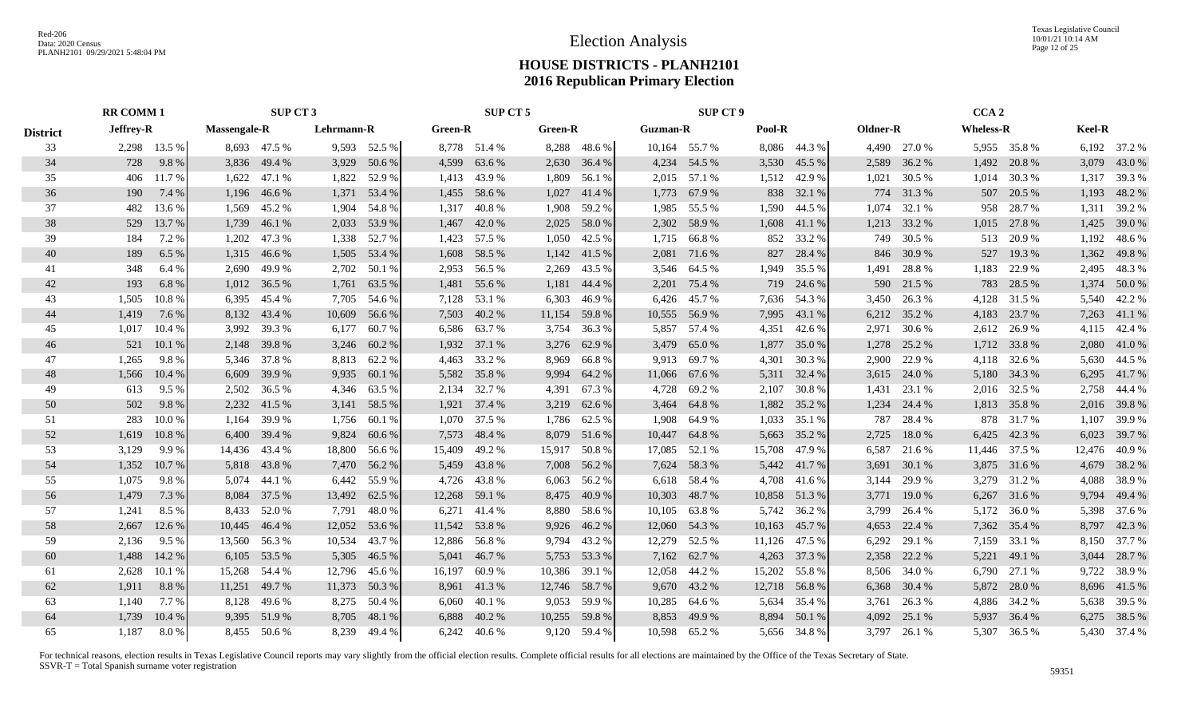# Election Analysis

## HOUSE DISTRICTS - PLANH2101
## 2016 Republican Primary Election

| | RR COMM 1 | | SUP CT 3 | | | | SUP CT 5 | | | | SUP CT 9 | | | | CCA 2 | | | | | |
|---|---|---|---|---|---|---|---|---|---|---|---|---|---|---|---|---|---|---|---|---|
| District | Jeffrey-R | | Massengale-R | | Lehrmann-R | | Green-R | | Green-R | | Guzman-R | | Pool-R | | Oldner-R | | Wheless-R | | Keel-R | |
| 33 | 2,298 | 13.5 % | 8,693 | 47.5 % | 9,593 | 52.5 % | 8,778 | 51.4 % | 8,288 | 48.6 % | 10,164 | 55.7 % | 8,086 | 44.3 % | 4,490 | 27.0 % | 5,955 | 35.8 % | 6,192 | 37.2 % |
| 34 | 728 | 9.8 % | 3,836 | 49.4 % | 3,929 | 50.6 % | 4,599 | 63.6 % | 2,630 | 36.4 % | 4,234 | 54.5 % | 3,530 | 45.5 % | 2,589 | 36.2 % | 1,492 | 20.8 % | 3,079 | 43.0 % |
| 35 | 406 | 11.7 % | 1,622 | 47.1 % | 1,822 | 52.9 % | 1,413 | 43.9 % | 1,809 | 56.1 % | 2,015 | 57.1 % | 1,512 | 42.9 % | 1,021 | 30.5 % | 1,014 | 30.3 % | 1,317 | 39.3 % |
| 36 | 190 | 7.4 % | 1,196 | 46.6 % | 1,371 | 53.4 % | 1,455 | 58.6 % | 1,027 | 41.4 % | 1,773 | 67.9 % | 838 | 32.1 % | 774 | 31.3 % | 507 | 20.5 % | 1,193 | 48.2 % |
| 37 | 482 | 13.6 % | 1,569 | 45.2 % | 1,904 | 54.8 % | 1,317 | 40.8 % | 1,908 | 59.2 % | 1,985 | 55.5 % | 1,590 | 44.5 % | 1,074 | 32.1 % | 958 | 28.7 % | 1,311 | 39.2 % |
| 38 | 529 | 13.7 % | 1,739 | 46.1 % | 2,033 | 53.9 % | 1,467 | 42.0 % | 2,025 | 58.0 % | 2,302 | 58.9 % | 1,608 | 41.1 % | 1,213 | 33.2 % | 1,015 | 27.8 % | 1,425 | 39.0 % |
| 39 | 184 | 7.2 % | 1,202 | 47.3 % | 1,338 | 52.7 % | 1,423 | 57.5 % | 1,050 | 42.5 % | 1,715 | 66.8 % | 852 | 33.2 % | 749 | 30.5 % | 513 | 20.9 % | 1,192 | 48.6 % |
| 40 | 189 | 6.5 % | 1,315 | 46.6 % | 1,505 | 53.4 % | 1,608 | 58.5 % | 1,142 | 41.5 % | 2,081 | 71.6 % | 827 | 28.4 % | 846 | 30.9 % | 527 | 19.3 % | 1,362 | 49.8 % |
| 41 | 348 | 6.4 % | 2,690 | 49.9 % | 2,702 | 50.1 % | 2,953 | 56.5 % | 2,269 | 43.5 % | 3,546 | 64.5 % | 1,949 | 35.5 % | 1,491 | 28.8 % | 1,183 | 22.9 % | 2,495 | 48.3 % |
| 42 | 193 | 6.8 % | 1,012 | 36.5 % | 1,761 | 63.5 % | 1,481 | 55.6 % | 1,181 | 44.4 % | 2,201 | 75.4 % | 719 | 24.6 % | 590 | 21.5 % | 783 | 28.5 % | 1,374 | 50.0 % |
| 43 | 1,505 | 10.8 % | 6,395 | 45.4 % | 7,705 | 54.6 % | 7,128 | 53.1 % | 6,303 | 46.9 % | 6,426 | 45.7 % | 7,636 | 54.3 % | 3,450 | 26.3 % | 4,128 | 31.5 % | 5,540 | 42.2 % |
| 44 | 1,419 | 7.6 % | 8,132 | 43.4 % | 10,609 | 56.6 % | 7,503 | 40.2 % | 11,154 | 59.8 % | 10,555 | 56.9 % | 7,995 | 43.1 % | 6,212 | 35.2 % | 4,183 | 23.7 % | 7,263 | 41.1 % |
| 45 | 1,017 | 10.4 % | 3,992 | 39.3 % | 6,177 | 60.7 % | 6,586 | 63.7 % | 3,754 | 36.3 % | 5,857 | 57.4 % | 4,351 | 42.6 % | 2,971 | 30.6 % | 2,612 | 26.9 % | 4,115 | 42.4 % |
| 46 | 521 | 10.1 % | 2,148 | 39.8 % | 3,246 | 60.2 % | 1,932 | 37.1 % | 3,276 | 62.9 % | 3,479 | 65.0 % | 1,877 | 35.0 % | 1,278 | 25.2 % | 1,712 | 33.8 % | 2,080 | 41.0 % |
| 47 | 1,265 | 9.8 % | 5,346 | 37.8 % | 8,813 | 62.2 % | 4,463 | 33.2 % | 8,969 | 66.8 % | 9,913 | 69.7 % | 4,301 | 30.3 % | 2,900 | 22.9 % | 4,118 | 32.6 % | 5,630 | 44.5 % |
| 48 | 1,566 | 10.4 % | 6,609 | 39.9 % | 9,935 | 60.1 % | 5,582 | 35.8 % | 9,994 | 64.2 % | 11,066 | 67.6 % | 5,311 | 32.4 % | 3,615 | 24.0 % | 5,180 | 34.3 % | 6,295 | 41.7 % |
| 49 | 613 | 9.5 % | 2,502 | 36.5 % | 4,346 | 63.5 % | 2,134 | 32.7 % | 4,391 | 67.3 % | 4,728 | 69.2 % | 2,107 | 30.8 % | 1,431 | 23.1 % | 2,016 | 32.5 % | 2,758 | 44.4 % |
| 50 | 502 | 9.8 % | 2,232 | 41.5 % | 3,141 | 58.5 % | 1,921 | 37.4 % | 3,219 | 62.6 % | 3,464 | 64.8 % | 1,882 | 35.2 % | 1,234 | 24.4 % | 1,813 | 35.8 % | 2,016 | 39.8 % |
| 51 | 283 | 10.0 % | 1,164 | 39.9 % | 1,756 | 60.1 % | 1,070 | 37.5 % | 1,786 | 62.5 % | 1,908 | 64.9 % | 1,033 | 35.1 % | 787 | 28.4 % | 878 | 31.7 % | 1,107 | 39.9 % |
| 52 | 1,619 | 10.8 % | 6,400 | 39.4 % | 9,824 | 60.6 % | 7,573 | 48.4 % | 8,079 | 51.6 % | 10,447 | 64.8 % | 5,663 | 35.2 % | 2,725 | 18.0 % | 6,425 | 42.3 % | 6,023 | 39.7 % |
| 53 | 3,129 | 9.9 % | 14,436 | 43.4 % | 18,800 | 56.6 % | 15,409 | 49.2 % | 15,917 | 50.8 % | 17,085 | 52.1 % | 15,708 | 47.9 % | 6,587 | 21.6 % | 11,446 | 37.5 % | 12,476 | 40.9 % |
| 54 | 1,352 | 10.7 % | 5,818 | 43.8 % | 7,470 | 56.2 % | 5,459 | 43.8 % | 7,008 | 56.2 % | 7,624 | 58.3 % | 5,442 | 41.7 % | 3,691 | 30.1 % | 3,875 | 31.6 % | 4,679 | 38.2 % |
| 55 | 1,075 | 9.8 % | 5,074 | 44.1 % | 6,442 | 55.9 % | 4,726 | 43.8 % | 6,063 | 56.2 % | 6,618 | 58.4 % | 4,708 | 41.6 % | 3,144 | 29.9 % | 3,279 | 31.2 % | 4,088 | 38.9 % |
| 56 | 1,479 | 7.3 % | 8,084 | 37.5 % | 13,492 | 62.5 % | 12,268 | 59.1 % | 8,475 | 40.9 % | 10,303 | 48.7 % | 10,858 | 51.3 % | 3,771 | 19.0 % | 6,267 | 31.6 % | 9,794 | 49.4 % |
| 57 | 1,241 | 8.5 % | 8,433 | 52.0 % | 7,791 | 48.0 % | 6,271 | 41.4 % | 8,880 | 58.6 % | 10,105 | 63.8 % | 5,742 | 36.2 % | 3,799 | 26.4 % | 5,172 | 36.0 % | 5,398 | 37.6 % |
| 58 | 2,667 | 12.6 % | 10,445 | 46.4 % | 12,052 | 53.6 % | 11,542 | 53.8 % | 9,926 | 46.2 % | 12,060 | 54.3 % | 10,163 | 45.7 % | 4,653 | 22.4 % | 7,362 | 35.4 % | 8,797 | 42.3 % |
| 59 | 2,136 | 9.5 % | 13,560 | 56.3 % | 10,534 | 43.7 % | 12,886 | 56.8 % | 9,794 | 43.2 % | 12,279 | 52.5 % | 11,126 | 47.5 % | 6,292 | 29.1 % | 7,159 | 33.1 % | 8,150 | 37.7 % |
| 60 | 1,488 | 14.2 % | 6,105 | 53.5 % | 5,305 | 46.5 % | 5,041 | 46.7 % | 5,753 | 53.3 % | 7,162 | 62.7 % | 4,263 | 37.3 % | 2,358 | 22.2 % | 5,221 | 49.1 % | 3,044 | 28.7 % |
| 61 | 2,628 | 10.1 % | 15,268 | 54.4 % | 12,796 | 45.6 % | 16,197 | 60.9 % | 10,386 | 39.1 % | 12,058 | 44.2 % | 15,202 | 55.8 % | 8,506 | 34.0 % | 6,790 | 27.1 % | 9,722 | 38.9 % |
| 62 | 1,911 | 8.8 % | 11,251 | 49.7 % | 11,373 | 50.3 % | 8,961 | 41.3 % | 12,746 | 58.7 % | 9,670 | 43.2 % | 12,718 | 56.8 % | 6,368 | 30.4 % | 5,872 | 28.0 % | 8,696 | 41.5 % |
| 63 | 1,140 | 7.7 % | 8,128 | 49.6 % | 8,275 | 50.4 % | 6,060 | 40.1 % | 9,053 | 59.9 % | 10,285 | 64.6 % | 5,634 | 35.4 % | 3,761 | 26.3 % | 4,886 | 34.2 % | 5,638 | 39.5 % |
| 64 | 1,739 | 10.4 % | 9,395 | 51.9 % | 8,705 | 48.1 % | 6,888 | 40.2 % | 10,255 | 59.8 % | 8,853 | 49.9 % | 8,894 | 50.1 % | 4,092 | 25.1 % | 5,937 | 36.4 % | 6,275 | 38.5 % |
| 65 | 1,187 | 8.0 % | 8,455 | 50.6 % | 8,239 | 49.4 % | 6,242 | 40.6 % | 9,120 | 59.4 % | 10,598 | 65.2 % | 5,656 | 34.8 % | 3,797 | 26.1 % | 5,307 | 36.5 % | 5,430 | 37.4 % |

For technical reasons, election results in Texas Legislative Council reports may vary slightly from the official election results. Complete official results for all elections are maintained by the Office of the Texas Secretary of State.
SSVR-T = Total Spanish surname voter registration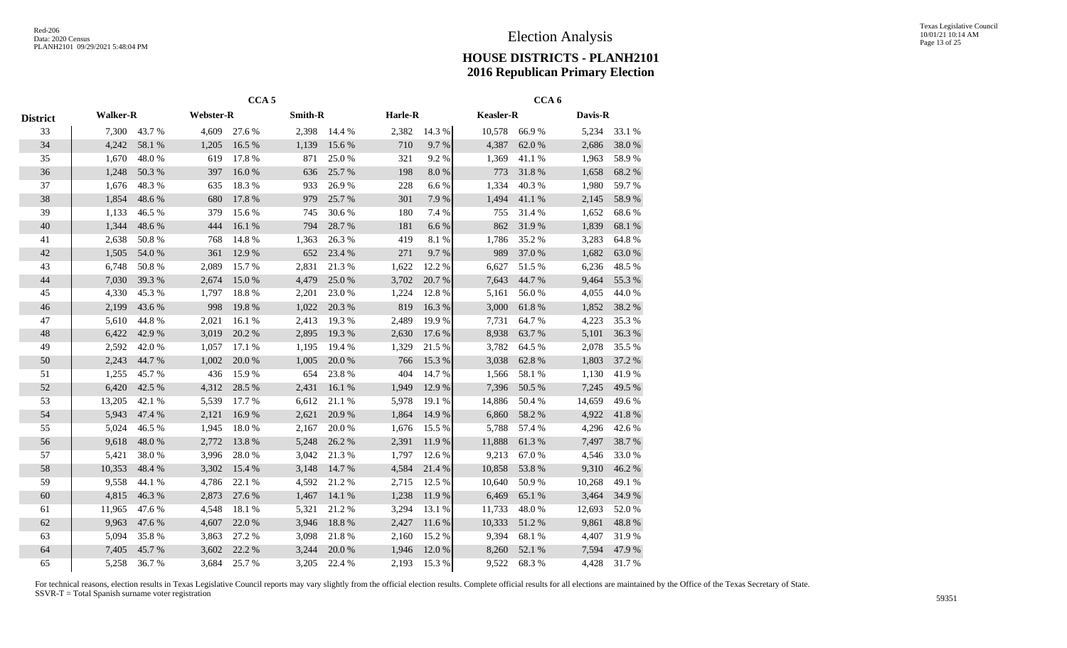# Election Analysis

## HOUSE DISTRICTS - PLANH2101
## 2016 Republican Primary Election

| District | CCA 5 | | | | | | | | CCA 6 | | | |
|---|---|---|---|---|---|---|---|---|---|---|---|---|
| | Walker-R | | Webster-R | | Smith-R | | Harle-R | | Keasler-R | | Davis-R | |
| 33 | 7,300 | 43.7 % | 4,609 | 27.6 % | 2,398 | 14.4 % | 2,382 | 14.3 % | 10,578 | 66.9 % | 5,234 | 33.1 % |
| 34 | 4,242 | 58.1 % | 1,205 | 16.5 % | 1,139 | 15.6 % | 710 | 9.7 % | 4,387 | 62.0 % | 2,686 | 38.0 % |
| 35 | 1,670 | 48.0 % | 619 | 17.8 % | 871 | 25.0 % | 321 | 9.2 % | 1,369 | 41.1 % | 1,963 | 58.9 % |
| 36 | 1,248 | 50.3 % | 397 | 16.0 % | 636 | 25.7 % | 198 | 8.0 % | 773 | 31.8 % | 1,658 | 68.2 % |
| 37 | 1,676 | 48.3 % | 635 | 18.3 % | 933 | 26.9 % | 228 | 6.6 % | 1,334 | 40.3 % | 1,980 | 59.7 % |
| 38 | 1,854 | 48.6 % | 680 | 17.8 % | 979 | 25.7 % | 301 | 7.9 % | 1,494 | 41.1 % | 2,145 | 58.9 % |
| 39 | 1,133 | 46.5 % | 379 | 15.6 % | 745 | 30.6 % | 180 | 7.4 % | 755 | 31.4 % | 1,652 | 68.6 % |
| 40 | 1,344 | 48.6 % | 444 | 16.1 % | 794 | 28.7 % | 181 | 6.6 % | 862 | 31.9 % | 1,839 | 68.1 % |
| 41 | 2,638 | 50.8 % | 768 | 14.8 % | 1,363 | 26.3 % | 419 | 8.1 % | 1,786 | 35.2 % | 3,283 | 64.8 % |
| 42 | 1,505 | 54.0 % | 361 | 12.9 % | 652 | 23.4 % | 271 | 9.7 % | 989 | 37.0 % | 1,682 | 63.0 % |
| 43 | 6,748 | 50.8 % | 2,089 | 15.7 % | 2,831 | 21.3 % | 1,622 | 12.2 % | 6,627 | 51.5 % | 6,236 | 48.5 % |
| 44 | 7,030 | 39.3 % | 2,674 | 15.0 % | 4,479 | 25.0 % | 3,702 | 20.7 % | 7,643 | 44.7 % | 9,464 | 55.3 % |
| 45 | 4,330 | 45.3 % | 1,797 | 18.8 % | 2,201 | 23.0 % | 1,224 | 12.8 % | 5,161 | 56.0 % | 4,055 | 44.0 % |
| 46 | 2,199 | 43.6 % | 998 | 19.8 % | 1,022 | 20.3 % | 819 | 16.3 % | 3,000 | 61.8 % | 1,852 | 38.2 % |
| 47 | 5,610 | 44.8 % | 2,021 | 16.1 % | 2,413 | 19.3 % | 2,489 | 19.9 % | 7,731 | 64.7 % | 4,223 | 35.3 % |
| 48 | 6,422 | 42.9 % | 3,019 | 20.2 % | 2,895 | 19.3 % | 2,630 | 17.6 % | 8,938 | 63.7 % | 5,101 | 36.3 % |
| 49 | 2,592 | 42.0 % | 1,057 | 17.1 % | 1,195 | 19.4 % | 1,329 | 21.5 % | 3,782 | 64.5 % | 2,078 | 35.5 % |
| 50 | 2,243 | 44.7 % | 1,002 | 20.0 % | 1,005 | 20.0 % | 766 | 15.3 % | 3,038 | 62.8 % | 1,803 | 37.2 % |
| 51 | 1,255 | 45.7 % | 436 | 15.9 % | 654 | 23.8 % | 404 | 14.7 % | 1,566 | 58.1 % | 1,130 | 41.9 % |
| 52 | 6,420 | 42.5 % | 4,312 | 28.5 % | 2,431 | 16.1 % | 1,949 | 12.9 % | 7,396 | 50.5 % | 7,245 | 49.5 % |
| 53 | 13,205 | 42.1 % | 5,539 | 17.7 % | 6,612 | 21.1 % | 5,978 | 19.1 % | 14,886 | 50.4 % | 14,659 | 49.6 % |
| 54 | 5,943 | 47.4 % | 2,121 | 16.9 % | 2,621 | 20.9 % | 1,864 | 14.9 % | 6,860 | 58.2 % | 4,922 | 41.8 % |
| 55 | 5,024 | 46.5 % | 1,945 | 18.0 % | 2,167 | 20.0 % | 1,676 | 15.5 % | 5,788 | 57.4 % | 4,296 | 42.6 % |
| 56 | 9,618 | 48.0 % | 2,772 | 13.8 % | 5,248 | 26.2 % | 2,391 | 11.9 % | 11,888 | 61.3 % | 7,497 | 38.7 % |
| 57 | 5,421 | 38.0 % | 3,996 | 28.0 % | 3,042 | 21.3 % | 1,797 | 12.6 % | 9,213 | 67.0 % | 4,546 | 33.0 % |
| 58 | 10,353 | 48.4 % | 3,302 | 15.4 % | 3,148 | 14.7 % | 4,584 | 21.4 % | 10,858 | 53.8 % | 9,310 | 46.2 % |
| 59 | 9,558 | 44.1 % | 4,786 | 22.1 % | 4,592 | 21.2 % | 2,715 | 12.5 % | 10,640 | 50.9 % | 10,268 | 49.1 % |
| 60 | 4,815 | 46.3 % | 2,873 | 27.6 % | 1,467 | 14.1 % | 1,238 | 11.9 % | 6,469 | 65.1 % | 3,464 | 34.9 % |
| 61 | 11,965 | 47.6 % | 4,548 | 18.1 % | 5,321 | 21.2 % | 3,294 | 13.1 % | 11,733 | 48.0 % | 12,693 | 52.0 % |
| 62 | 9,963 | 47.6 % | 4,607 | 22.0 % | 3,946 | 18.8 % | 2,427 | 11.6 % | 10,333 | 51.2 % | 9,861 | 48.8 % |
| 63 | 5,094 | 35.8 % | 3,863 | 27.2 % | 3,098 | 21.8 % | 2,160 | 15.2 % | 9,394 | 68.1 % | 4,407 | 31.9 % |
| 64 | 7,405 | 45.7 % | 3,602 | 22.2 % | 3,244 | 20.0 % | 1,946 | 12.0 % | 8,260 | 52.1 % | 7,594 | 47.9 % |
| 65 | 5,258 | 36.7 % | 3,684 | 25.7 % | 3,205 | 22.4 % | 2,193 | 15.3 % | 9,522 | 68.3 % | 4,428 | 31.7 % |

For technical reasons, election results in Texas Legislative Council reports may vary slightly from the official election results. Complete official results for all elections are maintained by the Office of the Texas Secretary of State.
SSVR-T = Total Spanish surname voter registration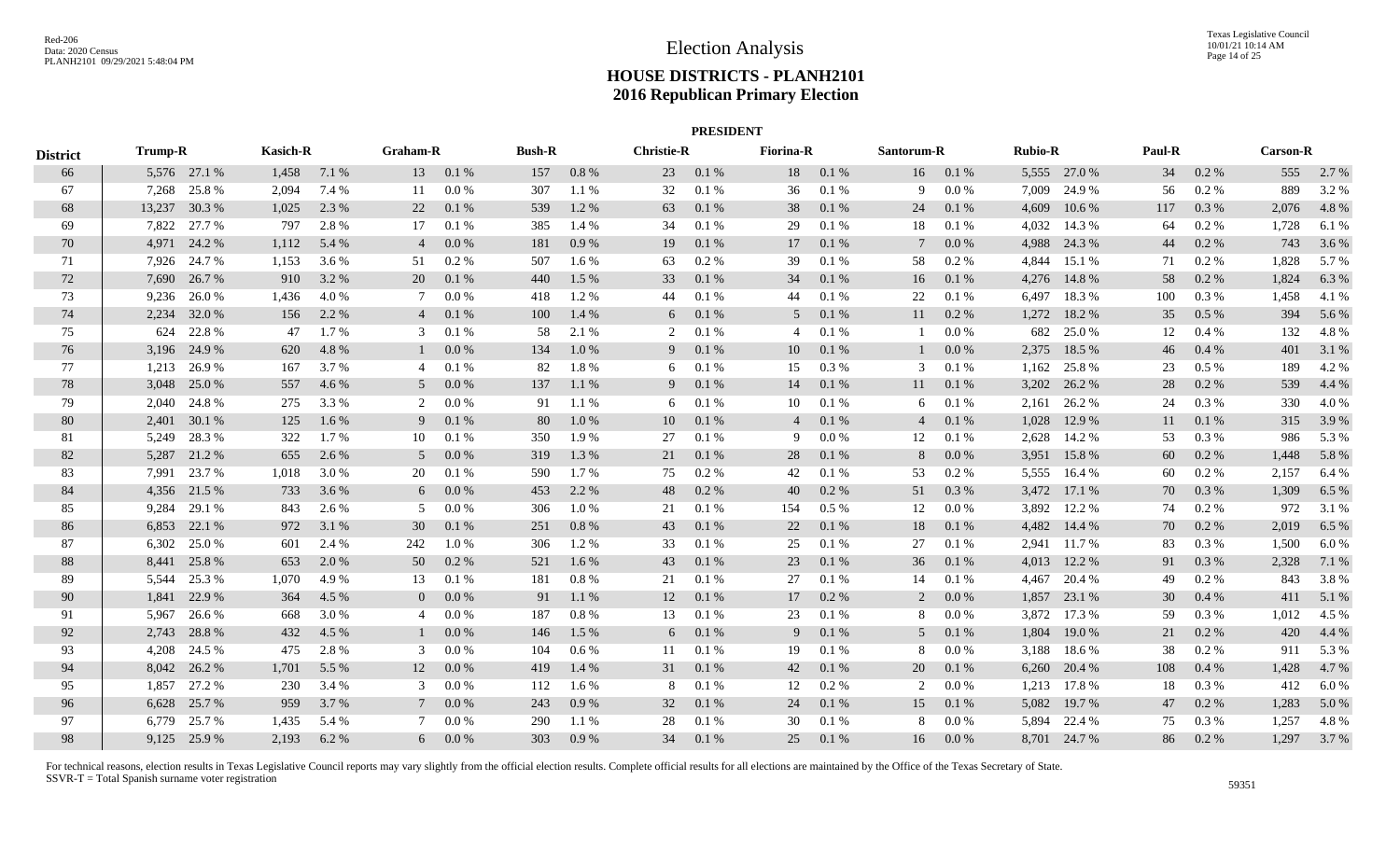# Election Analysis

## HOUSE DISTRICTS - PLANH2101
## 2016 Republican Primary Election

### PRESIDENT

| District | Trump-R | | Kasich-R | | Graham-R | | Bush-R | | Christie-R | | Fiorina-R | | Santorum-R | | Rubio-R | | Paul-R | | Carson-R | |
|---|---|---|---|---|---|---|---|---|---|---|---|---|---|---|---|---|---|---|---|---|
| 66 | 5,576 | 27.1 % | 1,458 | 7.1 % | 13 | 0.1 % | 157 | 0.8 % | 23 | 0.1 % | 18 | 0.1 % | 16 | 0.1 % | 5,555 | 27.0 % | 34 | 0.2 % | 555 | 2.7 % |
| 67 | 7,268 | 25.8 % | 2,094 | 7.4 % | 11 | 0.0 % | 307 | 1.1 % | 32 | 0.1 % | 36 | 0.1 % | 9 | 0.0 % | 7,009 | 24.9 % | 56 | 0.2 % | 889 | 3.2 % |
| 68 | 13,237 | 30.3 % | 1,025 | 2.3 % | 22 | 0.1 % | 539 | 1.2 % | 63 | 0.1 % | 38 | 0.1 % | 24 | 0.1 % | 4,609 | 10.6 % | 117 | 0.3 % | 2,076 | 4.8 % |
| 69 | 7,822 | 27.7 % | 797 | 2.8 % | 17 | 0.1 % | 385 | 1.4 % | 34 | 0.1 % | 29 | 0.1 % | 18 | 0.1 % | 4,032 | 14.3 % | 64 | 0.2 % | 1,728 | 6.1 % |
| 70 | 4,971 | 24.2 % | 1,112 | 5.4 % | 4 | 0.0 % | 181 | 0.9 % | 19 | 0.1 % | 17 | 0.1 % | 7 | 0.0 % | 4,988 | 24.3 % | 44 | 0.2 % | 743 | 3.6 % |
| 71 | 7,926 | 24.7 % | 1,153 | 3.6 % | 51 | 0.2 % | 507 | 1.6 % | 63 | 0.2 % | 39 | 0.1 % | 58 | 0.2 % | 4,844 | 15.1 % | 71 | 0.2 % | 1,828 | 5.7 % |
| 72 | 7,690 | 26.7 % | 910 | 3.2 % | 20 | 0.1 % | 440 | 1.5 % | 33 | 0.1 % | 34 | 0.1 % | 16 | 0.1 % | 4,276 | 14.8 % | 58 | 0.2 % | 1,824 | 6.3 % |
| 73 | 9,236 | 26.0 % | 1,436 | 4.0 % | 7 | 0.0 % | 418 | 1.2 % | 44 | 0.1 % | 44 | 0.1 % | 22 | 0.1 % | 6,497 | 18.3 % | 100 | 0.3 % | 1,458 | 4.1 % |
| 74 | 2,234 | 32.0 % | 156 | 2.2 % | 4 | 0.1 % | 100 | 1.4 % | 6 | 0.1 % | 5 | 0.1 % | 11 | 0.2 % | 1,272 | 18.2 % | 35 | 0.5 % | 394 | 5.6 % |
| 75 | 624 | 22.8 % | 47 | 1.7 % | 3 | 0.1 % | 58 | 2.1 % | 2 | 0.1 % | 4 | 0.1 % | 1 | 0.0 % | 682 | 25.0 % | 12 | 0.4 % | 132 | 4.8 % |
| 76 | 3,196 | 24.9 % | 620 | 4.8 % | 1 | 0.0 % | 134 | 1.0 % | 9 | 0.1 % | 10 | 0.1 % | 1 | 0.0 % | 2,375 | 18.5 % | 46 | 0.4 % | 401 | 3.1 % |
| 77 | 1,213 | 26.9 % | 167 | 3.7 % | 4 | 0.1 % | 82 | 1.8 % | 6 | 0.1 % | 15 | 0.3 % | 3 | 0.1 % | 1,162 | 25.8 % | 23 | 0.5 % | 189 | 4.2 % |
| 78 | 3,048 | 25.0 % | 557 | 4.6 % | 5 | 0.0 % | 137 | 1.1 % | 9 | 0.1 % | 14 | 0.1 % | 11 | 0.1 % | 3,202 | 26.2 % | 28 | 0.2 % | 539 | 4.4 % |
| 79 | 2,040 | 24.8 % | 275 | 3.3 % | 2 | 0.0 % | 91 | 1.1 % | 6 | 0.1 % | 10 | 0.1 % | 6 | 0.1 % | 2,161 | 26.2 % | 24 | 0.3 % | 330 | 4.0 % |
| 80 | 2,401 | 30.1 % | 125 | 1.6 % | 9 | 0.1 % | 80 | 1.0 % | 10 | 0.1 % | 4 | 0.1 % | 4 | 0.1 % | 1,028 | 12.9 % | 11 | 0.1 % | 315 | 3.9 % |
| 81 | 5,249 | 28.3 % | 322 | 1.7 % | 10 | 0.1 % | 350 | 1.9 % | 27 | 0.1 % | 9 | 0.0 % | 12 | 0.1 % | 2,628 | 14.2 % | 53 | 0.3 % | 986 | 5.3 % |
| 82 | 5,287 | 21.2 % | 655 | 2.6 % | 5 | 0.0 % | 319 | 1.3 % | 21 | 0.1 % | 28 | 0.1 % | 8 | 0.0 % | 3,951 | 15.8 % | 60 | 0.2 % | 1,448 | 5.8 % |
| 83 | 7,991 | 23.7 % | 1,018 | 3.0 % | 20 | 0.1 % | 590 | 1.7 % | 75 | 0.2 % | 42 | 0.1 % | 53 | 0.2 % | 5,555 | 16.4 % | 60 | 0.2 % | 2,157 | 6.4 % |
| 84 | 4,356 | 21.5 % | 733 | 3.6 % | 6 | 0.0 % | 453 | 2.2 % | 48 | 0.2 % | 40 | 0.2 % | 51 | 0.3 % | 3,472 | 17.1 % | 70 | 0.3 % | 1,309 | 6.5 % |
| 85 | 9,284 | 29.1 % | 843 | 2.6 % | 5 | 0.0 % | 306 | 1.0 % | 21 | 0.1 % | 154 | 0.5 % | 12 | 0.0 % | 3,892 | 12.2 % | 74 | 0.2 % | 972 | 3.1 % |
| 86 | 6,853 | 22.1 % | 972 | 3.1 % | 30 | 0.1 % | 251 | 0.8 % | 43 | 0.1 % | 22 | 0.1 % | 18 | 0.1 % | 4,482 | 14.4 % | 70 | 0.2 % | 2,019 | 6.5 % |
| 87 | 6,302 | 25.0 % | 601 | 2.4 % | 242 | 1.0 % | 306 | 1.2 % | 33 | 0.1 % | 25 | 0.1 % | 27 | 0.1 % | 2,941 | 11.7 % | 83 | 0.3 % | 1,500 | 6.0 % |
| 88 | 8,441 | 25.8 % | 653 | 2.0 % | 50 | 0.2 % | 521 | 1.6 % | 43 | 0.1 % | 23 | 0.1 % | 36 | 0.1 % | 4,013 | 12.2 % | 91 | 0.3 % | 2,328 | 7.1 % |
| 89 | 5,544 | 25.3 % | 1,070 | 4.9 % | 13 | 0.1 % | 181 | 0.8 % | 21 | 0.1 % | 27 | 0.1 % | 14 | 0.1 % | 4,467 | 20.4 % | 49 | 0.2 % | 843 | 3.8 % |
| 90 | 1,841 | 22.9 % | 364 | 4.5 % | 0 | 0.0 % | 91 | 1.1 % | 12 | 0.1 % | 17 | 0.2 % | 2 | 0.0 % | 1,857 | 23.1 % | 30 | 0.4 % | 411 | 5.1 % |
| 91 | 5,967 | 26.6 % | 668 | 3.0 % | 4 | 0.0 % | 187 | 0.8 % | 13 | 0.1 % | 23 | 0.1 % | 8 | 0.0 % | 3,872 | 17.3 % | 59 | 0.3 % | 1,012 | 4.5 % |
| 92 | 2,743 | 28.8 % | 432 | 4.5 % | 1 | 0.0 % | 146 | 1.5 % | 6 | 0.1 % | 9 | 0.1 % | 5 | 0.1 % | 1,804 | 19.0 % | 21 | 0.2 % | 420 | 4.4 % |
| 93 | 4,208 | 24.5 % | 475 | 2.8 % | 3 | 0.0 % | 104 | 0.6 % | 11 | 0.1 % | 19 | 0.1 % | 8 | 0.0 % | 3,188 | 18.6 % | 38 | 0.2 % | 911 | 5.3 % |
| 94 | 8,042 | 26.2 % | 1,701 | 5.5 % | 12 | 0.0 % | 419 | 1.4 % | 31 | 0.1 % | 42 | 0.1 % | 20 | 0.1 % | 6,260 | 20.4 % | 108 | 0.4 % | 1,428 | 4.7 % |
| 95 | 1,857 | 27.2 % | 230 | 3.4 % | 3 | 0.0 % | 112 | 1.6 % | 8 | 0.1 % | 12 | 0.2 % | 2 | 0.0 % | 1,213 | 17.8 % | 18 | 0.3 % | 412 | 6.0 % |
| 96 | 6,628 | 25.7 % | 959 | 3.7 % | 7 | 0.0 % | 243 | 0.9 % | 32 | 0.1 % | 24 | 0.1 % | 15 | 0.1 % | 5,082 | 19.7 % | 47 | 0.2 % | 1,283 | 5.0 % |
| 97 | 6,779 | 25.7 % | 1,435 | 5.4 % | 7 | 0.0 % | 290 | 1.1 % | 28 | 0.1 % | 30 | 0.1 % | 8 | 0.0 % | 5,894 | 22.4 % | 75 | 0.3 % | 1,257 | 4.8 % |
| 98 | 9,125 | 25.9 % | 2,193 | 6.2 % | 6 | 0.0 % | 303 | 0.9 % | 34 | 0.1 % | 25 | 0.1 % | 16 | 0.0 % | 8,701 | 24.7 % | 86 | 0.2 % | 1,297 | 3.7 % |

For technical reasons, election results in Texas Legislative Council reports may vary slightly from the official election results. Complete official results for all elections are maintained by the Office of the Texas Secretary of State.
SSVR-T = Total Spanish surname voter registration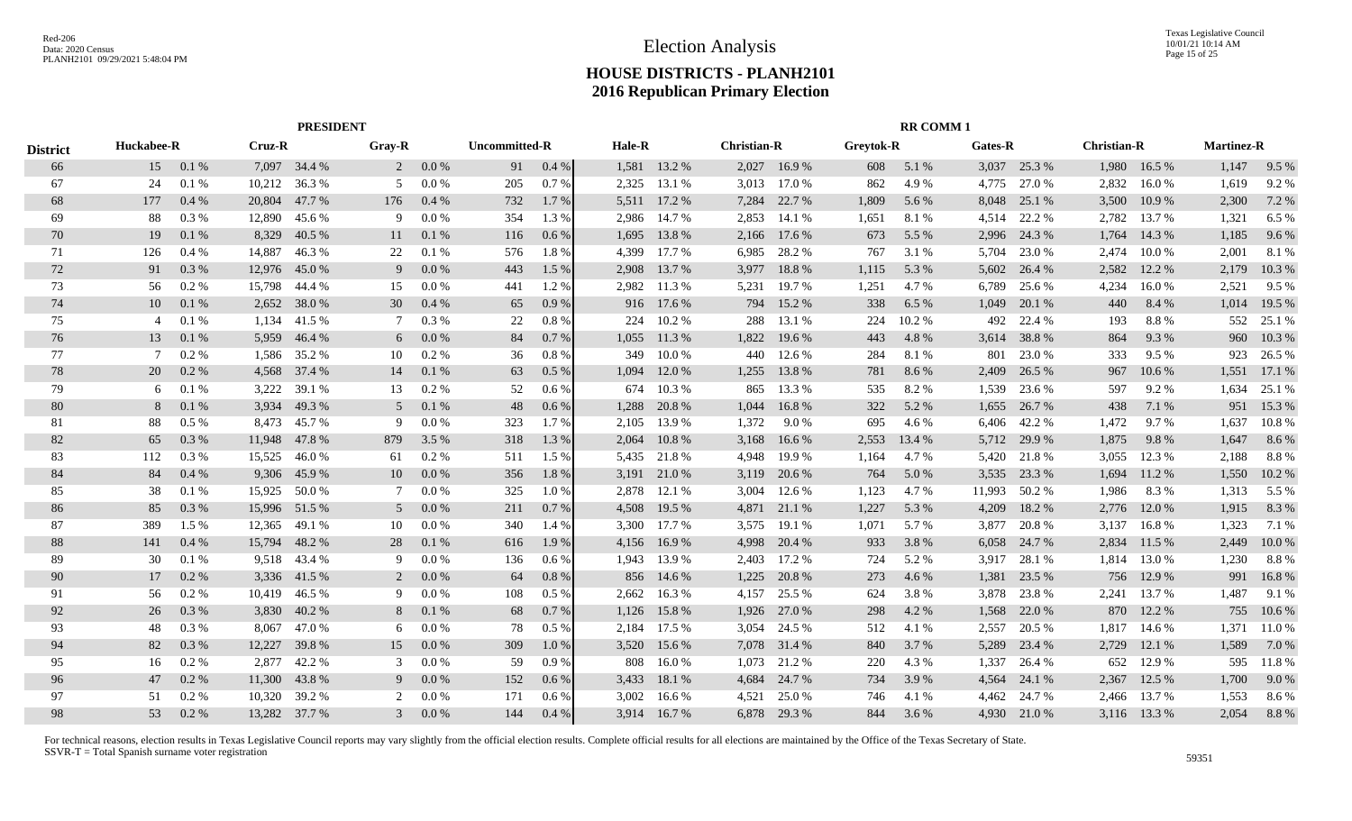# Election Analysis

## HOUSE DISTRICTS - PLANH2101
## 2016 Republican Primary Election

| | PRESIDENT | | | | | | | | RR COMM 1 | | | | | | | | | | | | | |
|---|---|---|---|---|---|---|---|---|---|---|---|---|---|---|---|---|---|---|---|---|---|---|
| District | Huckabee-R | | Cruz-R | | Gray-R | | Uncommitted-R | | Hale-R | | Christian-R | | Greytok-R | | Gates-R | | Christian-R | | Martinez-R | |
| 66 | 15 | 0.1 % | 7,097 | 34.4 % | 2 | 0.0 % | 91 | 0.4 % | 1,581 | 13.2 % | 2,027 | 16.9 % | 608 | 5.1 % | 3,037 | 25.3 % | 1,980 | 16.5 % | 1,147 | 9.5 % |
| 67 | 24 | 0.1 % | 10,212 | 36.3 % | 5 | 0.0 % | 205 | 0.7 % | 2,325 | 13.1 % | 3,013 | 17.0 % | 862 | 4.9 % | 4,775 | 27.0 % | 2,832 | 16.0 % | 1,619 | 9.2 % |
| 68 | 177 | 0.4 % | 20,804 | 47.7 % | 176 | 0.4 % | 732 | 1.7 % | 5,511 | 17.2 % | 7,284 | 22.7 % | 1,809 | 5.6 % | 8,048 | 25.1 % | 3,500 | 10.9 % | 2,300 | 7.2 % |
| 69 | 88 | 0.3 % | 12,890 | 45.6 % | 9 | 0.0 % | 354 | 1.3 % | 2,986 | 14.7 % | 2,853 | 14.1 % | 1,651 | 8.1 % | 4,514 | 22.2 % | 2,782 | 13.7 % | 1,321 | 6.5 % |
| 70 | 19 | 0.1 % | 8,329 | 40.5 % | 11 | 0.1 % | 116 | 0.6 % | 1,695 | 13.8 % | 2,166 | 17.6 % | 673 | 5.5 % | 2,996 | 24.3 % | 1,764 | 14.3 % | 1,185 | 9.6 % |
| 71 | 126 | 0.4 % | 14,887 | 46.3 % | 22 | 0.1 % | 576 | 1.8 % | 4,399 | 17.7 % | 6,985 | 28.2 % | 767 | 3.1 % | 5,704 | 23.0 % | 2,474 | 10.0 % | 2,001 | 8.1 % |
| 72 | 91 | 0.3 % | 12,976 | 45.0 % | 9 | 0.0 % | 443 | 1.5 % | 2,908 | 13.7 % | 3,977 | 18.8 % | 1,115 | 5.3 % | 5,602 | 26.4 % | 2,582 | 12.2 % | 2,179 | 10.3 % |
| 73 | 56 | 0.2 % | 15,798 | 44.4 % | 15 | 0.0 % | 441 | 1.2 % | 2,982 | 11.3 % | 5,231 | 19.7 % | 1,251 | 4.7 % | 6,789 | 25.6 % | 4,234 | 16.0 % | 2,521 | 9.5 % |
| 74 | 10 | 0.1 % | 2,652 | 38.0 % | 30 | 0.4 % | 65 | 0.9 % | 916 | 17.6 % | 794 | 15.2 % | 338 | 6.5 % | 1,049 | 20.1 % | 440 | 8.4 % | 1,014 | 19.5 % |
| 75 | 4 | 0.1 % | 1,134 | 41.5 % | 7 | 0.3 % | 22 | 0.8 % | 224 | 10.2 % | 288 | 13.1 % | 224 | 10.2 % | 492 | 22.4 % | 193 | 8.8 % | 552 | 25.1 % |
| 76 | 13 | 0.1 % | 5,959 | 46.4 % | 6 | 0.0 % | 84 | 0.7 % | 1,055 | 11.3 % | 1,822 | 19.6 % | 443 | 4.8 % | 3,614 | 38.8 % | 864 | 9.3 % | 960 | 10.3 % |
| 77 | 7 | 0.2 % | 1,586 | 35.2 % | 10 | 0.2 % | 36 | 0.8 % | 349 | 10.0 % | 440 | 12.6 % | 284 | 8.1 % | 801 | 23.0 % | 333 | 9.5 % | 923 | 26.5 % |
| 78 | 20 | 0.2 % | 4,568 | 37.4 % | 14 | 0.1 % | 63 | 0.5 % | 1,094 | 12.0 % | 1,255 | 13.8 % | 781 | 8.6 % | 2,409 | 26.5 % | 967 | 10.6 % | 1,551 | 17.1 % |
| 79 | 6 | 0.1 % | 3,222 | 39.1 % | 13 | 0.2 % | 52 | 0.6 % | 674 | 10.3 % | 865 | 13.3 % | 535 | 8.2 % | 1,539 | 23.6 % | 597 | 9.2 % | 1,634 | 25.1 % |
| 80 | 8 | 0.1 % | 3,934 | 49.3 % | 5 | 0.1 % | 48 | 0.6 % | 1,288 | 20.8 % | 1,044 | 16.8 % | 322 | 5.2 % | 1,655 | 26.7 % | 438 | 7.1 % | 951 | 15.3 % |
| 81 | 88 | 0.5 % | 8,473 | 45.7 % | 9 | 0.0 % | 323 | 1.7 % | 2,105 | 13.9 % | 1,372 | 9.0 % | 695 | 4.6 % | 6,406 | 42.2 % | 1,472 | 9.7 % | 1,637 | 10.8 % |
| 82 | 65 | 0.3 % | 11,948 | 47.8 % | 879 | 3.5 % | 318 | 1.3 % | 2,064 | 10.8 % | 3,168 | 16.6 % | 2,553 | 13.4 % | 5,712 | 29.9 % | 1,875 | 9.8 % | 1,647 | 8.6 % |
| 83 | 112 | 0.3 % | 15,525 | 46.0 % | 61 | 0.2 % | 511 | 1.5 % | 5,435 | 21.8 % | 4,948 | 19.9 % | 1,164 | 4.7 % | 5,420 | 21.8 % | 3,055 | 12.3 % | 2,188 | 8.8 % |
| 84 | 84 | 0.4 % | 9,306 | 45.9 % | 10 | 0.0 % | 356 | 1.8 % | 3,191 | 21.0 % | 3,119 | 20.6 % | 764 | 5.0 % | 3,535 | 23.3 % | 1,694 | 11.2 % | 1,550 | 10.2 % |
| 85 | 38 | 0.1 % | 15,925 | 50.0 % | 7 | 0.0 % | 325 | 1.0 % | 2,878 | 12.1 % | 3,004 | 12.6 % | 1,123 | 4.7 % | 11,993 | 50.2 % | 1,986 | 8.3 % | 1,313 | 5.5 % |
| 86 | 85 | 0.3 % | 15,996 | 51.5 % | 5 | 0.0 % | 211 | 0.7 % | 4,508 | 19.5 % | 4,871 | 21.1 % | 1,227 | 5.3 % | 4,209 | 18.2 % | 2,776 | 12.0 % | 1,915 | 8.3 % |
| 87 | 389 | 1.5 % | 12,365 | 49.1 % | 10 | 0.0 % | 340 | 1.4 % | 3,300 | 17.7 % | 3,575 | 19.1 % | 1,071 | 5.7 % | 3,877 | 20.8 % | 3,137 | 16.8 % | 1,323 | 7.1 % |
| 88 | 141 | 0.4 % | 15,794 | 48.2 % | 28 | 0.1 % | 616 | 1.9 % | 4,156 | 16.9 % | 4,998 | 20.4 % | 933 | 3.8 % | 6,058 | 24.7 % | 2,834 | 11.5 % | 2,449 | 10.0 % |
| 89 | 30 | 0.1 % | 9,518 | 43.4 % | 9 | 0.0 % | 136 | 0.6 % | 1,943 | 13.9 % | 2,403 | 17.2 % | 724 | 5.2 % | 3,917 | 28.1 % | 1,814 | 13.0 % | 1,230 | 8.8 % |
| 90 | 17 | 0.2 % | 3,336 | 41.5 % | 2 | 0.0 % | 64 | 0.8 % | 856 | 14.6 % | 1,225 | 20.8 % | 273 | 4.6 % | 1,381 | 23.5 % | 756 | 12.9 % | 991 | 16.8 % |
| 91 | 56 | 0.2 % | 10,419 | 46.5 % | 9 | 0.0 % | 108 | 0.5 % | 2,662 | 16.3 % | 4,157 | 25.5 % | 624 | 3.8 % | 3,878 | 23.8 % | 2,241 | 13.7 % | 1,487 | 9.1 % |
| 92 | 26 | 0.3 % | 3,830 | 40.2 % | 8 | 0.1 % | 68 | 0.7 % | 1,126 | 15.8 % | 1,926 | 27.0 % | 298 | 4.2 % | 1,568 | 22.0 % | 870 | 12.2 % | 755 | 10.6 % |
| 93 | 48 | 0.3 % | 8,067 | 47.0 % | 6 | 0.0 % | 78 | 0.5 % | 2,184 | 17.5 % | 3,054 | 24.5 % | 512 | 4.1 % | 2,557 | 20.5 % | 1,817 | 14.6 % | 1,371 | 11.0 % |
| 94 | 82 | 0.3 % | 12,227 | 39.8 % | 15 | 0.0 % | 309 | 1.0 % | 3,520 | 15.6 % | 7,078 | 31.4 % | 840 | 3.7 % | 5,289 | 23.4 % | 2,729 | 12.1 % | 1,589 | 7.0 % |
| 95 | 16 | 0.2 % | 2,877 | 42.2 % | 3 | 0.0 % | 59 | 0.9 % | 808 | 16.0 % | 1,073 | 21.2 % | 220 | 4.3 % | 1,337 | 26.4 % | 652 | 12.9 % | 595 | 11.8 % |
| 96 | 47 | 0.2 % | 11,300 | 43.8 % | 9 | 0.0 % | 152 | 0.6 % | 3,433 | 18.1 % | 4,684 | 24.7 % | 734 | 3.9 % | 4,564 | 24.1 % | 2,367 | 12.5 % | 1,700 | 9.0 % |
| 97 | 51 | 0.2 % | 10,320 | 39.2 % | 2 | 0.0 % | 171 | 0.6 % | 3,002 | 16.6 % | 4,521 | 25.0 % | 746 | 4.1 % | 4,462 | 24.7 % | 2,466 | 13.7 % | 1,553 | 8.6 % |
| 98 | 53 | 0.2 % | 13,282 | 37.7 % | 3 | 0.0 % | 144 | 0.4 % | 3,914 | 16.7 % | 6,878 | 29.3 % | 844 | 3.6 % | 4,930 | 21.0 % | 3,116 | 13.3 % | 2,054 | 8.8 % |

For technical reasons, election results in Texas Legislative Council reports may vary slightly from the official election results. Complete official results for all elections are maintained by the Office of the Texas Secretary of State.
SSVR-T = Total Spanish surname voter registration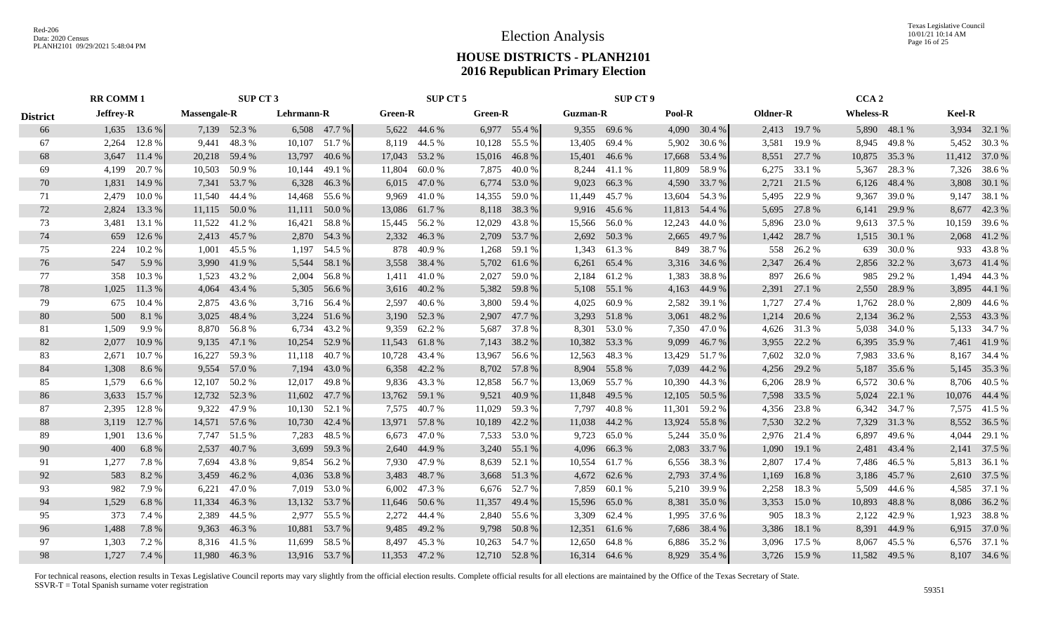# Election Analysis

## HOUSE DISTRICTS - PLANH2101
## 2016 Republican Primary Election

| District | RR COMM 1 | | SUP CT 3 | | | | SUP CT 5 | | | | SUP CT 9 | | | | CCA 2 | | | | | |
|---|---|---|---|---|---|---|---|---|---|---|---|---|---|---|---|---|---|---|---|---|
| | Jeffrey-R | | Massengale-R | | Lehrmann-R | | Green-R | | Green-R | | Guzman-R | | Pool-R | | Oldner-R | | Wheless-R | | Keel-R | |
| 66 | 1,635 | 13.6 % | 7,139 | 52.3 % | 6,508 | 47.7 % | 5,622 | 44.6 % | 6,977 | 55.4 % | 9,355 | 69.6 % | 4,090 | 30.4 % | 2,413 | 19.7 % | 5,890 | 48.1 % | 3,934 | 32.1 % |
| 67 | 2,264 | 12.8 % | 9,441 | 48.3 % | 10,107 | 51.7 % | 8,119 | 44.5 % | 10,128 | 55.5 % | 13,405 | 69.4 % | 5,902 | 30.6 % | 3,581 | 19.9 % | 8,945 | 49.8 % | 5,452 | 30.3 % |
| 68 | 3,647 | 11.4 % | 20,218 | 59.4 % | 13,797 | 40.6 % | 17,043 | 53.2 % | 15,016 | 46.8 % | 15,401 | 46.6 % | 17,668 | 53.4 % | 8,551 | 27.7 % | 10,875 | 35.3 % | 11,412 | 37.0 % |
| 69 | 4,199 | 20.7 % | 10,503 | 50.9 % | 10,144 | 49.1 % | 11,804 | 60.0 % | 7,875 | 40.0 % | 8,244 | 41.1 % | 11,809 | 58.9 % | 6,275 | 33.1 % | 5,367 | 28.3 % | 7,326 | 38.6 % |
| 70 | 1,831 | 14.9 % | 7,341 | 53.7 % | 6,328 | 46.3 % | 6,015 | 47.0 % | 6,774 | 53.0 % | 9,023 | 66.3 % | 4,590 | 33.7 % | 2,721 | 21.5 % | 6,126 | 48.4 % | 3,808 | 30.1 % |
| 71 | 2,479 | 10.0 % | 11,540 | 44.4 % | 14,468 | 55.6 % | 9,969 | 41.0 % | 14,355 | 59.0 % | 11,449 | 45.7 % | 13,604 | 54.3 % | 5,495 | 22.9 % | 9,367 | 39.0 % | 9,147 | 38.1 % |
| 72 | 2,824 | 13.3 % | 11,115 | 50.0 % | 11,111 | 50.0 % | 13,086 | 61.7 % | 8,118 | 38.3 % | 9,916 | 45.6 % | 11,813 | 54.4 % | 5,695 | 27.8 % | 6,141 | 29.9 % | 8,677 | 42.3 % |
| 73 | 3,481 | 13.1 % | 11,522 | 41.2 % | 16,421 | 58.8 % | 15,445 | 56.2 % | 12,029 | 43.8 % | 15,566 | 56.0 % | 12,243 | 44.0 % | 5,896 | 23.0 % | 9,613 | 37.5 % | 10,159 | 39.6 % |
| 74 | 659 | 12.6 % | 2,413 | 45.7 % | 2,870 | 54.3 % | 2,332 | 46.3 % | 2,709 | 53.7 % | 2,692 | 50.3 % | 2,665 | 49.7 % | 1,442 | 28.7 % | 1,515 | 30.1 % | 2,068 | 41.2 % |
| 75 | 224 | 10.2 % | 1,001 | 45.5 % | 1,197 | 54.5 % | 878 | 40.9 % | 1,268 | 59.1 % | 1,343 | 61.3 % | 849 | 38.7 % | 558 | 26.2 % | 639 | 30.0 % | 933 | 43.8 % |
| 76 | 547 | 5.9 % | 3,990 | 41.9 % | 5,544 | 58.1 % | 3,558 | 38.4 % | 5,702 | 61.6 % | 6,261 | 65.4 % | 3,316 | 34.6 % | 2,347 | 26.4 % | 2,856 | 32.2 % | 3,673 | 41.4 % |
| 77 | 358 | 10.3 % | 1,523 | 43.2 % | 2,004 | 56.8 % | 1,411 | 41.0 % | 2,027 | 59.0 % | 2,184 | 61.2 % | 1,383 | 38.8 % | 897 | 26.6 % | 985 | 29.2 % | 1,494 | 44.3 % |
| 78 | 1,025 | 11.3 % | 4,064 | 43.4 % | 5,305 | 56.6 % | 3,616 | 40.2 % | 5,382 | 59.8 % | 5,108 | 55.1 % | 4,163 | 44.9 % | 2,391 | 27.1 % | 2,550 | 28.9 % | 3,895 | 44.1 % |
| 79 | 675 | 10.4 % | 2,875 | 43.6 % | 3,716 | 56.4 % | 2,597 | 40.6 % | 3,800 | 59.4 % | 4,025 | 60.9 % | 2,582 | 39.1 % | 1,727 | 27.4 % | 1,762 | 28.0 % | 2,809 | 44.6 % |
| 80 | 500 | 8.1 % | 3,025 | 48.4 % | 3,224 | 51.6 % | 3,190 | 52.3 % | 2,907 | 47.7 % | 3,293 | 51.8 % | 3,061 | 48.2 % | 1,214 | 20.6 % | 2,134 | 36.2 % | 2,553 | 43.3 % |
| 81 | 1,509 | 9.9 % | 8,870 | 56.8 % | 6,734 | 43.2 % | 9,359 | 62.2 % | 5,687 | 37.8 % | 8,301 | 53.0 % | 7,350 | 47.0 % | 4,626 | 31.3 % | 5,038 | 34.0 % | 5,133 | 34.7 % |
| 82 | 2,077 | 10.9 % | 9,135 | 47.1 % | 10,254 | 52.9 % | 11,543 | 61.8 % | 7,143 | 38.2 % | 10,382 | 53.3 % | 9,099 | 46.7 % | 3,955 | 22.2 % | 6,395 | 35.9 % | 7,461 | 41.9 % |
| 83 | 2,671 | 10.7 % | 16,227 | 59.3 % | 11,118 | 40.7 % | 10,728 | 43.4 % | 13,967 | 56.6 % | 12,563 | 48.3 % | 13,429 | 51.7 % | 7,602 | 32.0 % | 7,983 | 33.6 % | 8,167 | 34.4 % |
| 84 | 1,308 | 8.6 % | 9,554 | 57.0 % | 7,194 | 43.0 % | 6,358 | 42.2 % | 8,702 | 57.8 % | 8,904 | 55.8 % | 7,039 | 44.2 % | 4,256 | 29.2 % | 5,187 | 35.6 % | 5,145 | 35.3 % |
| 85 | 1,579 | 6.6 % | 12,107 | 50.2 % | 12,017 | 49.8 % | 9,836 | 43.3 % | 12,858 | 56.7 % | 13,069 | 55.7 % | 10,390 | 44.3 % | 6,206 | 28.9 % | 6,572 | 30.6 % | 8,706 | 40.5 % |
| 86 | 3,633 | 15.7 % | 12,732 | 52.3 % | 11,602 | 47.7 % | 13,762 | 59.1 % | 9,521 | 40.9 % | 11,848 | 49.5 % | 12,105 | 50.5 % | 7,598 | 33.5 % | 5,024 | 22.1 % | 10,076 | 44.4 % |
| 87 | 2,395 | 12.8 % | 9,322 | 47.9 % | 10,130 | 52.1 % | 7,575 | 40.7 % | 11,029 | 59.3 % | 7,797 | 40.8 % | 11,301 | 59.2 % | 4,356 | 23.8 % | 6,342 | 34.7 % | 7,575 | 41.5 % |
| 88 | 3,119 | 12.7 % | 14,571 | 57.6 % | 10,730 | 42.4 % | 13,971 | 57.8 % | 10,189 | 42.2 % | 11,038 | 44.2 % | 13,924 | 55.8 % | 7,530 | 32.2 % | 7,329 | 31.3 % | 8,552 | 36.5 % |
| 89 | 1,901 | 13.6 % | 7,747 | 51.5 % | 7,283 | 48.5 % | 6,673 | 47.0 % | 7,533 | 53.0 % | 9,723 | 65.0 % | 5,244 | 35.0 % | 2,976 | 21.4 % | 6,897 | 49.6 % | 4,044 | 29.1 % |
| 90 | 400 | 6.8 % | 2,537 | 40.7 % | 3,699 | 59.3 % | 2,640 | 44.9 % | 3,240 | 55.1 % | 4,096 | 66.3 % | 2,083 | 33.7 % | 1,090 | 19.1 % | 2,481 | 43.4 % | 2,141 | 37.5 % |
| 91 | 1,277 | 7.8 % | 7,694 | 43.8 % | 9,854 | 56.2 % | 7,930 | 47.9 % | 8,639 | 52.1 % | 10,554 | 61.7 % | 6,556 | 38.3 % | 2,807 | 17.4 % | 7,486 | 46.5 % | 5,813 | 36.1 % |
| 92 | 583 | 8.2 % | 3,459 | 46.2 % | 4,036 | 53.8 % | 3,483 | 48.7 % | 3,668 | 51.3 % | 4,672 | 62.6 % | 2,793 | 37.4 % | 1,169 | 16.8 % | 3,186 | 45.7 % | 2,610 | 37.5 % |
| 93 | 982 | 7.9 % | 6,221 | 47.0 % | 7,019 | 53.0 % | 6,002 | 47.3 % | 6,676 | 52.7 % | 7,859 | 60.1 % | 5,210 | 39.9 % | 2,258 | 18.3 % | 5,509 | 44.6 % | 4,585 | 37.1 % |
| 94 | 1,529 | 6.8 % | 11,334 | 46.3 % | 13,132 | 53.7 % | 11,646 | 50.6 % | 11,357 | 49.4 % | 15,596 | 65.0 % | 8,381 | 35.0 % | 3,353 | 15.0 % | 10,893 | 48.8 % | 8,086 | 36.2 % |
| 95 | 373 | 7.4 % | 2,389 | 44.5 % | 2,977 | 55.5 % | 2,272 | 44.4 % | 2,840 | 55.6 % | 3,309 | 62.4 % | 1,995 | 37.6 % | 905 | 18.3 % | 2,122 | 42.9 % | 1,923 | 38.8 % |
| 96 | 1,488 | 7.8 % | 9,363 | 46.3 % | 10,881 | 53.7 % | 9,485 | 49.2 % | 9,798 | 50.8 % | 12,351 | 61.6 % | 7,686 | 38.4 % | 3,386 | 18.1 % | 8,391 | 44.9 % | 6,915 | 37.0 % |
| 97 | 1,303 | 7.2 % | 8,316 | 41.5 % | 11,699 | 58.5 % | 8,497 | 45.3 % | 10,263 | 54.7 % | 12,650 | 64.8 % | 6,886 | 35.2 % | 3,096 | 17.5 % | 8,067 | 45.5 % | 6,576 | 37.1 % |
| 98 | 1,727 | 7.4 % | 11,980 | 46.3 % | 13,916 | 53.7 % | 11,353 | 47.2 % | 12,710 | 52.8 % | 16,314 | 64.6 % | 8,929 | 35.4 % | 3,726 | 15.9 % | 11,582 | 49.5 % | 8,107 | 34.6 % |

For technical reasons, election results in Texas Legislative Council reports may vary slightly from the official election results. Complete official results for all elections are maintained by the Office of the Texas Secretary of State.
SSVR-T = Total Spanish surname voter registration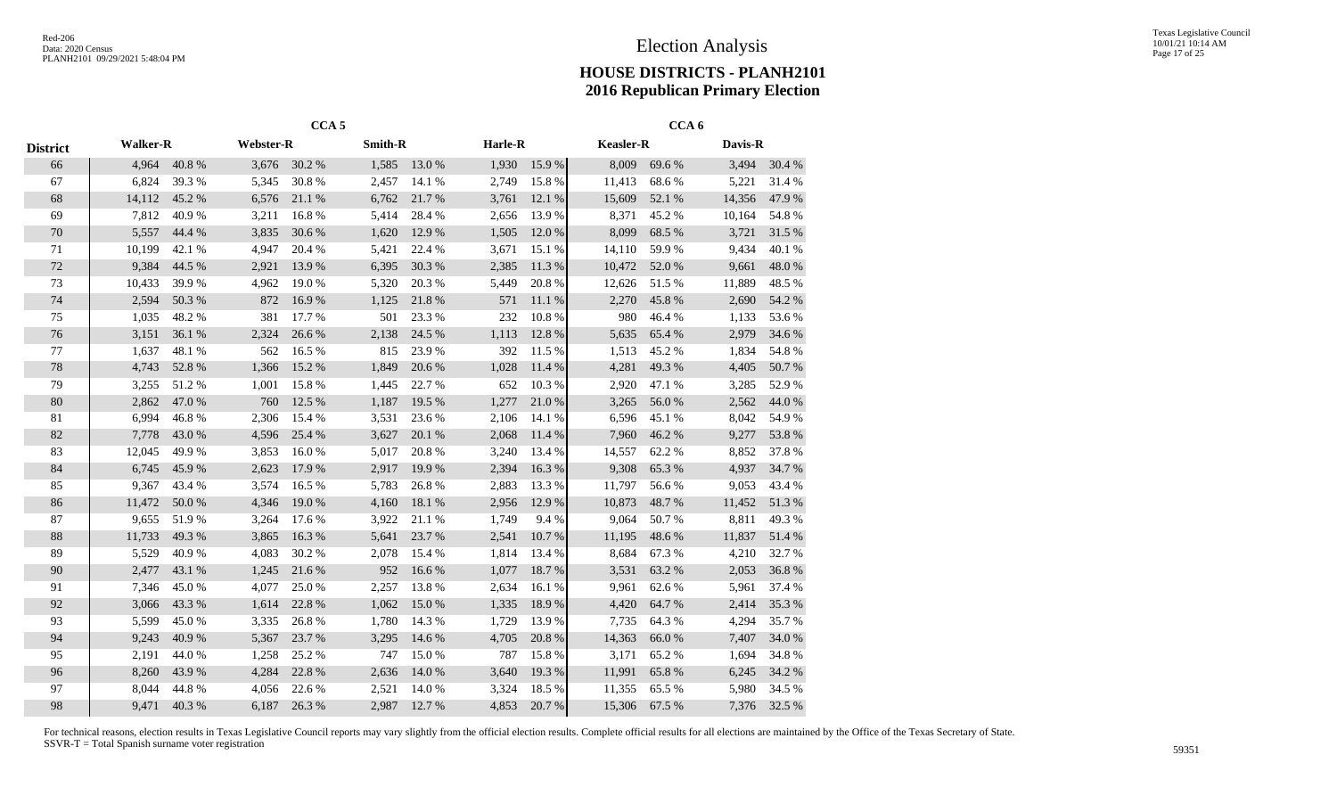# Election Analysis

## HOUSE DISTRICTS - PLANH2101
## 2016 Republican Primary Election

| District | CCA 5 | | | | | | | | CCA 6 | | | |
|---|---|---|---|---|---|---|---|---|---|---|---|---|
| | Walker-R | | Webster-R | | Smith-R | | Harle-R | | Keasler-R | | Davis-R | |
| 66 | 4,964 | 40.8 % | 3,676 | 30.2 % | 1,585 | 13.0 % | 1,930 | 15.9 % | 8,009 | 69.6 % | 3,494 | 30.4 % |
| 67 | 6,824 | 39.3 % | 5,345 | 30.8 % | 2,457 | 14.1 % | 2,749 | 15.8 % | 11,413 | 68.6 % | 5,221 | 31.4 % |
| 68 | 14,112 | 45.2 % | 6,576 | 21.1 % | 6,762 | 21.7 % | 3,761 | 12.1 % | 15,609 | 52.1 % | 14,356 | 47.9 % |
| 69 | 7,812 | 40.9 % | 3,211 | 16.8 % | 5,414 | 28.4 % | 2,656 | 13.9 % | 8,371 | 45.2 % | 10,164 | 54.8 % |
| 70 | 5,557 | 44.4 % | 3,835 | 30.6 % | 1,620 | 12.9 % | 1,505 | 12.0 % | 8,099 | 68.5 % | 3,721 | 31.5 % |
| 71 | 10,199 | 42.1 % | 4,947 | 20.4 % | 5,421 | 22.4 % | 3,671 | 15.1 % | 14,110 | 59.9 % | 9,434 | 40.1 % |
| 72 | 9,384 | 44.5 % | 2,921 | 13.9 % | 6,395 | 30.3 % | 2,385 | 11.3 % | 10,472 | 52.0 % | 9,661 | 48.0 % |
| 73 | 10,433 | 39.9 % | 4,962 | 19.0 % | 5,320 | 20.3 % | 5,449 | 20.8 % | 12,626 | 51.5 % | 11,889 | 48.5 % |
| 74 | 2,594 | 50.3 % | 872 | 16.9 % | 1,125 | 21.8 % | 571 | 11.1 % | 2,270 | 45.8 % | 2,690 | 54.2 % |
| 75 | 1,035 | 48.2 % | 381 | 17.7 % | 501 | 23.3 % | 232 | 10.8 % | 980 | 46.4 % | 1,133 | 53.6 % |
| 76 | 3,151 | 36.1 % | 2,324 | 26.6 % | 2,138 | 24.5 % | 1,113 | 12.8 % | 5,635 | 65.4 % | 2,979 | 34.6 % |
| 77 | 1,637 | 48.1 % | 562 | 16.5 % | 815 | 23.9 % | 392 | 11.5 % | 1,513 | 45.2 % | 1,834 | 54.8 % |
| 78 | 4,743 | 52.8 % | 1,366 | 15.2 % | 1,849 | 20.6 % | 1,028 | 11.4 % | 4,281 | 49.3 % | 4,405 | 50.7 % |
| 79 | 3,255 | 51.2 % | 1,001 | 15.8 % | 1,445 | 22.7 % | 652 | 10.3 % | 2,920 | 47.1 % | 3,285 | 52.9 % |
| 80 | 2,862 | 47.0 % | 760 | 12.5 % | 1,187 | 19.5 % | 1,277 | 21.0 % | 3,265 | 56.0 % | 2,562 | 44.0 % |
| 81 | 6,994 | 46.8 % | 2,306 | 15.4 % | 3,531 | 23.6 % | 2,106 | 14.1 % | 6,596 | 45.1 % | 8,042 | 54.9 % |
| 82 | 7,778 | 43.0 % | 4,596 | 25.4 % | 3,627 | 20.1 % | 2,068 | 11.4 % | 7,960 | 46.2 % | 9,277 | 53.8 % |
| 83 | 12,045 | 49.9 % | 3,853 | 16.0 % | 5,017 | 20.8 % | 3,240 | 13.4 % | 14,557 | 62.2 % | 8,852 | 37.8 % |
| 84 | 6,745 | 45.9 % | 2,623 | 17.9 % | 2,917 | 19.9 % | 2,394 | 16.3 % | 9,308 | 65.3 % | 4,937 | 34.7 % |
| 85 | 9,367 | 43.4 % | 3,574 | 16.5 % | 5,783 | 26.8 % | 2,883 | 13.3 % | 11,797 | 56.6 % | 9,053 | 43.4 % |
| 86 | 11,472 | 50.0 % | 4,346 | 19.0 % | 4,160 | 18.1 % | 2,956 | 12.9 % | 10,873 | 48.7 % | 11,452 | 51.3 % |
| 87 | 9,655 | 51.9 % | 3,264 | 17.6 % | 3,922 | 21.1 % | 1,749 | 9.4 % | 9,064 | 50.7 % | 8,811 | 49.3 % |
| 88 | 11,733 | 49.3 % | 3,865 | 16.3 % | 5,641 | 23.7 % | 2,541 | 10.7 % | 11,195 | 48.6 % | 11,837 | 51.4 % |
| 89 | 5,529 | 40.9 % | 4,083 | 30.2 % | 2,078 | 15.4 % | 1,814 | 13.4 % | 8,684 | 67.3 % | 4,210 | 32.7 % |
| 90 | 2,477 | 43.1 % | 1,245 | 21.6 % | 952 | 16.6 % | 1,077 | 18.7 % | 3,531 | 63.2 % | 2,053 | 36.8 % |
| 91 | 7,346 | 45.0 % | 4,077 | 25.0 % | 2,257 | 13.8 % | 2,634 | 16.1 % | 9,961 | 62.6 % | 5,961 | 37.4 % |
| 92 | 3,066 | 43.3 % | 1,614 | 22.8 % | 1,062 | 15.0 % | 1,335 | 18.9 % | 4,420 | 64.7 % | 2,414 | 35.3 % |
| 93 | 5,599 | 45.0 % | 3,335 | 26.8 % | 1,780 | 14.3 % | 1,729 | 13.9 % | 7,735 | 64.3 % | 4,294 | 35.7 % |
| 94 | 9,243 | 40.9 % | 5,367 | 23.7 % | 3,295 | 14.6 % | 4,705 | 20.8 % | 14,363 | 66.0 % | 7,407 | 34.0 % |
| 95 | 2,191 | 44.0 % | 1,258 | 25.2 % | 747 | 15.0 % | 787 | 15.8 % | 3,171 | 65.2 % | 1,694 | 34.8 % |
| 96 | 8,260 | 43.9 % | 4,284 | 22.8 % | 2,636 | 14.0 % | 3,640 | 19.3 % | 11,991 | 65.8 % | 6,245 | 34.2 % |
| 97 | 8,044 | 44.8 % | 4,056 | 22.6 % | 2,521 | 14.0 % | 3,324 | 18.5 % | 11,355 | 65.5 % | 5,980 | 34.5 % |
| 98 | 9,471 | 40.3 % | 6,187 | 26.3 % | 2,987 | 12.7 % | 4,853 | 20.7 % | 15,306 | 67.5 % | 7,376 | 32.5 % |

For technical reasons, election results in Texas Legislative Council reports may vary slightly from the official election results. Complete official results for all elections are maintained by the Office of the Texas Secretary of State.
SSVR-T = Total Spanish surname voter registration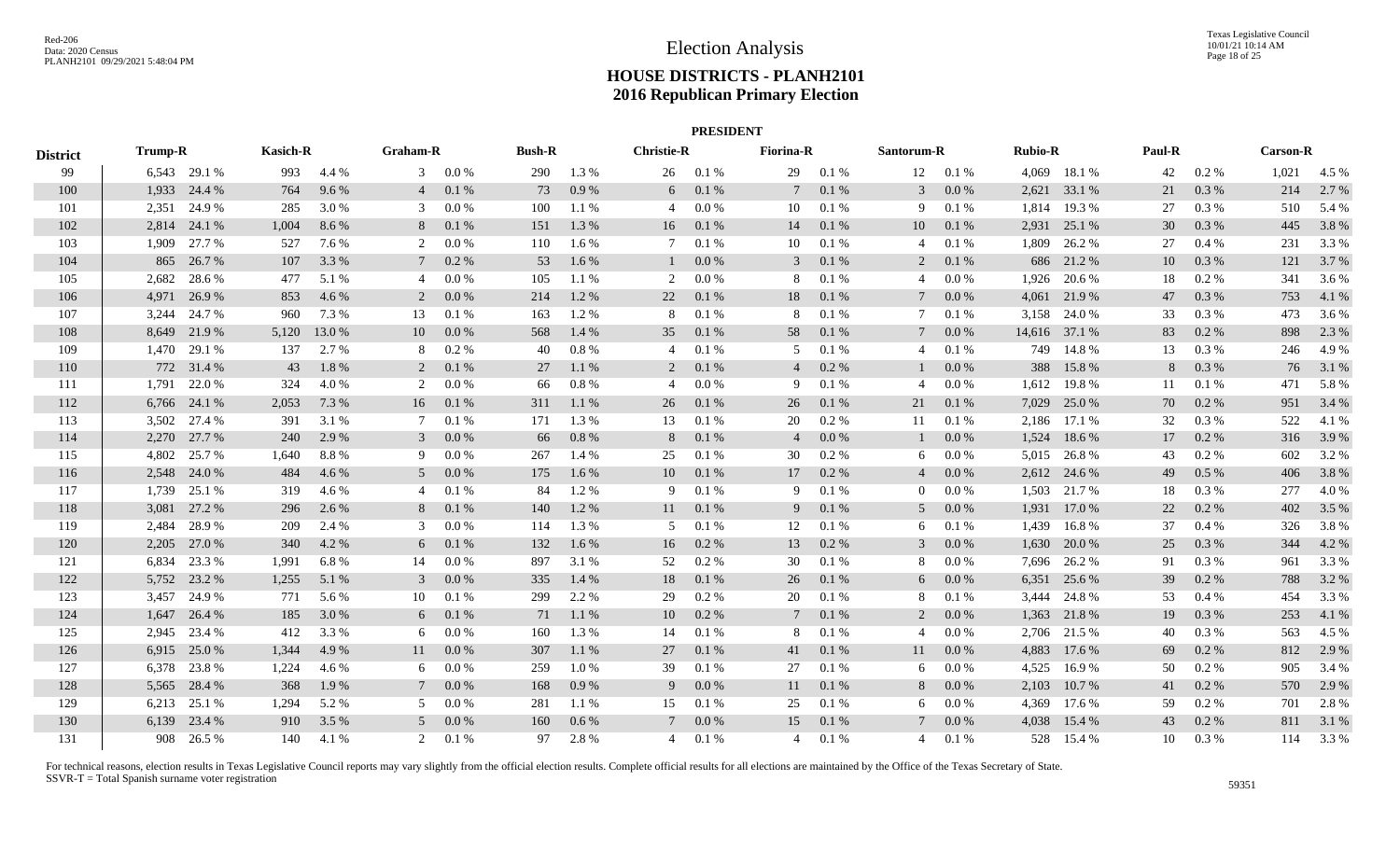# Election Analysis

## HOUSE DISTRICTS - PLANH2101
## 2016 Republican Primary Election

### PRESIDENT

| District | Trump-R | | Kasich-R | | Graham-R | | Bush-R | | Christie-R | | Fiorina-R | | Santorum-R | | Rubio-R | | Paul-R | | Carson-R | |
|---|---|---|---|---|---|---|---|---|---|---|---|---|---|---|---|---|---|---|---|---|
| 99 | 6,543 | 29.1 % | 993 | 4.4 % | 3 | 0.0 % | 290 | 1.3 % | 26 | 0.1 % | 29 | 0.1 % | 12 | 0.1 % | 4,069 | 18.1 % | 42 | 0.2 % | 1,021 | 4.5 % |
| 100 | 1,933 | 24.4 % | 764 | 9.6 % | 4 | 0.1 % | 73 | 0.9 % | 6 | 0.1 % | 7 | 0.1 % | 3 | 0.0 % | 2,621 | 33.1 % | 21 | 0.3 % | 214 | 2.7 % |
| 101 | 2,351 | 24.9 % | 285 | 3.0 % | 3 | 0.0 % | 100 | 1.1 % | 4 | 0.0 % | 10 | 0.1 % | 9 | 0.1 % | 1,814 | 19.3 % | 27 | 0.3 % | 510 | 5.4 % |
| 102 | 2,814 | 24.1 % | 1,004 | 8.6 % | 8 | 0.1 % | 151 | 1.3 % | 16 | 0.1 % | 14 | 0.1 % | 10 | 0.1 % | 2,931 | 25.1 % | 30 | 0.3 % | 445 | 3.8 % |
| 103 | 1,909 | 27.7 % | 527 | 7.6 % | 2 | 0.0 % | 110 | 1.6 % | 7 | 0.1 % | 10 | 0.1 % | 4 | 0.1 % | 1,809 | 26.2 % | 27 | 0.4 % | 231 | 3.3 % |
| 104 | 865 | 26.7 % | 107 | 3.3 % | 7 | 0.2 % | 53 | 1.6 % | 1 | 0.0 % | 3 | 0.1 % | 2 | 0.1 % | 686 | 21.2 % | 10 | 0.3 % | 121 | 3.7 % |
| 105 | 2,682 | 28.6 % | 477 | 5.1 % | 4 | 0.0 % | 105 | 1.1 % | 2 | 0.0 % | 8 | 0.1 % | 4 | 0.0 % | 1,926 | 20.6 % | 18 | 0.2 % | 341 | 3.6 % |
| 106 | 4,971 | 26.9 % | 853 | 4.6 % | 2 | 0.0 % | 214 | 1.2 % | 22 | 0.1 % | 18 | 0.1 % | 7 | 0.0 % | 4,061 | 21.9 % | 47 | 0.3 % | 753 | 4.1 % |
| 107 | 3,244 | 24.7 % | 960 | 7.3 % | 13 | 0.1 % | 163 | 1.2 % | 8 | 0.1 % | 8 | 0.1 % | 7 | 0.1 % | 3,158 | 24.0 % | 33 | 0.3 % | 473 | 3.6 % |
| 108 | 8,649 | 21.9 % | 5,120 | 13.0 % | 10 | 0.0 % | 568 | 1.4 % | 35 | 0.1 % | 58 | 0.1 % | 7 | 0.0 % | 14,616 | 37.1 % | 83 | 0.2 % | 898 | 2.3 % |
| 109 | 1,470 | 29.1 % | 137 | 2.7 % | 8 | 0.2 % | 40 | 0.8 % | 4 | 0.1 % | 5 | 0.1 % | 4 | 0.1 % | 749 | 14.8 % | 13 | 0.3 % | 246 | 4.9 % |
| 110 | 772 | 31.4 % | 43 | 1.8 % | 2 | 0.1 % | 27 | 1.1 % | 2 | 0.1 % | 4 | 0.2 % | 1 | 0.0 % | 388 | 15.8 % | 8 | 0.3 % | 76 | 3.1 % |
| 111 | 1,791 | 22.0 % | 324 | 4.0 % | 2 | 0.0 % | 66 | 0.8 % | 4 | 0.0 % | 9 | 0.1 % | 4 | 0.0 % | 1,612 | 19.8 % | 11 | 0.1 % | 471 | 5.8 % |
| 112 | 6,766 | 24.1 % | 2,053 | 7.3 % | 16 | 0.1 % | 311 | 1.1 % | 26 | 0.1 % | 26 | 0.1 % | 21 | 0.1 % | 7,029 | 25.0 % | 70 | 0.2 % | 951 | 3.4 % |
| 113 | 3,502 | 27.4 % | 391 | 3.1 % | 7 | 0.1 % | 171 | 1.3 % | 13 | 0.1 % | 20 | 0.2 % | 11 | 0.1 % | 2,186 | 17.1 % | 32 | 0.3 % | 522 | 4.1 % |
| 114 | 2,270 | 27.7 % | 240 | 2.9 % | 3 | 0.0 % | 66 | 0.8 % | 8 | 0.1 % | 4 | 0.0 % | 1 | 0.0 % | 1,524 | 18.6 % | 17 | 0.2 % | 316 | 3.9 % |
| 115 | 4,802 | 25.7 % | 1,640 | 8.8 % | 9 | 0.0 % | 267 | 1.4 % | 25 | 0.1 % | 30 | 0.2 % | 6 | 0.0 % | 5,015 | 26.8 % | 43 | 0.2 % | 602 | 3.2 % |
| 116 | 2,548 | 24.0 % | 484 | 4.6 % | 5 | 0.0 % | 175 | 1.6 % | 10 | 0.1 % | 17 | 0.2 % | 4 | 0.0 % | 2,612 | 24.6 % | 49 | 0.5 % | 406 | 3.8 % |
| 117 | 1,739 | 25.1 % | 319 | 4.6 % | 4 | 0.1 % | 84 | 1.2 % | 9 | 0.1 % | 9 | 0.1 % | 0 | 0.0 % | 1,503 | 21.7 % | 18 | 0.3 % | 277 | 4.0 % |
| 118 | 3,081 | 27.2 % | 296 | 2.6 % | 8 | 0.1 % | 140 | 1.2 % | 11 | 0.1 % | 9 | 0.1 % | 5 | 0.0 % | 1,931 | 17.0 % | 22 | 0.2 % | 402 | 3.5 % |
| 119 | 2,484 | 28.9 % | 209 | 2.4 % | 3 | 0.0 % | 114 | 1.3 % | 5 | 0.1 % | 12 | 0.1 % | 6 | 0.1 % | 1,439 | 16.8 % | 37 | 0.4 % | 326 | 3.8 % |
| 120 | 2,205 | 27.0 % | 340 | 4.2 % | 6 | 0.1 % | 132 | 1.6 % | 16 | 0.2 % | 13 | 0.2 % | 3 | 0.0 % | 1,630 | 20.0 % | 25 | 0.3 % | 344 | 4.2 % |
| 121 | 6,834 | 23.3 % | 1,991 | 6.8 % | 14 | 0.0 % | 897 | 3.1 % | 52 | 0.2 % | 30 | 0.1 % | 8 | 0.0 % | 7,696 | 26.2 % | 91 | 0.3 % | 961 | 3.3 % |
| 122 | 5,752 | 23.2 % | 1,255 | 5.1 % | 3 | 0.0 % | 335 | 1.4 % | 18 | 0.1 % | 26 | 0.1 % | 6 | 0.0 % | 6,351 | 25.6 % | 39 | 0.2 % | 788 | 3.2 % |
| 123 | 3,457 | 24.9 % | 771 | 5.6 % | 10 | 0.1 % | 299 | 2.2 % | 29 | 0.2 % | 20 | 0.1 % | 8 | 0.1 % | 3,444 | 24.8 % | 53 | 0.4 % | 454 | 3.3 % |
| 124 | 1,647 | 26.4 % | 185 | 3.0 % | 6 | 0.1 % | 71 | 1.1 % | 10 | 0.2 % | 7 | 0.1 % | 2 | 0.0 % | 1,363 | 21.8 % | 19 | 0.3 % | 253 | 4.1 % |
| 125 | 2,945 | 23.4 % | 412 | 3.3 % | 6 | 0.0 % | 160 | 1.3 % | 14 | 0.1 % | 8 | 0.1 % | 4 | 0.0 % | 2,706 | 21.5 % | 40 | 0.3 % | 563 | 4.5 % |
| 126 | 6,915 | 25.0 % | 1,344 | 4.9 % | 11 | 0.0 % | 307 | 1.1 % | 27 | 0.1 % | 41 | 0.1 % | 11 | 0.0 % | 4,883 | 17.6 % | 69 | 0.2 % | 812 | 2.9 % |
| 127 | 6,378 | 23.8 % | 1,224 | 4.6 % | 6 | 0.0 % | 259 | 1.0 % | 39 | 0.1 % | 27 | 0.1 % | 6 | 0.0 % | 4,525 | 16.9 % | 50 | 0.2 % | 905 | 3.4 % |
| 128 | 5,565 | 28.4 % | 368 | 1.9 % | 7 | 0.0 % | 168 | 0.9 % | 9 | 0.0 % | 11 | 0.1 % | 8 | 0.0 % | 2,103 | 10.7 % | 41 | 0.2 % | 570 | 2.9 % |
| 129 | 6,213 | 25.1 % | 1,294 | 5.2 % | 5 | 0.0 % | 281 | 1.1 % | 15 | 0.1 % | 25 | 0.1 % | 6 | 0.0 % | 4,369 | 17.6 % | 59 | 0.2 % | 701 | 2.8 % |
| 130 | 6,139 | 23.4 % | 910 | 3.5 % | 5 | 0.0 % | 160 | 0.6 % | 7 | 0.0 % | 15 | 0.1 % | 7 | 0.0 % | 4,038 | 15.4 % | 43 | 0.2 % | 811 | 3.1 % |
| 131 | 908 | 26.5 % | 140 | 4.1 % | 2 | 0.1 % | 97 | 2.8 % | 4 | 0.1 % | 4 | 0.1 % | 4 | 0.1 % | 528 | 15.4 % | 10 | 0.3 % | 114 | 3.3 % |

For technical reasons, election results in Texas Legislative Council reports may vary slightly from the official election results. Complete official results for all elections are maintained by the Office of the Texas Secretary of State.
SSVR-T = Total Spanish surname voter registration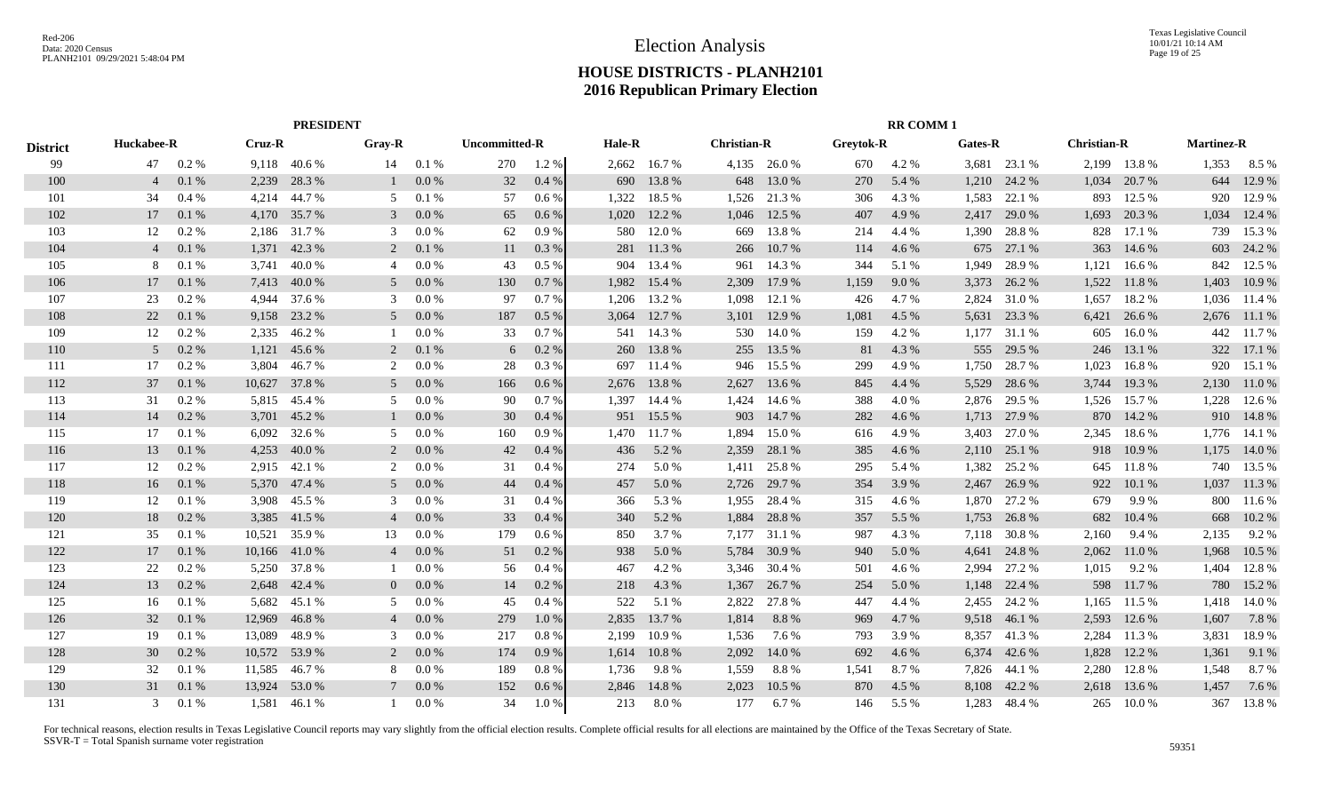# Election Analysis

## HOUSE DISTRICTS - PLANH2101
## 2016 Republican Primary Election

| | PRESIDENT | | | | | | | | RR COMM 1 | | | | | | | | | | | |
|---|---|---|---|---|---|---|---|---|---|---|---|---|---|---|---|---|---|---|---|---|
| District | Huckabee-R | | Cruz-R | | Gray-R | | Uncommitted-R | | Hale-R | | Christian-R | | Greytok-R | | Gates-R | | Christian-R | | Martinez-R | |
| 99 | 47 | 0.2 % | 9,118 | 40.6 % | 14 | 0.1 % | 270 | 1.2 % | 2,662 | 16.7 % | 4,135 | 26.0 % | 670 | 4.2 % | 3,681 | 23.1 % | 2,199 | 13.8 % | 1,353 | 8.5 % |
| 100 | 4 | 0.1 % | 2,239 | 28.3 % | 1 | 0.0 % | 32 | 0.4 % | 690 | 13.8 % | 648 | 13.0 % | 270 | 5.4 % | 1,210 | 24.2 % | 1,034 | 20.7 % | 644 | 12.9 % |
| 101 | 34 | 0.4 % | 4,214 | 44.7 % | 5 | 0.1 % | 57 | 0.6 % | 1,322 | 18.5 % | 1,526 | 21.3 % | 306 | 4.3 % | 1,583 | 22.1 % | 893 | 12.5 % | 920 | 12.9 % |
| 102 | 17 | 0.1 % | 4,170 | 35.7 % | 3 | 0.0 % | 65 | 0.6 % | 1,020 | 12.2 % | 1,046 | 12.5 % | 407 | 4.9 % | 2,417 | 29.0 % | 1,693 | 20.3 % | 1,034 | 12.4 % |
| 103 | 12 | 0.2 % | 2,186 | 31.7 % | 3 | 0.0 % | 62 | 0.9 % | 580 | 12.0 % | 669 | 13.8 % | 214 | 4.4 % | 1,390 | 28.8 % | 828 | 17.1 % | 739 | 15.3 % |
| 104 | 4 | 0.1 % | 1,371 | 42.3 % | 2 | 0.1 % | 11 | 0.3 % | 281 | 11.3 % | 266 | 10.7 % | 114 | 4.6 % | 675 | 27.1 % | 363 | 14.6 % | 603 | 24.2 % |
| 105 | 8 | 0.1 % | 3,741 | 40.0 % | 4 | 0.0 % | 43 | 0.5 % | 904 | 13.4 % | 961 | 14.3 % | 344 | 5.1 % | 1,949 | 28.9 % | 1,121 | 16.6 % | 842 | 12.5 % |
| 106 | 17 | 0.1 % | 7,413 | 40.0 % | 5 | 0.0 % | 130 | 0.7 % | 1,982 | 15.4 % | 2,309 | 17.9 % | 1,159 | 9.0 % | 3,373 | 26.2 % | 1,522 | 11.8 % | 1,403 | 10.9 % |
| 107 | 23 | 0.2 % | 4,944 | 37.6 % | 3 | 0.0 % | 97 | 0.7 % | 1,206 | 13.2 % | 1,098 | 12.1 % | 426 | 4.7 % | 2,824 | 31.0 % | 1,657 | 18.2 % | 1,036 | 11.4 % |
| 108 | 22 | 0.1 % | 9,158 | 23.2 % | 5 | 0.0 % | 187 | 0.5 % | 3,064 | 12.7 % | 3,101 | 12.9 % | 1,081 | 4.5 % | 5,631 | 23.3 % | 6,421 | 26.6 % | 2,676 | 11.1 % |
| 109 | 12 | 0.2 % | 2,335 | 46.2 % | 1 | 0.0 % | 33 | 0.7 % | 541 | 14.3 % | 530 | 14.0 % | 159 | 4.2 % | 1,177 | 31.1 % | 605 | 16.0 % | 442 | 11.7 % |
| 110 | 5 | 0.2 % | 1,121 | 45.6 % | 2 | 0.1 % | 6 | 0.2 % | 260 | 13.8 % | 255 | 13.5 % | 81 | 4.3 % | 555 | 29.5 % | 246 | 13.1 % | 322 | 17.1 % |
| 111 | 17 | 0.2 % | 3,804 | 46.7 % | 2 | 0.0 % | 28 | 0.3 % | 697 | 11.4 % | 946 | 15.5 % | 299 | 4.9 % | 1,750 | 28.7 % | 1,023 | 16.8 % | 920 | 15.1 % |
| 112 | 37 | 0.1 % | 10,627 | 37.8 % | 5 | 0.0 % | 166 | 0.6 % | 2,676 | 13.8 % | 2,627 | 13.6 % | 845 | 4.4 % | 5,529 | 28.6 % | 3,744 | 19.3 % | 2,130 | 11.0 % |
| 113 | 31 | 0.2 % | 5,815 | 45.4 % | 5 | 0.0 % | 90 | 0.7 % | 1,397 | 14.4 % | 1,424 | 14.6 % | 388 | 4.0 % | 2,876 | 29.5 % | 1,526 | 15.7 % | 1,228 | 12.6 % |
| 114 | 14 | 0.2 % | 3,701 | 45.2 % | 1 | 0.0 % | 30 | 0.4 % | 951 | 15.5 % | 903 | 14.7 % | 282 | 4.6 % | 1,713 | 27.9 % | 870 | 14.2 % | 910 | 14.8 % |
| 115 | 17 | 0.1 % | 6,092 | 32.6 % | 5 | 0.0 % | 160 | 0.9 % | 1,470 | 11.7 % | 1,894 | 15.0 % | 616 | 4.9 % | 3,403 | 27.0 % | 2,345 | 18.6 % | 1,776 | 14.1 % |
| 116 | 13 | 0.1 % | 4,253 | 40.0 % | 2 | 0.0 % | 42 | 0.4 % | 436 | 5.2 % | 2,359 | 28.1 % | 385 | 4.6 % | 2,110 | 25.1 % | 918 | 10.9 % | 1,175 | 14.0 % |
| 117 | 12 | 0.2 % | 2,915 | 42.1 % | 2 | 0.0 % | 31 | 0.4 % | 274 | 5.0 % | 1,411 | 25.8 % | 295 | 5.4 % | 1,382 | 25.2 % | 645 | 11.8 % | 740 | 13.5 % |
| 118 | 16 | 0.1 % | 5,370 | 47.4 % | 5 | 0.0 % | 44 | 0.4 % | 457 | 5.0 % | 2,726 | 29.7 % | 354 | 3.9 % | 2,467 | 26.9 % | 922 | 10.1 % | 1,037 | 11.3 % |
| 119 | 12 | 0.1 % | 3,908 | 45.5 % | 3 | 0.0 % | 31 | 0.4 % | 366 | 5.3 % | 1,955 | 28.4 % | 315 | 4.6 % | 1,870 | 27.2 % | 679 | 9.9 % | 800 | 11.6 % |
| 120 | 18 | 0.2 % | 3,385 | 41.5 % | 4 | 0.0 % | 33 | 0.4 % | 340 | 5.2 % | 1,884 | 28.8 % | 357 | 5.5 % | 1,753 | 26.8 % | 682 | 10.4 % | 668 | 10.2 % |
| 121 | 35 | 0.1 % | 10,521 | 35.9 % | 13 | 0.0 % | 179 | 0.6 % | 850 | 3.7 % | 7,177 | 31.1 % | 987 | 4.3 % | 7,118 | 30.8 % | 2,160 | 9.4 % | 2,135 | 9.2 % |
| 122 | 17 | 0.1 % | 10,166 | 41.0 % | 4 | 0.0 % | 51 | 0.2 % | 938 | 5.0 % | 5,784 | 30.9 % | 940 | 5.0 % | 4,641 | 24.8 % | 2,062 | 11.0 % | 1,968 | 10.5 % |
| 123 | 22 | 0.2 % | 5,250 | 37.8 % | 1 | 0.0 % | 56 | 0.4 % | 467 | 4.2 % | 3,346 | 30.4 % | 501 | 4.6 % | 2,994 | 27.2 % | 1,015 | 9.2 % | 1,404 | 12.8 % |
| 124 | 13 | 0.2 % | 2,648 | 42.4 % | 0 | 0.0 % | 14 | 0.2 % | 218 | 4.3 % | 1,367 | 26.7 % | 254 | 5.0 % | 1,148 | 22.4 % | 598 | 11.7 % | 780 | 15.2 % |
| 125 | 16 | 0.1 % | 5,682 | 45.1 % | 5 | 0.0 % | 45 | 0.4 % | 522 | 5.1 % | 2,822 | 27.8 % | 447 | 4.4 % | 2,455 | 24.2 % | 1,165 | 11.5 % | 1,418 | 14.0 % |
| 126 | 32 | 0.1 % | 12,969 | 46.8 % | 4 | 0.0 % | 279 | 1.0 % | 2,835 | 13.7 % | 1,814 | 8.8 % | 969 | 4.7 % | 9,518 | 46.1 % | 2,593 | 12.6 % | 1,607 | 7.8 % |
| 127 | 19 | 0.1 % | 13,089 | 48.9 % | 3 | 0.0 % | 217 | 0.8 % | 2,199 | 10.9 % | 1,536 | 7.6 % | 793 | 3.9 % | 8,357 | 41.3 % | 2,284 | 11.3 % | 3,831 | 18.9 % |
| 128 | 30 | 0.2 % | 10,572 | 53.9 % | 2 | 0.0 % | 174 | 0.9 % | 1,614 | 10.8 % | 2,092 | 14.0 % | 692 | 4.6 % | 6,374 | 42.6 % | 1,828 | 12.2 % | 1,361 | 9.1 % |
| 129 | 32 | 0.1 % | 11,585 | 46.7 % | 8 | 0.0 % | 189 | 0.8 % | 1,736 | 9.8 % | 1,559 | 8.8 % | 1,541 | 8.7 % | 7,826 | 44.1 % | 2,280 | 12.8 % | 1,548 | 8.7 % |
| 130 | 31 | 0.1 % | 13,924 | 53.0 % | 7 | 0.0 % | 152 | 0.6 % | 2,846 | 14.8 % | 2,023 | 10.5 % | 870 | 4.5 % | 8,108 | 42.2 % | 2,618 | 13.6 % | 1,457 | 7.6 % |
| 131 | 3 | 0.1 % | 1,581 | 46.1 % | 1 | 0.0 % | 34 | 1.0 % | 213 | 8.0 % | 177 | 6.7 % | 146 | 5.5 % | 1,283 | 48.4 % | 265 | 10.0 % | 367 | 13.8 % |

For technical reasons, election results in Texas Legislative Council reports may vary slightly from the official election results. Complete official results for all elections are maintained by the Office of the Texas Secretary of State.
SSVR-T = Total Spanish surname voter registration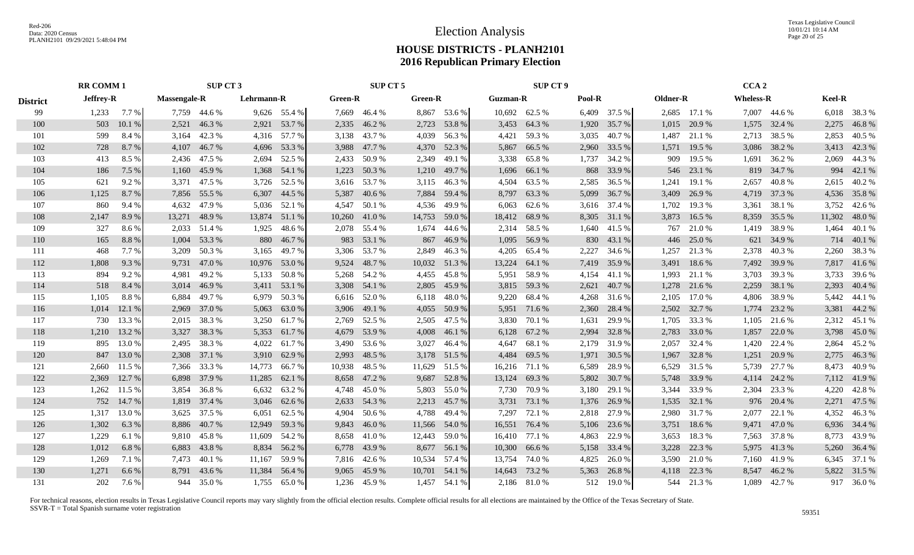# Election Analysis

## HOUSE DISTRICTS - PLANH2101
## 2016 Republican Primary Election

| | RR COMM 1 | | SUP CT 3 | | | | SUP CT 5 | | | | SUP CT 9 | | | | CCA 2 | | | | | |
|---|---|---|---|---|---|---|---|---|---|---|---|---|---|---|---|---|---|---|---|---|
| District | Jeffrey-R | | Massengale-R | | Lehrmann-R | | Green-R | | Green-R | | Guzman-R | | Pool-R | | Oldner-R | | Wheless-R | | Keel-R | |
| 99 | 1,233 | 7.7 % | 7,759 | 44.6 % | 9,626 | 55.4 % | 7,669 | 46.4 % | 8,867 | 53.6 % | 10,692 | 62.5 % | 6,409 | 37.5 % | 2,685 | 17.1 % | 7,007 | 44.6 % | 6,018 | 38.3 % |
| 100 | 503 | 10.1 % | 2,521 | 46.3 % | 2,921 | 53.7 % | 2,335 | 46.2 % | 2,723 | 53.8 % | 3,453 | 64.3 % | 1,920 | 35.7 % | 1,015 | 20.9 % | 1,575 | 32.4 % | 2,275 | 46.8 % |
| 101 | 599 | 8.4 % | 3,164 | 42.3 % | 4,316 | 57.7 % | 3,138 | 43.7 % | 4,039 | 56.3 % | 4,421 | 59.3 % | 3,035 | 40.7 % | 1,487 | 21.1 % | 2,713 | 38.5 % | 2,853 | 40.5 % |
| 102 | 728 | 8.7 % | 4,107 | 46.7 % | 4,696 | 53.3 % | 3,988 | 47.7 % | 4,370 | 52.3 % | 5,867 | 66.5 % | 2,960 | 33.5 % | 1,571 | 19.5 % | 3,086 | 38.2 % | 3,413 | 42.3 % |
| 103 | 413 | 8.5 % | 2,436 | 47.5 % | 2,694 | 52.5 % | 2,433 | 50.9 % | 2,349 | 49.1 % | 3,338 | 65.8 % | 1,737 | 34.2 % | 909 | 19.5 % | 1,691 | 36.2 % | 2,069 | 44.3 % |
| 104 | 186 | 7.5 % | 1,160 | 45.9 % | 1,368 | 54.1 % | 1,223 | 50.3 % | 1,210 | 49.7 % | 1,696 | 66.1 % | 868 | 33.9 % | 546 | 23.1 % | 819 | 34.7 % | 994 | 42.1 % |
| 105 | 621 | 9.2 % | 3,371 | 47.5 % | 3,726 | 52.5 % | 3,616 | 53.7 % | 3,115 | 46.3 % | 4,504 | 63.5 % | 2,585 | 36.5 % | 1,241 | 19.1 % | 2,657 | 40.8 % | 2,615 | 40.2 % |
| 106 | 1,125 | 8.7 % | 7,856 | 55.5 % | 6,307 | 44.5 % | 5,387 | 40.6 % | 7,884 | 59.4 % | 8,797 | 63.3 % | 5,099 | 36.7 % | 3,409 | 26.9 % | 4,719 | 37.3 % | 4,536 | 35.8 % |
| 107 | 860 | 9.4 % | 4,632 | 47.9 % | 5,036 | 52.1 % | 4,547 | 50.1 % | 4,536 | 49.9 % | 6,063 | 62.6 % | 3,616 | 37.4 % | 1,702 | 19.3 % | 3,361 | 38.1 % | 3,752 | 42.6 % |
| 108 | 2,147 | 8.9 % | 13,271 | 48.9 % | 13,874 | 51.1 % | 10,260 | 41.0 % | 14,753 | 59.0 % | 18,412 | 68.9 % | 8,305 | 31.1 % | 3,873 | 16.5 % | 8,359 | 35.5 % | 11,302 | 48.0 % |
| 109 | 327 | 8.6 % | 2,033 | 51.4 % | 1,925 | 48.6 % | 2,078 | 55.4 % | 1,674 | 44.6 % | 2,314 | 58.5 % | 1,640 | 41.5 % | 767 | 21.0 % | 1,419 | 38.9 % | 1,464 | 40.1 % |
| 110 | 165 | 8.8 % | 1,004 | 53.3 % | 880 | 46.7 % | 983 | 53.1 % | 867 | 46.9 % | 1,095 | 56.9 % | 830 | 43.1 % | 446 | 25.0 % | 621 | 34.9 % | 714 | 40.1 % |
| 111 | 468 | 7.7 % | 3,209 | 50.3 % | 3,165 | 49.7 % | 3,306 | 53.7 % | 2,849 | 46.3 % | 4,205 | 65.4 % | 2,227 | 34.6 % | 1,257 | 21.3 % | 2,378 | 40.3 % | 2,260 | 38.3 % |
| 112 | 1,808 | 9.3 % | 9,731 | 47.0 % | 10,976 | 53.0 % | 9,524 | 48.7 % | 10,032 | 51.3 % | 13,224 | 64.1 % | 7,419 | 35.9 % | 3,491 | 18.6 % | 7,492 | 39.9 % | 7,817 | 41.6 % |
| 113 | 894 | 9.2 % | 4,981 | 49.2 % | 5,133 | 50.8 % | 5,268 | 54.2 % | 4,455 | 45.8 % | 5,951 | 58.9 % | 4,154 | 41.1 % | 1,993 | 21.1 % | 3,703 | 39.3 % | 3,733 | 39.6 % |
| 114 | 518 | 8.4 % | 3,014 | 46.9 % | 3,411 | 53.1 % | 3,308 | 54.1 % | 2,805 | 45.9 % | 3,815 | 59.3 % | 2,621 | 40.7 % | 1,278 | 21.6 % | 2,259 | 38.1 % | 2,393 | 40.4 % |
| 115 | 1,105 | 8.8 % | 6,884 | 49.7 % | 6,979 | 50.3 % | 6,616 | 52.0 % | 6,118 | 48.0 % | 9,220 | 68.4 % | 4,268 | 31.6 % | 2,105 | 17.0 % | 4,806 | 38.9 % | 5,442 | 44.1 % |
| 116 | 1,014 | 12.1 % | 2,969 | 37.0 % | 5,063 | 63.0 % | 3,906 | 49.1 % | 4,055 | 50.9 % | 5,951 | 71.6 % | 2,360 | 28.4 % | 2,502 | 32.7 % | 1,774 | 23.2 % | 3,381 | 44.2 % |
| 117 | 730 | 13.3 % | 2,015 | 38.3 % | 3,250 | 61.7 % | 2,769 | 52.5 % | 2,505 | 47.5 % | 3,830 | 70.1 % | 1,631 | 29.9 % | 1,705 | 33.3 % | 1,105 | 21.6 % | 2,312 | 45.1 % |
| 118 | 1,210 | 13.2 % | 3,327 | 38.3 % | 5,353 | 61.7 % | 4,679 | 53.9 % | 4,008 | 46.1 % | 6,128 | 67.2 % | 2,994 | 32.8 % | 2,783 | 33.0 % | 1,857 | 22.0 % | 3,798 | 45.0 % |
| 119 | 895 | 13.0 % | 2,495 | 38.3 % | 4,022 | 61.7 % | 3,490 | 53.6 % | 3,027 | 46.4 % | 4,647 | 68.1 % | 2,179 | 31.9 % | 2,057 | 32.4 % | 1,420 | 22.4 % | 2,864 | 45.2 % |
| 120 | 847 | 13.0 % | 2,308 | 37.1 % | 3,910 | 62.9 % | 2,993 | 48.5 % | 3,178 | 51.5 % | 4,484 | 69.5 % | 1,971 | 30.5 % | 1,967 | 32.8 % | 1,251 | 20.9 % | 2,775 | 46.3 % |
| 121 | 2,660 | 11.5 % | 7,366 | 33.3 % | 14,773 | 66.7 % | 10,938 | 48.5 % | 11,629 | 51.5 % | 16,216 | 71.1 % | 6,589 | 28.9 % | 6,529 | 31.5 % | 5,739 | 27.7 % | 8,473 | 40.9 % |
| 122 | 2,369 | 12.7 % | 6,898 | 37.9 % | 11,285 | 62.1 % | 8,658 | 47.2 % | 9,687 | 52.8 % | 13,124 | 69.3 % | 5,802 | 30.7 % | 5,748 | 33.9 % | 4,114 | 24.2 % | 7,112 | 41.9 % |
| 123 | 1,262 | 11.5 % | 3,854 | 36.8 % | 6,632 | 63.2 % | 4,748 | 45.0 % | 5,803 | 55.0 % | 7,730 | 70.9 % | 3,180 | 29.1 % | 3,344 | 33.9 % | 2,304 | 23.3 % | 4,220 | 42.8 % |
| 124 | 752 | 14.7 % | 1,819 | 37.4 % | 3,046 | 62.6 % | 2,633 | 54.3 % | 2,213 | 45.7 % | 3,731 | 73.1 % | 1,376 | 26.9 % | 1,535 | 32.1 % | 976 | 20.4 % | 2,271 | 47.5 % |
| 125 | 1,317 | 13.0 % | 3,625 | 37.5 % | 6,051 | 62.5 % | 4,904 | 50.6 % | 4,788 | 49.4 % | 7,297 | 72.1 % | 2,818 | 27.9 % | 2,980 | 31.7 % | 2,077 | 22.1 % | 4,352 | 46.3 % |
| 126 | 1,302 | 6.3 % | 8,886 | 40.7 % | 12,949 | 59.3 % | 9,843 | 46.0 % | 11,566 | 54.0 % | 16,551 | 76.4 % | 5,106 | 23.6 % | 3,751 | 18.6 % | 9,471 | 47.0 % | 6,936 | 34.4 % |
| 127 | 1,229 | 6.1 % | 9,810 | 45.8 % | 11,609 | 54.2 % | 8,658 | 41.0 % | 12,443 | 59.0 % | 16,410 | 77.1 % | 4,863 | 22.9 % | 3,653 | 18.3 % | 7,563 | 37.8 % | 8,773 | 43.9 % |
| 128 | 1,012 | 6.8 % | 6,883 | 43.8 % | 8,834 | 56.2 % | 6,778 | 43.9 % | 8,677 | 56.1 % | 10,300 | 66.6 % | 5,158 | 33.4 % | 3,228 | 22.3 % | 5,975 | 41.3 % | 5,260 | 36.4 % |
| 129 | 1,269 | 7.1 % | 7,473 | 40.1 % | 11,167 | 59.9 % | 7,816 | 42.6 % | 10,534 | 57.4 % | 13,754 | 74.0 % | 4,825 | 26.0 % | 3,590 | 21.0 % | 7,160 | 41.9 % | 6,345 | 37.1 % |
| 130 | 1,271 | 6.6 % | 8,791 | 43.6 % | 11,384 | 56.4 % | 9,065 | 45.9 % | 10,701 | 54.1 % | 14,643 | 73.2 % | 5,363 | 26.8 % | 4,118 | 22.3 % | 8,547 | 46.2 % | 5,822 | 31.5 % |
| 131 | 202 | 7.6 % | 944 | 35.0 % | 1,755 | 65.0 % | 1,236 | 45.9 % | 1,457 | 54.1 % | 2,186 | 81.0 % | 512 | 19.0 % | 544 | 21.3 % | 1,089 | 42.7 % | 917 | 36.0 % |

For technical reasons, election results in Texas Legislative Council reports may vary slightly from the official election results. Complete official results for all elections are maintained by the Office of the Texas Secretary of State.
SSVR-T = Total Spanish surname voter registration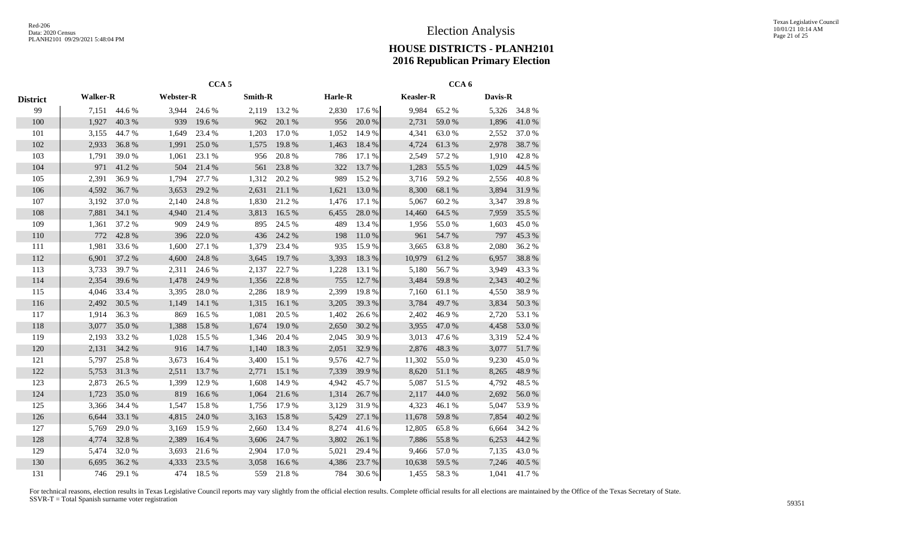# Election Analysis

## HOUSE DISTRICTS - PLANH2101
## 2016 Republican Primary Election

| District | CCA 5 | | | | | | | | CCA 6 | | | |
|---|---|---|---|---|---|---|---|---|---|---|---|---|
| | Walker-R | | Webster-R | | Smith-R | | Harle-R | | Keasler-R | | Davis-R | |
| 99 | 7,151 | 44.6 % | 3,944 | 24.6 % | 2,119 | 13.2 % | 2,830 | 17.6 % | 9,984 | 65.2 % | 5,326 | 34.8 % |
| 100 | 1,927 | 40.3 % | 939 | 19.6 % | 962 | 20.1 % | 956 | 20.0 % | 2,731 | 59.0 % | 1,896 | 41.0 % |
| 101 | 3,155 | 44.7 % | 1,649 | 23.4 % | 1,203 | 17.0 % | 1,052 | 14.9 % | 4,341 | 63.0 % | 2,552 | 37.0 % |
| 102 | 2,933 | 36.8 % | 1,991 | 25.0 % | 1,575 | 19.8 % | 1,463 | 18.4 % | 4,724 | 61.3 % | 2,978 | 38.7 % |
| 103 | 1,791 | 39.0 % | 1,061 | 23.1 % | 956 | 20.8 % | 786 | 17.1 % | 2,549 | 57.2 % | 1,910 | 42.8 % |
| 104 | 971 | 41.2 % | 504 | 21.4 % | 561 | 23.8 % | 322 | 13.7 % | 1,283 | 55.5 % | 1,029 | 44.5 % |
| 105 | 2,391 | 36.9 % | 1,794 | 27.7 % | 1,312 | 20.2 % | 989 | 15.2 % | 3,716 | 59.2 % | 2,556 | 40.8 % |
| 106 | 4,592 | 36.7 % | 3,653 | 29.2 % | 2,631 | 21.1 % | 1,621 | 13.0 % | 8,300 | 68.1 % | 3,894 | 31.9 % |
| 107 | 3,192 | 37.0 % | 2,140 | 24.8 % | 1,830 | 21.2 % | 1,476 | 17.1 % | 5,067 | 60.2 % | 3,347 | 39.8 % |
| 108 | 7,881 | 34.1 % | 4,940 | 21.4 % | 3,813 | 16.5 % | 6,455 | 28.0 % | 14,460 | 64.5 % | 7,959 | 35.5 % |
| 109 | 1,361 | 37.2 % | 909 | 24.9 % | 895 | 24.5 % | 489 | 13.4 % | 1,956 | 55.0 % | 1,603 | 45.0 % |
| 110 | 772 | 42.8 % | 396 | 22.0 % | 436 | 24.2 % | 198 | 11.0 % | 961 | 54.7 % | 797 | 45.3 % |
| 111 | 1,981 | 33.6 % | 1,600 | 27.1 % | 1,379 | 23.4 % | 935 | 15.9 % | 3,665 | 63.8 % | 2,080 | 36.2 % |
| 112 | 6,901 | 37.2 % | 4,600 | 24.8 % | 3,645 | 19.7 % | 3,393 | 18.3 % | 10,979 | 61.2 % | 6,957 | 38.8 % |
| 113 | 3,733 | 39.7 % | 2,311 | 24.6 % | 2,137 | 22.7 % | 1,228 | 13.1 % | 5,180 | 56.7 % | 3,949 | 43.3 % |
| 114 | 2,354 | 39.6 % | 1,478 | 24.9 % | 1,356 | 22.8 % | 755 | 12.7 % | 3,484 | 59.8 % | 2,343 | 40.2 % |
| 115 | 4,046 | 33.4 % | 3,395 | 28.0 % | 2,286 | 18.9 % | 2,399 | 19.8 % | 7,160 | 61.1 % | 4,550 | 38.9 % |
| 116 | 2,492 | 30.5 % | 1,149 | 14.1 % | 1,315 | 16.1 % | 3,205 | 39.3 % | 3,784 | 49.7 % | 3,834 | 50.3 % |
| 117 | 1,914 | 36.3 % | 869 | 16.5 % | 1,081 | 20.5 % | 1,402 | 26.6 % | 2,402 | 46.9 % | 2,720 | 53.1 % |
| 118 | 3,077 | 35.0 % | 1,388 | 15.8 % | 1,674 | 19.0 % | 2,650 | 30.2 % | 3,955 | 47.0 % | 4,458 | 53.0 % |
| 119 | 2,193 | 33.2 % | 1,028 | 15.5 % | 1,346 | 20.4 % | 2,045 | 30.9 % | 3,013 | 47.6 % | 3,319 | 52.4 % |
| 120 | 2,131 | 34.2 % | 916 | 14.7 % | 1,140 | 18.3 % | 2,051 | 32.9 % | 2,876 | 48.3 % | 3,077 | 51.7 % |
| 121 | 5,797 | 25.8 % | 3,673 | 16.4 % | 3,400 | 15.1 % | 9,576 | 42.7 % | 11,302 | 55.0 % | 9,230 | 45.0 % |
| 122 | 5,753 | 31.3 % | 2,511 | 13.7 % | 2,771 | 15.1 % | 7,339 | 39.9 % | 8,620 | 51.1 % | 8,265 | 48.9 % |
| 123 | 2,873 | 26.5 % | 1,399 | 12.9 % | 1,608 | 14.9 % | 4,942 | 45.7 % | 5,087 | 51.5 % | 4,792 | 48.5 % |
| 124 | 1,723 | 35.0 % | 819 | 16.6 % | 1,064 | 21.6 % | 1,314 | 26.7 % | 2,117 | 44.0 % | 2,692 | 56.0 % |
| 125 | 3,366 | 34.4 % | 1,547 | 15.8 % | 1,756 | 17.9 % | 3,129 | 31.9 % | 4,323 | 46.1 % | 5,047 | 53.9 % |
| 126 | 6,644 | 33.1 % | 4,815 | 24.0 % | 3,163 | 15.8 % | 5,429 | 27.1 % | 11,678 | 59.8 % | 7,854 | 40.2 % |
| 127 | 5,769 | 29.0 % | 3,169 | 15.9 % | 2,660 | 13.4 % | 8,274 | 41.6 % | 12,805 | 65.8 % | 6,664 | 34.2 % |
| 128 | 4,774 | 32.8 % | 2,389 | 16.4 % | 3,606 | 24.7 % | 3,802 | 26.1 % | 7,886 | 55.8 % | 6,253 | 44.2 % |
| 129 | 5,474 | 32.0 % | 3,693 | 21.6 % | 2,904 | 17.0 % | 5,021 | 29.4 % | 9,466 | 57.0 % | 7,135 | 43.0 % |
| 130 | 6,695 | 36.2 % | 4,333 | 23.5 % | 3,058 | 16.6 % | 4,386 | 23.7 % | 10,638 | 59.5 % | 7,246 | 40.5 % |
| 131 | 746 | 29.1 % | 474 | 18.5 % | 559 | 21.8 % | 784 | 30.6 % | 1,455 | 58.3 % | 1,041 | 41.7 % |

For technical reasons, election results in Texas Legislative Council reports may vary slightly from the official election results. Complete official results for all elections are maintained by the Office of the Texas Secretary of State.
SSVR-T = Total Spanish surname voter registration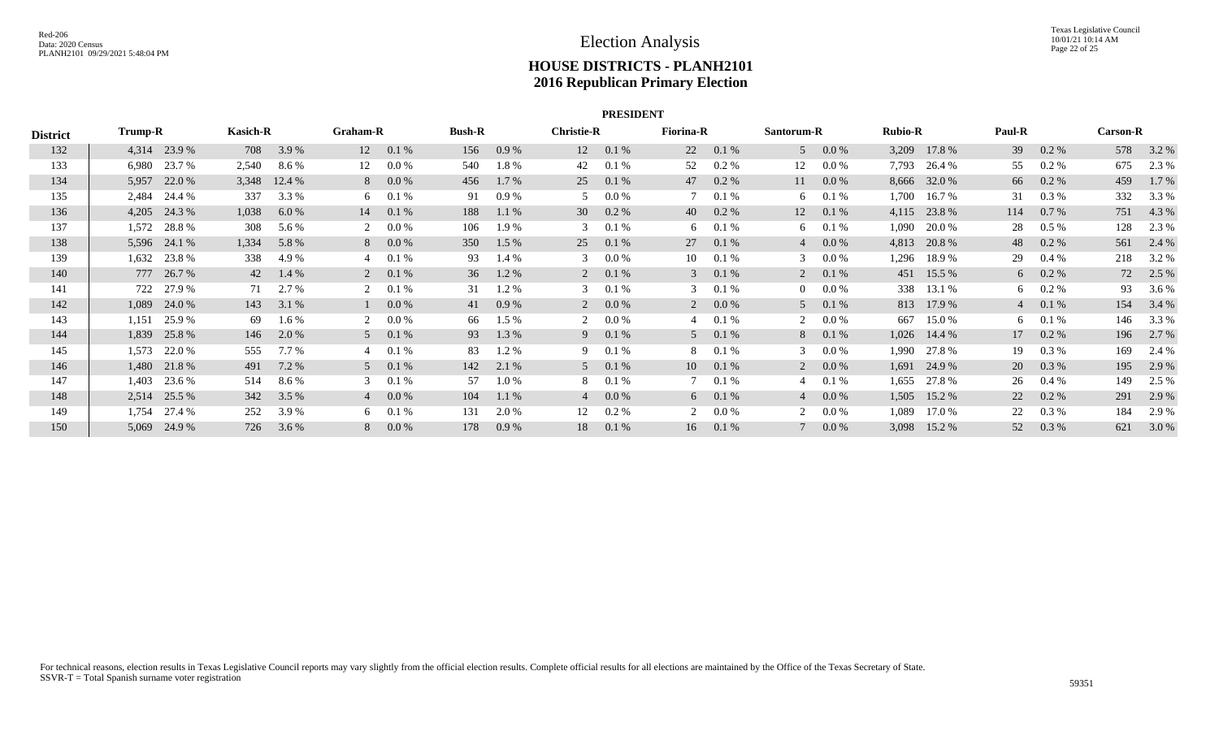# Election Analysis

## HOUSE DISTRICTS - PLANH2101
## 2016 Republican Primary Election

### PRESIDENT

| District | Trump-R | | Kasich-R | | Graham-R | | Bush-R | | Christie-R | | Fiorina-R | | Santorum-R | | Rubio-R | | Paul-R | | Carson-R | |
|---|---|---|---|---|---|---|---|---|---|---|---|---|---|---|---|---|---|---|---|---|
| 132 | 4,314 | 23.9 % | 708 | 3.9 % | 12 | 0.1 % | 156 | 0.9 % | 12 | 0.1 % | 22 | 0.1 % | 5 | 0.0 % | 3,209 | 17.8 % | 39 | 0.2 % | 578 | 3.2 % |
| 133 | 6,980 | 23.7 % | 2,540 | 8.6 % | 12 | 0.0 % | 540 | 1.8 % | 42 | 0.1 % | 52 | 0.2 % | 12 | 0.0 % | 7,793 | 26.4 % | 55 | 0.2 % | 675 | 2.3 % |
| 134 | 5,957 | 22.0 % | 3,348 | 12.4 % | 8 | 0.0 % | 456 | 1.7 % | 25 | 0.1 % | 47 | 0.2 % | 11 | 0.0 % | 8,666 | 32.0 % | 66 | 0.2 % | 459 | 1.7 % |
| 135 | 2,484 | 24.4 % | 337 | 3.3 % | 6 | 0.1 % | 91 | 0.9 % | 5 | 0.0 % | 7 | 0.1 % | 6 | 0.1 % | 1,700 | 16.7 % | 31 | 0.3 % | 332 | 3.3 % |
| 136 | 4,205 | 24.3 % | 1,038 | 6.0 % | 14 | 0.1 % | 188 | 1.1 % | 30 | 0.2 % | 40 | 0.2 % | 12 | 0.1 % | 4,115 | 23.8 % | 114 | 0.7 % | 751 | 4.3 % |
| 137 | 1,572 | 28.8 % | 308 | 5.6 % | 2 | 0.0 % | 106 | 1.9 % | 3 | 0.1 % | 6 | 0.1 % | 6 | 0.1 % | 1,090 | 20.0 % | 28 | 0.5 % | 128 | 2.3 % |
| 138 | 5,596 | 24.1 % | 1,334 | 5.8 % | 8 | 0.0 % | 350 | 1.5 % | 25 | 0.1 % | 27 | 0.1 % | 4 | 0.0 % | 4,813 | 20.8 % | 48 | 0.2 % | 561 | 2.4 % |
| 139 | 1,632 | 23.8 % | 338 | 4.9 % | 4 | 0.1 % | 93 | 1.4 % | 3 | 0.0 % | 10 | 0.1 % | 3 | 0.0 % | 1,296 | 18.9 % | 29 | 0.4 % | 218 | 3.2 % |
| 140 | 777 | 26.7 % | 42 | 1.4 % | 2 | 0.1 % | 36 | 1.2 % | 2 | 0.1 % | 3 | 0.1 % | 2 | 0.1 % | 451 | 15.5 % | 6 | 0.2 % | 72 | 2.5 % |
| 141 | 722 | 27.9 % | 71 | 2.7 % | 2 | 0.1 % | 31 | 1.2 % | 3 | 0.1 % | 3 | 0.1 % | 0 | 0.0 % | 338 | 13.1 % | 6 | 0.2 % | 93 | 3.6 % |
| 142 | 1,089 | 24.0 % | 143 | 3.1 % | 1 | 0.0 % | 41 | 0.9 % | 2 | 0.0 % | 2 | 0.0 % | 5 | 0.1 % | 813 | 17.9 % | 4 | 0.1 % | 154 | 3.4 % |
| 143 | 1,151 | 25.9 % | 69 | 1.6 % | 2 | 0.0 % | 66 | 1.5 % | 2 | 0.0 % | 4 | 0.1 % | 2 | 0.0 % | 667 | 15.0 % | 6 | 0.1 % | 146 | 3.3 % |
| 144 | 1,839 | 25.8 % | 146 | 2.0 % | 5 | 0.1 % | 93 | 1.3 % | 9 | 0.1 % | 5 | 0.1 % | 8 | 0.1 % | 1,026 | 14.4 % | 17 | 0.2 % | 196 | 2.7 % |
| 145 | 1,573 | 22.0 % | 555 | 7.7 % | 4 | 0.1 % | 83 | 1.2 % | 9 | 0.1 % | 8 | 0.1 % | 3 | 0.0 % | 1,990 | 27.8 % | 19 | 0.3 % | 169 | 2.4 % |
| 146 | 1,480 | 21.8 % | 491 | 7.2 % | 5 | 0.1 % | 142 | 2.1 % | 5 | 0.1 % | 10 | 0.1 % | 2 | 0.0 % | 1,691 | 24.9 % | 20 | 0.3 % | 195 | 2.9 % |
| 147 | 1,403 | 23.6 % | 514 | 8.6 % | 3 | 0.1 % | 57 | 1.0 % | 8 | 0.1 % | 7 | 0.1 % | 4 | 0.1 % | 1,655 | 27.8 % | 26 | 0.4 % | 149 | 2.5 % |
| 148 | 2,514 | 25.5 % | 342 | 3.5 % | 4 | 0.0 % | 104 | 1.1 % | 4 | 0.0 % | 6 | 0.1 % | 4 | 0.0 % | 1,505 | 15.2 % | 22 | 0.2 % | 291 | 2.9 % |
| 149 | 1,754 | 27.4 % | 252 | 3.9 % | 6 | 0.1 % | 131 | 2.0 % | 12 | 0.2 % | 2 | 0.0 % | 2 | 0.0 % | 1,089 | 17.0 % | 22 | 0.3 % | 184 | 2.9 % |
| 150 | 5,069 | 24.9 % | 726 | 3.6 % | 8 | 0.0 % | 178 | 0.9 % | 18 | 0.1 % | 16 | 0.1 % | 7 | 0.0 % | 3,098 | 15.2 % | 52 | 0.3 % | 621 | 3.0 % |

For technical reasons, election results in Texas Legislative Council reports may vary slightly from the official election results. Complete official results for all elections are maintained by the Office of the Texas Secretary of State.
SSVR-T = Total Spanish surname voter registration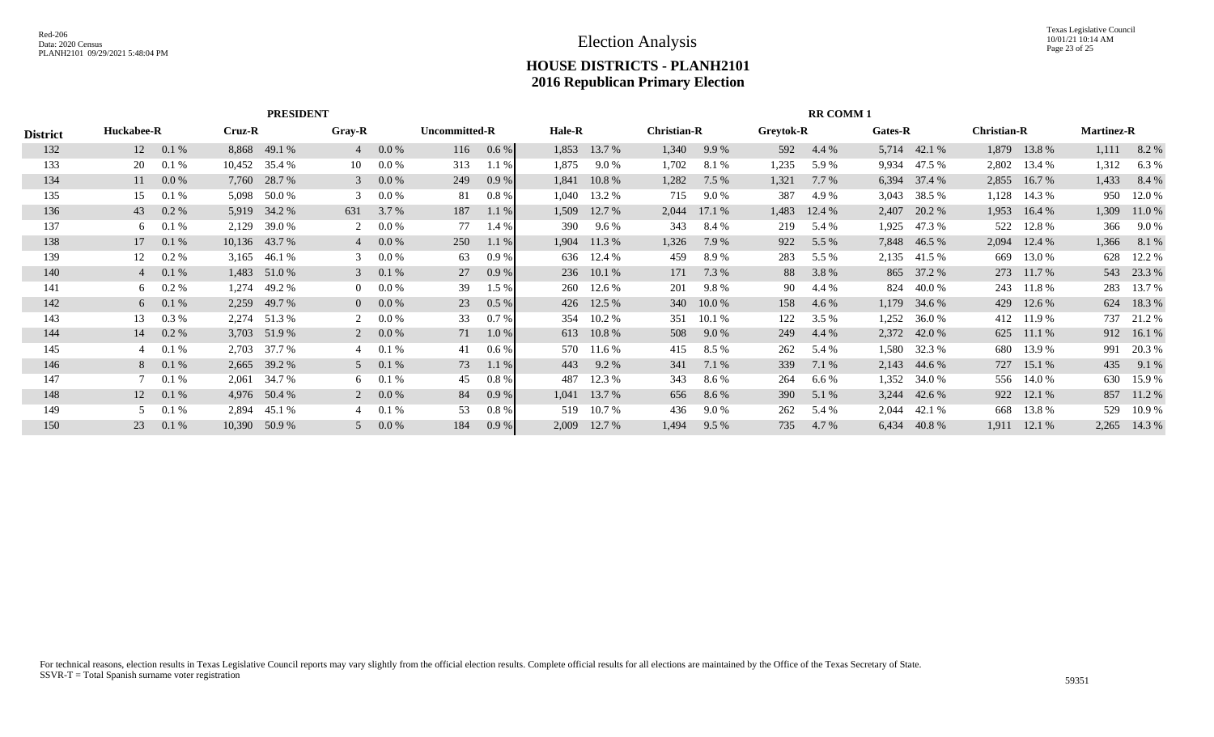# Election Analysis

## HOUSE DISTRICTS - PLANH2101
## 2016 Republican Primary Election

| District | PRESIDENT | | | | | | | | RR COMM 1 | | | | | | | | | | | |
|---|---|---|---|---|---|---|---|---|---|---|---|---|---|---|---|---|---|---|---|---|
| | Huckabee-R | | Cruz-R | | Gray-R | | Uncommitted-R | | Hale-R | | Christian-R | | Greytok-R | | Gates-R | | Christian-R | | Martinez-R | |
| 132 | 12 | 0.1 % | 8,868 | 49.1 % | 4 | 0.0 % | 116 | 0.6 % | 1,853 | 13.7 % | 1,340 | 9.9 % | 592 | 4.4 % | 5,714 | 42.1 % | 1,879 | 13.8 % | 1,111 | 8.2 % |
| 133 | 20 | 0.1 % | 10,452 | 35.4 % | 10 | 0.0 % | 313 | 1.1 % | 1,875 | 9.0 % | 1,702 | 8.1 % | 1,235 | 5.9 % | 9,934 | 47.5 % | 2,802 | 13.4 % | 1,312 | 6.3 % |
| 134 | 11 | 0.0 % | 7,760 | 28.7 % | 3 | 0.0 % | 249 | 0.9 % | 1,841 | 10.8 % | 1,282 | 7.5 % | 1,321 | 7.7 % | 6,394 | 37.4 % | 2,855 | 16.7 % | 1,433 | 8.4 % |
| 135 | 15 | 0.1 % | 5,098 | 50.0 % | 3 | 0.0 % | 81 | 0.8 % | 1,040 | 13.2 % | 715 | 9.0 % | 387 | 4.9 % | 3,043 | 38.5 % | 1,128 | 14.3 % | 950 | 12.0 % |
| 136 | 43 | 0.2 % | 5,919 | 34.2 % | 631 | 3.7 % | 187 | 1.1 % | 1,509 | 12.7 % | 2,044 | 17.1 % | 1,483 | 12.4 % | 2,407 | 20.2 % | 1,953 | 16.4 % | 1,309 | 11.0 % |
| 137 | 6 | 0.1 % | 2,129 | 39.0 % | 2 | 0.0 % | 77 | 1.4 % | 390 | 9.6 % | 343 | 8.4 % | 219 | 5.4 % | 1,925 | 47.3 % | 522 | 12.8 % | 366 | 9.0 % |
| 138 | 17 | 0.1 % | 10,136 | 43.7 % | 4 | 0.0 % | 250 | 1.1 % | 1,904 | 11.3 % | 1,326 | 7.9 % | 922 | 5.5 % | 7,848 | 46.5 % | 2,094 | 12.4 % | 1,366 | 8.1 % |
| 139 | 12 | 0.2 % | 3,165 | 46.1 % | 3 | 0.0 % | 63 | 0.9 % | 636 | 12.4 % | 459 | 8.9 % | 283 | 5.5 % | 2,135 | 41.5 % | 669 | 13.0 % | 628 | 12.2 % |
| 140 | 4 | 0.1 % | 1,483 | 51.0 % | 3 | 0.1 % | 27 | 0.9 % | 236 | 10.1 % | 171 | 7.3 % | 88 | 3.8 % | 865 | 37.2 % | 273 | 11.7 % | 543 | 23.3 % |
| 141 | 6 | 0.2 % | 1,274 | 49.2 % | 0 | 0.0 % | 39 | 1.5 % | 260 | 12.6 % | 201 | 9.8 % | 90 | 4.4 % | 824 | 40.0 % | 243 | 11.8 % | 283 | 13.7 % |
| 142 | 6 | 0.1 % | 2,259 | 49.7 % | 0 | 0.0 % | 23 | 0.5 % | 426 | 12.5 % | 340 | 10.0 % | 158 | 4.6 % | 1,179 | 34.6 % | 429 | 12.6 % | 624 | 18.3 % |
| 143 | 13 | 0.3 % | 2,274 | 51.3 % | 2 | 0.0 % | 33 | 0.7 % | 354 | 10.2 % | 351 | 10.1 % | 122 | 3.5 % | 1,252 | 36.0 % | 412 | 11.9 % | 737 | 21.2 % |
| 144 | 14 | 0.2 % | 3,703 | 51.9 % | 2 | 0.0 % | 71 | 1.0 % | 613 | 10.8 % | 508 | 9.0 % | 249 | 4.4 % | 2,372 | 42.0 % | 625 | 11.1 % | 912 | 16.1 % |
| 145 | 4 | 0.1 % | 2,703 | 37.7 % | 4 | 0.1 % | 41 | 0.6 % | 570 | 11.6 % | 415 | 8.5 % | 262 | 5.4 % | 1,580 | 32.3 % | 680 | 13.9 % | 991 | 20.3 % |
| 146 | 8 | 0.1 % | 2,665 | 39.2 % | 5 | 0.1 % | 73 | 1.1 % | 443 | 9.2 % | 341 | 7.1 % | 339 | 7.1 % | 2,143 | 44.6 % | 727 | 15.1 % | 435 | 9.1 % |
| 147 | 7 | 0.1 % | 2,061 | 34.7 % | 6 | 0.1 % | 45 | 0.8 % | 487 | 12.3 % | 343 | 8.6 % | 264 | 6.6 % | 1,352 | 34.0 % | 556 | 14.0 % | 630 | 15.9 % |
| 148 | 12 | 0.1 % | 4,976 | 50.4 % | 2 | 0.0 % | 84 | 0.9 % | 1,041 | 13.7 % | 656 | 8.6 % | 390 | 5.1 % | 3,244 | 42.6 % | 922 | 12.1 % | 857 | 11.2 % |
| 149 | 5 | 0.1 % | 2,894 | 45.1 % | 4 | 0.1 % | 53 | 0.8 % | 519 | 10.7 % | 436 | 9.0 % | 262 | 5.4 % | 2,044 | 42.1 % | 668 | 13.8 % | 529 | 10.9 % |
| 150 | 23 | 0.1 % | 10,390 | 50.9 % | 5 | 0.0 % | 184 | 0.9 % | 2,009 | 12.7 % | 1,494 | 9.5 % | 735 | 4.7 % | 6,434 | 40.8 % | 1,911 | 12.1 % | 2,265 | 14.3 % |

For technical reasons, election results in Texas Legislative Council reports may vary slightly from the official election results. Complete official results for all elections are maintained by the Office of the Texas Secretary of State.
SSVR-T = Total Spanish surname voter registration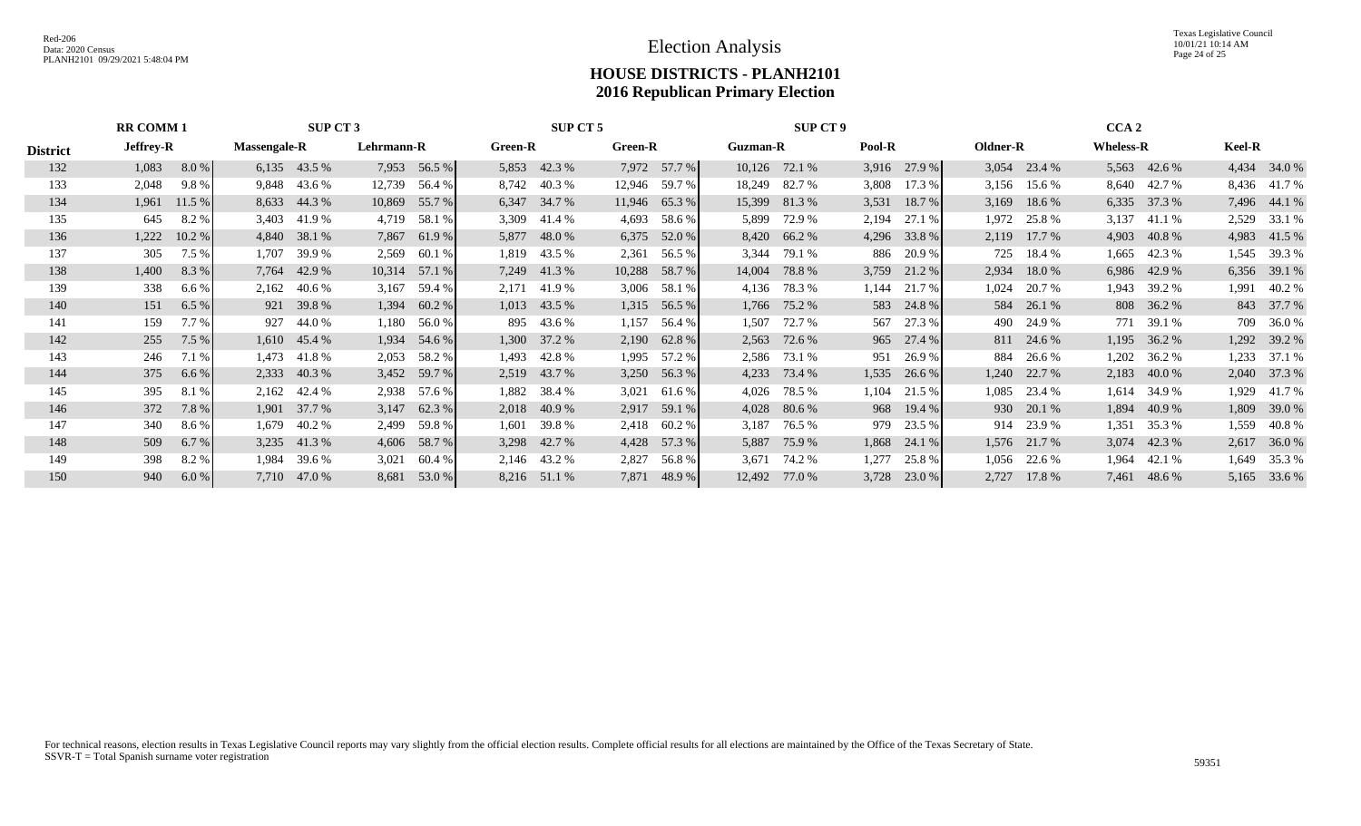# Election Analysis

## HOUSE DISTRICTS - PLANH2101
## 2016 Republican Primary Election

| District | RR COMM 1 | | SUP CT 3 | | | | SUP CT 5 | | | | SUP CT 9 | | | | CCA 2 | | | | | |
|---|---|---|---|---|---|---|---|---|---|---|---|---|---|---|---|---|---|---|---|---|
| | Jeffrey-R | | Massengale-R | | Lehrmann-R | | Green-R | | Green-R | | Guzman-R | | Pool-R | | Oldner-R | | Wheless-R | | Keel-R | |
| 132 | 1,083 | 8.0 % | 6,135 | 43.5 % | 7,953 | 56.5 % | 5,853 | 42.3 % | 7,972 | 57.7 % | 10,126 | 72.1 % | 3,916 | 27.9 % | 3,054 | 23.4 % | 5,563 | 42.6 % | 4,434 | 34.0 % |
| 133 | 2,048 | 9.8 % | 9,848 | 43.6 % | 12,739 | 56.4 % | 8,742 | 40.3 % | 12,946 | 59.7 % | 18,249 | 82.7 % | 3,808 | 17.3 % | 3,156 | 15.6 % | 8,640 | 42.7 % | 8,436 | 41.7 % |
| 134 | 1,961 | 11.5 % | 8,633 | 44.3 % | 10,869 | 55.7 % | 6,347 | 34.7 % | 11,946 | 65.3 % | 15,399 | 81.3 % | 3,531 | 18.7 % | 3,169 | 18.6 % | 6,335 | 37.3 % | 7,496 | 44.1 % |
| 135 | 645 | 8.2 % | 3,403 | 41.9 % | 4,719 | 58.1 % | 3,309 | 41.4 % | 4,693 | 58.6 % | 5,899 | 72.9 % | 2,194 | 27.1 % | 1,972 | 25.8 % | 3,137 | 41.1 % | 2,529 | 33.1 % |
| 136 | 1,222 | 10.2 % | 4,840 | 38.1 % | 7,867 | 61.9 % | 5,877 | 48.0 % | 6,375 | 52.0 % | 8,420 | 66.2 % | 4,296 | 33.8 % | 2,119 | 17.7 % | 4,903 | 40.8 % | 4,983 | 41.5 % |
| 137 | 305 | 7.5 % | 1,707 | 39.9 % | 2,569 | 60.1 % | 1,819 | 43.5 % | 2,361 | 56.5 % | 3,344 | 79.1 % | 886 | 20.9 % | 725 | 18.4 % | 1,665 | 42.3 % | 1,545 | 39.3 % |
| 138 | 1,400 | 8.3 % | 7,764 | 42.9 % | 10,314 | 57.1 % | 7,249 | 41.3 % | 10,288 | 58.7 % | 14,004 | 78.8 % | 3,759 | 21.2 % | 2,934 | 18.0 % | 6,986 | 42.9 % | 6,356 | 39.1 % |
| 139 | 338 | 6.6 % | 2,162 | 40.6 % | 3,167 | 59.4 % | 2,171 | 41.9 % | 3,006 | 58.1 % | 4,136 | 78.3 % | 1,144 | 21.7 % | 1,024 | 20.7 % | 1,943 | 39.2 % | 1,991 | 40.2 % |
| 140 | 151 | 6.5 % | 921 | 39.8 % | 1,394 | 60.2 % | 1,013 | 43.5 % | 1,315 | 56.5 % | 1,766 | 75.2 % | 583 | 24.8 % | 584 | 26.1 % | 808 | 36.2 % | 843 | 37.7 % |
| 141 | 159 | 7.7 % | 927 | 44.0 % | 1,180 | 56.0 % | 895 | 43.6 % | 1,157 | 56.4 % | 1,507 | 72.7 % | 567 | 27.3 % | 490 | 24.9 % | 771 | 39.1 % | 709 | 36.0 % |
| 142 | 255 | 7.5 % | 1,610 | 45.4 % | 1,934 | 54.6 % | 1,300 | 37.2 % | 2,190 | 62.8 % | 2,563 | 72.6 % | 965 | 27.4 % | 811 | 24.6 % | 1,195 | 36.2 % | 1,292 | 39.2 % |
| 143 | 246 | 7.1 % | 1,473 | 41.8 % | 2,053 | 58.2 % | 1,493 | 42.8 % | 1,995 | 57.2 % | 2,586 | 73.1 % | 951 | 26.9 % | 884 | 26.6 % | 1,202 | 36.2 % | 1,233 | 37.1 % |
| 144 | 375 | 6.6 % | 2,333 | 40.3 % | 3,452 | 59.7 % | 2,519 | 43.7 % | 3,250 | 56.3 % | 4,233 | 73.4 % | 1,535 | 26.6 % | 1,240 | 22.7 % | 2,183 | 40.0 % | 2,040 | 37.3 % |
| 145 | 395 | 8.1 % | 2,162 | 42.4 % | 2,938 | 57.6 % | 1,882 | 38.4 % | 3,021 | 61.6 % | 4,026 | 78.5 % | 1,104 | 21.5 % | 1,085 | 23.4 % | 1,614 | 34.9 % | 1,929 | 41.7 % |
| 146 | 372 | 7.8 % | 1,901 | 37.7 % | 3,147 | 62.3 % | 2,018 | 40.9 % | 2,917 | 59.1 % | 4,028 | 80.6 % | 968 | 19.4 % | 930 | 20.1 % | 1,894 | 40.9 % | 1,809 | 39.0 % |
| 147 | 340 | 8.6 % | 1,679 | 40.2 % | 2,499 | 59.8 % | 1,601 | 39.8 % | 2,418 | 60.2 % | 3,187 | 76.5 % | 979 | 23.5 % | 914 | 23.9 % | 1,351 | 35.3 % | 1,559 | 40.8 % |
| 148 | 509 | 6.7 % | 3,235 | 41.3 % | 4,606 | 58.7 % | 3,298 | 42.7 % | 4,428 | 57.3 % | 5,887 | 75.9 % | 1,868 | 24.1 % | 1,576 | 21.7 % | 3,074 | 42.3 % | 2,617 | 36.0 % |
| 149 | 398 | 8.2 % | 1,984 | 39.6 % | 3,021 | 60.4 % | 2,146 | 43.2 % | 2,827 | 56.8 % | 3,671 | 74.2 % | 1,277 | 25.8 % | 1,056 | 22.6 % | 1,964 | 42.1 % | 1,649 | 35.3 % |
| 150 | 940 | 6.0 % | 7,710 | 47.0 % | 8,681 | 53.0 % | 8,216 | 51.1 % | 7,871 | 48.9 % | 12,492 | 77.0 % | 3,728 | 23.0 % | 2,727 | 17.8 % | 7,461 | 48.6 % | 5,165 | 33.6 % |

For technical reasons, election results in Texas Legislative Council reports may vary slightly from the official election results. Complete official results for all elections are maintained by the Office of the Texas Secretary of State.
SSVR-T = Total Spanish surname voter registration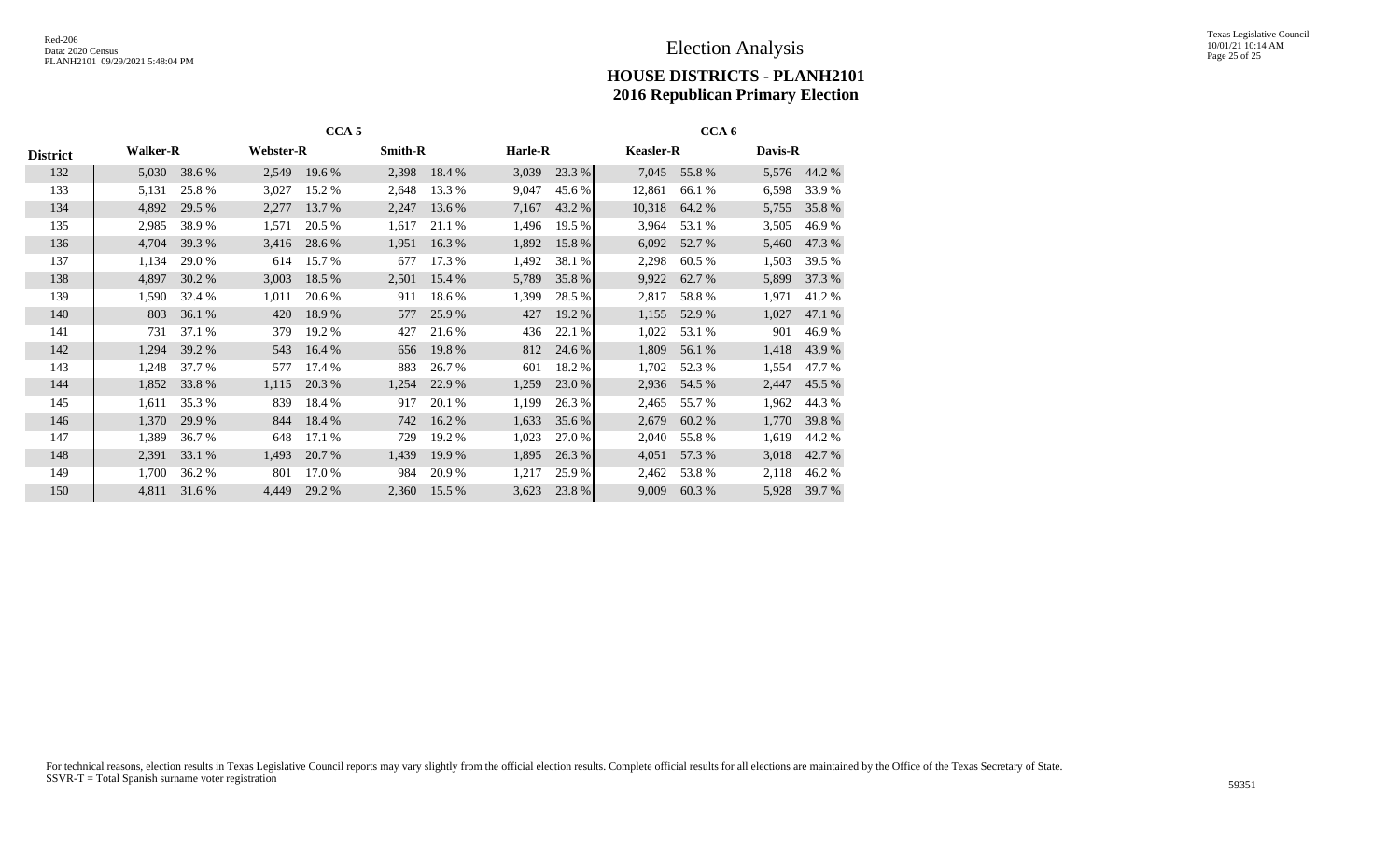# Election Analysis

## HOUSE DISTRICTS - PLANH2101
## 2016 Republican Primary Election

| | CCA 5 | | | | | | | | CCA 6 | | | |
|---|---|---|---|---|---|---|---|---|---|---|---|---|
| **District** | **Walker-R** | | **Webster-R** | | **Smith-R** | | **Harle-R** | | **Keasler-R** | | **Davis-R** | |
| 132 | 5,030 | 38.6 % | 2,549 | 19.6 % | 2,398 | 18.4 % | 3,039 | 23.3 % | 7,045 | 55.8 % | 5,576 | 44.2 % |
| 133 | 5,131 | 25.8 % | 3,027 | 15.2 % | 2,648 | 13.3 % | 9,047 | 45.6 % | 12,861 | 66.1 % | 6,598 | 33.9 % |
| 134 | 4,892 | 29.5 % | 2,277 | 13.7 % | 2,247 | 13.6 % | 7,167 | 43.2 % | 10,318 | 64.2 % | 5,755 | 35.8 % |
| 135 | 2,985 | 38.9 % | 1,571 | 20.5 % | 1,617 | 21.1 % | 1,496 | 19.5 % | 3,964 | 53.1 % | 3,505 | 46.9 % |
| 136 | 4,704 | 39.3 % | 3,416 | 28.6 % | 1,951 | 16.3 % | 1,892 | 15.8 % | 6,092 | 52.7 % | 5,460 | 47.3 % |
| 137 | 1,134 | 29.0 % | 614 | 15.7 % | 677 | 17.3 % | 1,492 | 38.1 % | 2,298 | 60.5 % | 1,503 | 39.5 % |
| 138 | 4,897 | 30.2 % | 3,003 | 18.5 % | 2,501 | 15.4 % | 5,789 | 35.8 % | 9,922 | 62.7 % | 5,899 | 37.3 % |
| 139 | 1,590 | 32.4 % | 1,011 | 20.6 % | 911 | 18.6 % | 1,399 | 28.5 % | 2,817 | 58.8 % | 1,971 | 41.2 % |
| 140 | 803 | 36.1 % | 420 | 18.9 % | 577 | 25.9 % | 427 | 19.2 % | 1,155 | 52.9 % | 1,027 | 47.1 % |
| 141 | 731 | 37.1 % | 379 | 19.2 % | 427 | 21.6 % | 436 | 22.1 % | 1,022 | 53.1 % | 901 | 46.9 % |
| 142 | 1,294 | 39.2 % | 543 | 16.4 % | 656 | 19.8 % | 812 | 24.6 % | 1,809 | 56.1 % | 1,418 | 43.9 % |
| 143 | 1,248 | 37.7 % | 577 | 17.4 % | 883 | 26.7 % | 601 | 18.2 % | 1,702 | 52.3 % | 1,554 | 47.7 % |
| 144 | 1,852 | 33.8 % | 1,115 | 20.3 % | 1,254 | 22.9 % | 1,259 | 23.0 % | 2,936 | 54.5 % | 2,447 | 45.5 % |
| 145 | 1,611 | 35.3 % | 839 | 18.4 % | 917 | 20.1 % | 1,199 | 26.3 % | 2,465 | 55.7 % | 1,962 | 44.3 % |
| 146 | 1,370 | 29.9 % | 844 | 18.4 % | 742 | 16.2 % | 1,633 | 35.6 % | 2,679 | 60.2 % | 1,770 | 39.8 % |
| 147 | 1,389 | 36.7 % | 648 | 17.1 % | 729 | 19.2 % | 1,023 | 27.0 % | 2,040 | 55.8 % | 1,619 | 44.2 % |
| 148 | 2,391 | 33.1 % | 1,493 | 20.7 % | 1,439 | 19.9 % | 1,895 | 26.3 % | 4,051 | 57.3 % | 3,018 | 42.7 % |
| 149 | 1,700 | 36.2 % | 801 | 17.0 % | 984 | 20.9 % | 1,217 | 25.9 % | 2,462 | 53.8 % | 2,118 | 46.2 % |
| 150 | 4,811 | 31.6 % | 4,449 | 29.2 % | 2,360 | 15.5 % | 3,623 | 23.8 % | 9,009 | 60.3 % | 5,928 | 39.7 % |

For technical reasons, election results in Texas Legislative Council reports may vary slightly from the official election results. Complete official results for all elections are maintained by the Office of the Texas Secretary of State.
SSVR-T = Total Spanish surname voter registration